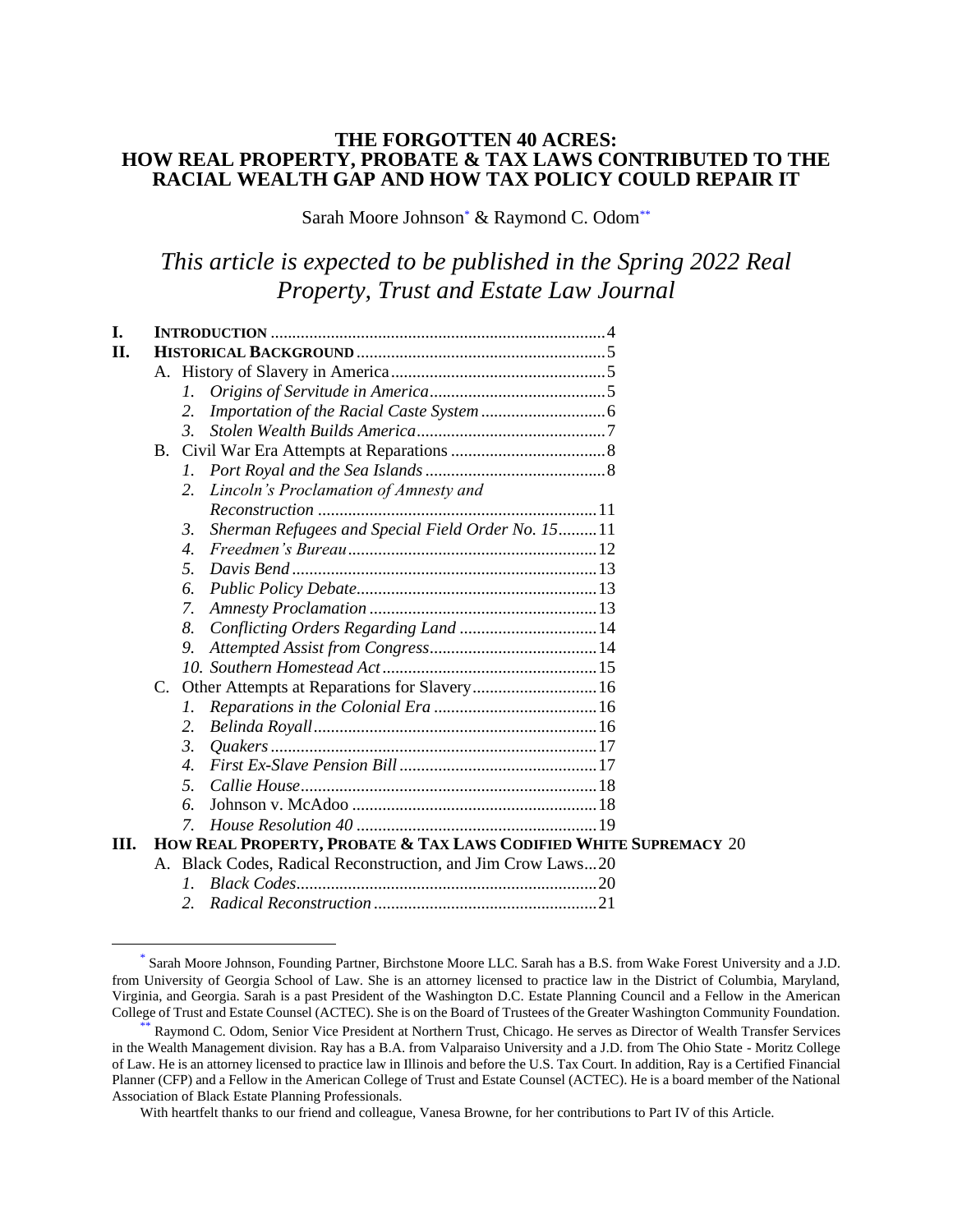# THE FORGOTTEN 40 ACRES: HOW REAL PROPERTY, PROBATE & TAX LAWS CONTRIBUTED TO THE RACIAL WEALTH GAP AND HOW TAX POLICY COULD REPAIR IT

Sarah Moore Johnson[*] & Raymond C. Odom[**]

*This article is expected to be published in the Spring 2022 Real Property, Trust and Estate Law Journal*

- I. **INTRODUCTION** .......... 4
- II. **HISTORICAL BACKGROUND** .......... 5
  - A. History of Slavery in America .......... 5
    - 1. *Origins of Servitude in America* .......... 5
    - 2. *Importation of the Racial Caste System* .......... 6
    - 3. *Stolen Wealth Builds America* .......... 7
  - B. Civil War Era Attempts at Reparations .......... 8
    - 1. *Port Royal and the Sea Islands* .......... 8
    - 2. *Lincoln's Proclamation of Amnesty and Reconstruction* .......... 11
    - 3. *Sherman Refugees and Special Field Order No. 15* .......... 11
    - 4. *Freedmen's Bureau* .......... 12
    - 5. *Davis Bend* .......... 13
    - 6. *Public Policy Debate* .......... 13
    - 7. *Amnesty Proclamation* .......... 13
    - 8. *Conflicting Orders Regarding Land* .......... 14
    - 9. *Attempted Assist from Congress* .......... 14
    - 10. *Southern Homestead Act* .......... 15
  - C. Other Attempts at Reparations for Slavery .......... 16
    - 1. *Reparations in the Colonial Era* .......... 16
    - 2. *Belinda Royall* .......... 16
    - 3. *Quakers* .......... 17
    - 4. *First Ex-Slave Pension Bill* .......... 17
    - 5. *Callie House* .......... 18
    - 6. Johnson v. McAdoo .......... 18
    - 7. *House Resolution 40* .......... 19
- III. **HOW REAL PROPERTY, PROBATE & TAX LAWS CODIFIED WHITE SUPREMACY** 20
  - A. Black Codes, Radical Reconstruction, and Jim Crow Laws .......... 20
    - 1. *Black Codes* .......... 20
    - 2. *Radical Reconstruction* .......... 21

---

[*] Sarah Moore Johnson, Founding Partner, Birchstone Moore LLC. Sarah has a B.S. from Wake Forest University and a J.D. from University of Georgia School of Law. She is an attorney licensed to practice law in the District of Columbia, Maryland, Virginia, and Georgia. Sarah is a past President of the Washington D.C. Estate Planning Council and a Fellow in the American College of Trust and Estate Counsel (ACTEC). She is on the Board of Trustees of the Greater Washington Community Foundation.

[**] Raymond C. Odom, Senior Vice President at Northern Trust, Chicago. He serves as Director of Wealth Transfer Services in the Wealth Management division. Ray has a B.A. from Valparaiso University and a J.D. from The Ohio State - Moritz College of Law. He is an attorney licensed to practice law in Illinois and before the U.S. Tax Court. In addition, Ray is a Certified Financial Planner (CFP) and a Fellow in the American College of Trust and Estate Counsel (ACTEC). He is a board member of the National Association of Black Estate Planning Professionals.

With heartfelt thanks to our friend and colleague, Vanesa Browne, for her contributions to Part IV of this Article.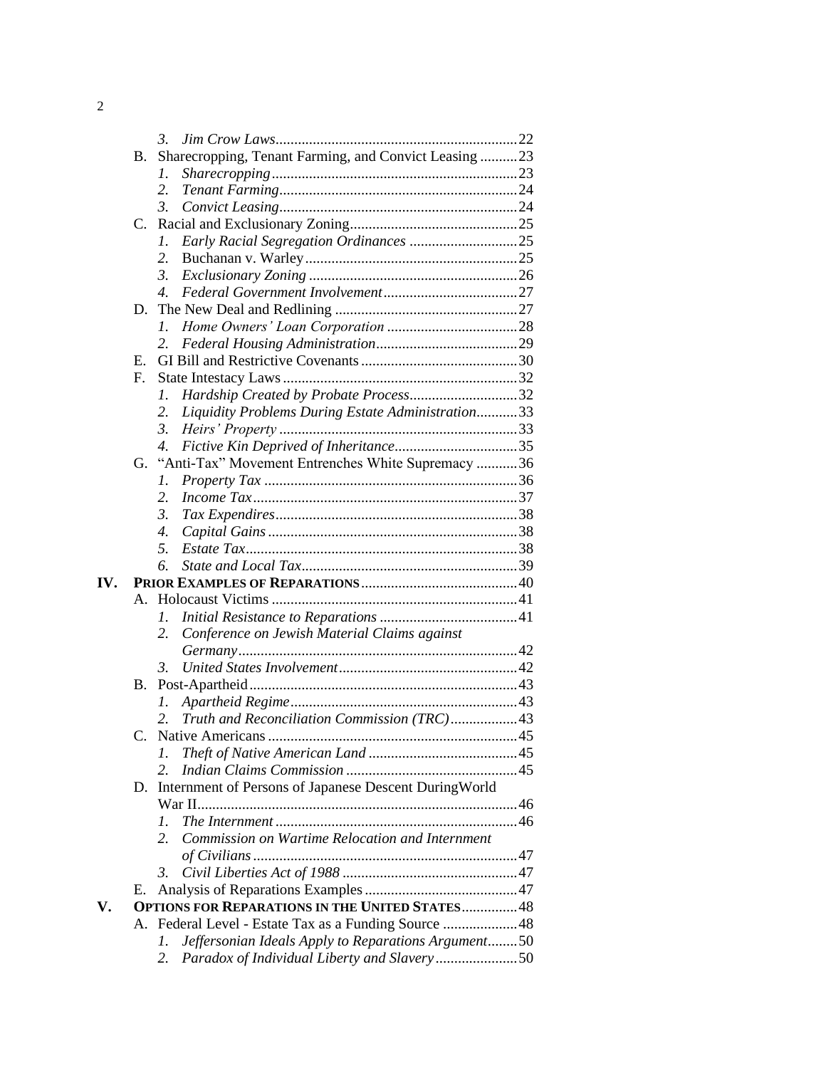3. *Jim Crow Laws* ........ 22

B. Sharecropping, Tenant Farming, and Convict Leasing ........ 23

1. *Sharecropping* ........ 23
2. *Tenant Farming* ........ 24
3. *Convict Leasing* ........ 24

C. Racial and Exclusionary Zoning ........ 25

1. *Early Racial Segregation Ordinances* ........ 25
2. Buchanan v. Warley ........ 25
3. *Exclusionary Zoning* ........ 26
4. *Federal Government Involvement* ........ 27

D. The New Deal and Redlining ........ 27

1. *Home Owners' Loan Corporation* ........ 28
2. *Federal Housing Administration* ........ 29

E. GI Bill and Restrictive Covenants ........ 30

F. State Intestacy Laws ........ 32

1. *Hardship Created by Probate Process* ........ 32
2. *Liquidity Problems During Estate Administration* ........ 33
3. *Heirs' Property* ........ 33
4. *Fictive Kin Deprived of Inheritance* ........ 35

G. "Anti-Tax" Movement Entrenches White Supremacy ........ 36

1. *Property Tax* ........ 36
2. *Income Tax* ........ 37
3. *Tax Expendires* ........ 38
4. *Capital Gains* ........ 38
5. *Estate Tax* ........ 38
6. *State and Local Tax* ........ 39

**IV. PRIOR EXAMPLES OF REPARATIONS** ........ 40

A. Holocaust Victims ........ 41

1. *Initial Resistance to Reparations* ........ 41
2. *Conference on Jewish Material Claims against Germany* ........ 42
3. *United States Involvement* ........ 42

B. Post-Apartheid ........ 43

1. *Apartheid Regime* ........ 43
2. *Truth and Reconciliation Commission (TRC)* ........ 43

C. Native Americans ........ 45

1. *Theft of Native American Land* ........ 45
2. *Indian Claims Commission* ........ 45

D. Internment of Persons of Japanese Descent DuringWorld War II ........ 46

1. *The Internment* ........ 46
2. *Commission on Wartime Relocation and Internment of Civilians* ........ 47
3. *Civil Liberties Act of 1988* ........ 47

E. Analysis of Reparations Examples ........ 47

**V. OPTIONS FOR REPARATIONS IN THE UNITED STATES** ........ 48

A. Federal Level - Estate Tax as a Funding Source ........ 48

1. *Jeffersonian Ideals Apply to Reparations Argument* ........ 50
2. *Paradox of Individual Liberty and Slavery* ........ 50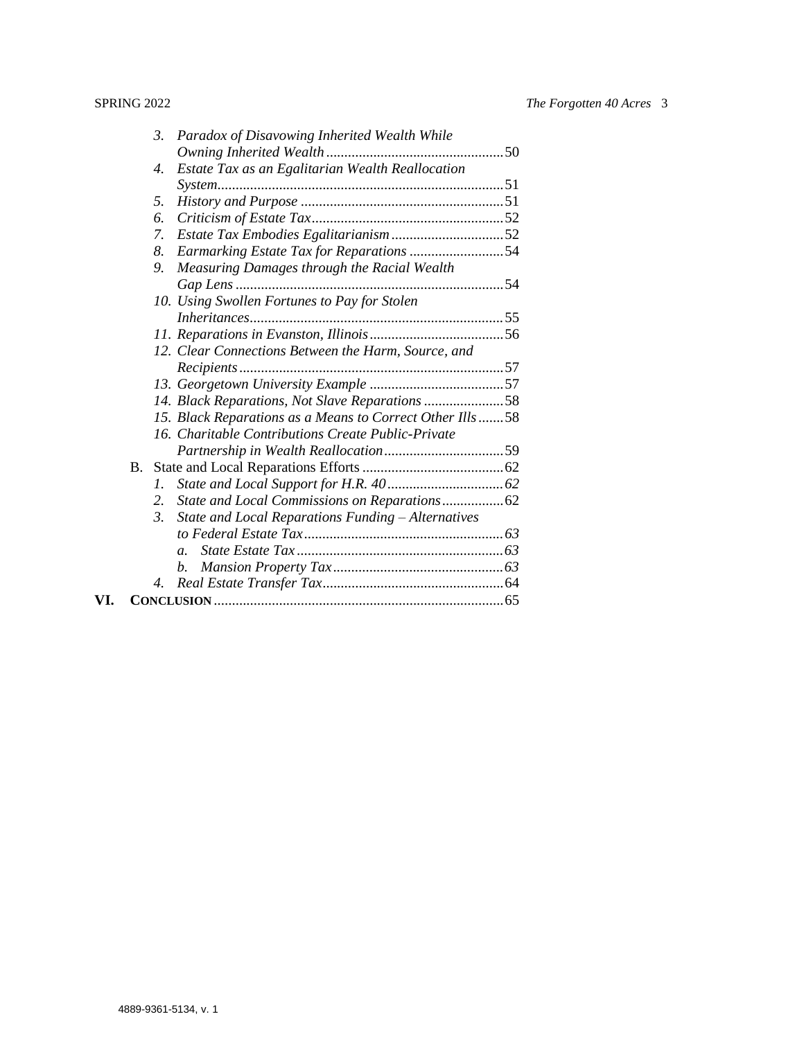- 3. *Paradox of Disavowing Inherited Wealth While Owning Inherited Wealth* ....................................................50
- 4. *Estate Tax as an Egalitarian Wealth Reallocation System*.....................................................................51
- 5. *History and Purpose* ........................................................51
- 6. *Criticism of Estate Tax*.....................................................52
- 7. *Estate Tax Embodies Egalitarianism*...............................52
- 8. *Earmarking Estate Tax for Reparations* ..........................54
- 9. *Measuring Damages through the Racial Wealth Gap Lens* .........................................................................54
- 10. *Using Swollen Fortunes to Pay for Stolen Inheritances*.....................................................................55
- 11. *Reparations in Evanston, Illinois*.....................................56
- 12. *Clear Connections Between the Harm, Source, and Recipients*........................................................................57
- 13. *Georgetown University Example* .....................................57
- 14. *Black Reparations, Not Slave Reparations* ......................58
- 15. *Black Reparations as a Means to Correct Other Ills* .......58
- 16. *Charitable Contributions Create Public-Private Partnership in Wealth Reallocation*.................................59

B. State and Local Reparations Efforts .......................................62
- 1. *State and Local Support for H.R. 40* ................................*62*
- 2. *State and Local Commissions on Reparations*.................62
- 3. *State and Local Reparations Funding – Alternatives to Federal Estate Tax*.......................................................*63*
  - a. *State Estate Tax* .........................................................*63*
  - b. *Mansion Property Tax*...............................................*63*
- 4. *Real Estate Transfer Tax*..................................................64

VI. **CONCLUSION** ...............................................................................65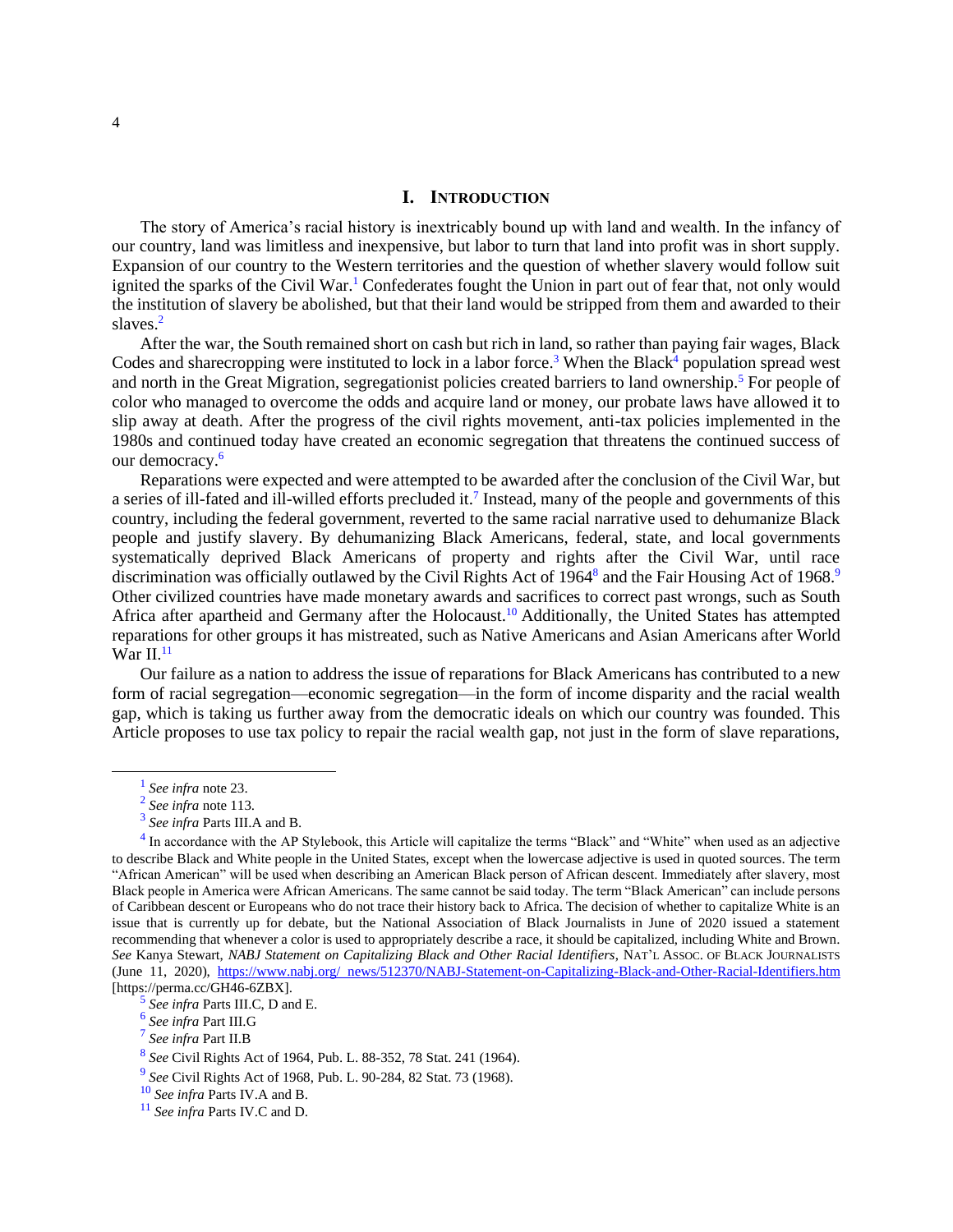## I. Introduction

The story of America's racial history is inextricably bound up with land and wealth. In the infancy of our country, land was limitless and inexpensive, but labor to turn that land into profit was in short supply. Expansion of our country to the Western territories and the question of whether slavery would follow suit ignited the sparks of the Civil War.[1] Confederates fought the Union in part out of fear that, not only would the institution of slavery be abolished, but that their land would be stripped from them and awarded to their slaves.[2]

After the war, the South remained short on cash but rich in land, so rather than paying fair wages, Black Codes and sharecropping were instituted to lock in a labor force.[3] When the Black[4] population spread west and north in the Great Migration, segregationist policies created barriers to land ownership.[5] For people of color who managed to overcome the odds and acquire land or money, our probate laws have allowed it to slip away at death. After the progress of the civil rights movement, anti-tax policies implemented in the 1980s and continued today have created an economic segregation that threatens the continued success of our democracy.[6]

Reparations were expected and were attempted to be awarded after the conclusion of the Civil War, but a series of ill-fated and ill-willed efforts precluded it.[7] Instead, many of the people and governments of this country, including the federal government, reverted to the same racial narrative used to dehumanize Black people and justify slavery. By dehumanizing Black Americans, federal, state, and local governments systematically deprived Black Americans of property and rights after the Civil War, until race discrimination was officially outlawed by the Civil Rights Act of 1964[8] and the Fair Housing Act of 1968.[9] Other civilized countries have made monetary awards and sacrifices to correct past wrongs, such as South Africa after apartheid and Germany after the Holocaust.[10] Additionally, the United States has attempted reparations for other groups it has mistreated, such as Native Americans and Asian Americans after World War II.[11]

Our failure as a nation to address the issue of reparations for Black Americans has contributed to a new form of racial segregation—economic segregation—in the form of income disparity and the racial wealth gap, which is taking us further away from the democratic ideals on which our country was founded. This Article proposes to use tax policy to repair the racial wealth gap, not just in the form of slave reparations,

---

[1] *See infra* note 23.

[2] *See infra* note 113.

[3] *See infra* Parts III.A and B.

[4] In accordance with the AP Stylebook, this Article will capitalize the terms "Black" and "White" when used as an adjective to describe Black and White people in the United States, except when the lowercase adjective is used in quoted sources. The term "African American" will be used when describing an American Black person of African descent. Immediately after slavery, most Black people in America were African Americans. The same cannot be said today. The term "Black American" can include persons of Caribbean descent or Europeans who do not trace their history back to Africa. The decision of whether to capitalize White is an issue that is currently up for debate, but the National Association of Black Journalists in June of 2020 issued a statement recommending that whenever a color is used to appropriately describe a race, it should be capitalized, including White and Brown. *See* Kanya Stewart, *NABJ Statement on Capitalizing Black and Other Racial Identifiers*, NAT'L ASSOC. OF BLACK JOURNALISTS (June 11, 2020), https://www.nabj.org/ news/512370/NABJ-Statement-on-Capitalizing-Black-and-Other-Racial-Identifiers.htm [https://perma.cc/GH46-6ZBX].

[5] *See infra* Parts III.C, D and E.

[6] *See infra* Part III.G

[7] *See infra* Part II.B

[8] *See* Civil Rights Act of 1964, Pub. L. 88-352, 78 Stat. 241 (1964).

[9] *See* Civil Rights Act of 1968, Pub. L. 90-284, 82 Stat. 73 (1968).

[10] *See infra* Parts IV.A and B.

[11] *See infra* Parts IV.C and D.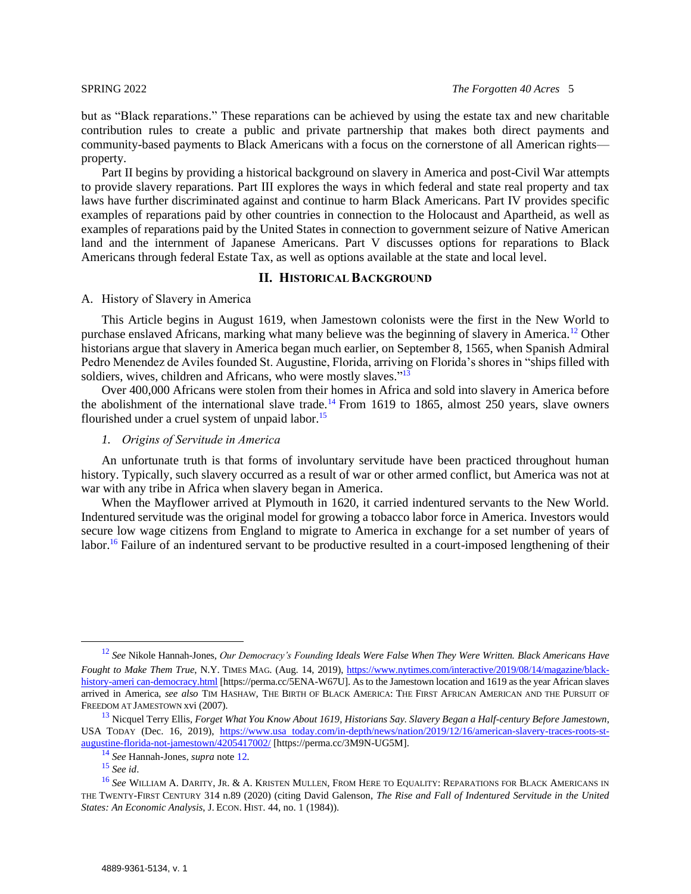but as "Black reparations." These reparations can be achieved by using the estate tax and new charitable contribution rules to create a public and private partnership that makes both direct payments and community-based payments to Black Americans with a focus on the cornerstone of all American rights—property.

Part II begins by providing a historical background on slavery in America and post-Civil War attempts to provide slavery reparations. Part III explores the ways in which federal and state real property and tax laws have further discriminated against and continue to harm Black Americans. Part IV provides specific examples of reparations paid by other countries in connection to the Holocaust and Apartheid, as well as examples of reparations paid by the United States in connection to government seizure of Native American land and the internment of Japanese Americans. Part V discusses options for reparations to Black Americans through federal Estate Tax, as well as options available at the state and local level.

## II. Historical Background

### A. History of Slavery in America

This Article begins in August 1619, when Jamestown colonists were the first in the New World to purchase enslaved Africans, marking what many believe was the beginning of slavery in America.[12] Other historians argue that slavery in America began much earlier, on September 8, 1565, when Spanish Admiral Pedro Menendez de Aviles founded St. Augustine, Florida, arriving on Florida's shores in "ships filled with soldiers, wives, children and Africans, who were mostly slaves."[13]

Over 400,000 Africans were stolen from their homes in Africa and sold into slavery in America before the abolishment of the international slave trade.[14] From 1619 to 1865, almost 250 years, slave owners flourished under a cruel system of unpaid labor.[15]

#### 1. *Origins of Servitude in America*

An unfortunate truth is that forms of involuntary servitude have been practiced throughout human history. Typically, such slavery occurred as a result of war or other armed conflict, but America was not at war with any tribe in Africa when slavery began in America.

When the Mayflower arrived at Plymouth in 1620, it carried indentured servants to the New World. Indentured servitude was the original model for growing a tobacco labor force in America. Investors would secure low wage citizens from England to migrate to America in exchange for a set number of years of labor.[16] Failure of an indentured servant to be productive resulted in a court-imposed lengthening of their

---

[12] *See* Nikole Hannah-Jones, *Our Democracy's Founding Ideals Were False When They Were Written. Black Americans Have Fought to Make Them True*, N.Y. TIMES MAG. (Aug. 14, 2019), https://www.nytimes.com/interactive/2019/08/14/magazine/black-history-ameri can-democracy.html [https://perma.cc/5ENA-W67U]. As to the Jamestown location and 1619 as the year African slaves arrived in America, *see also* TIM HASHAW, THE BIRTH OF BLACK AMERICA: THE FIRST AFRICAN AMERICAN AND THE PURSUIT OF FREEDOM AT JAMESTOWN xvi (2007).

[13] Nicquel Terry Ellis, *Forget What You Know About 1619, Historians Say. Slavery Began a Half-century Before Jamestown*, USA TODAY (Dec. 16, 2019), https://www.usa today.com/in-depth/news/nation/2019/12/16/american-slavery-traces-roots-st-augustine-florida-not-jamestown/4205417002/ [https://perma.cc/3M9N-UG5M].

[14] *See* Hannah-Jones, *supra* note 12.

[15] *See id*.

[16] *See* WILLIAM A. DARITY, JR. & A. KRISTEN MULLEN, FROM HERE TO EQUALITY: REPARATIONS FOR BLACK AMERICANS IN THE TWENTY-FIRST CENTURY 314 n.89 (2020) (citing David Galenson, *The Rise and Fall of Indentured Servitude in the United States: An Economic Analysis*, J. ECON. HIST. 44, no. 1 (1984)).

4889-9361-5134, v. 1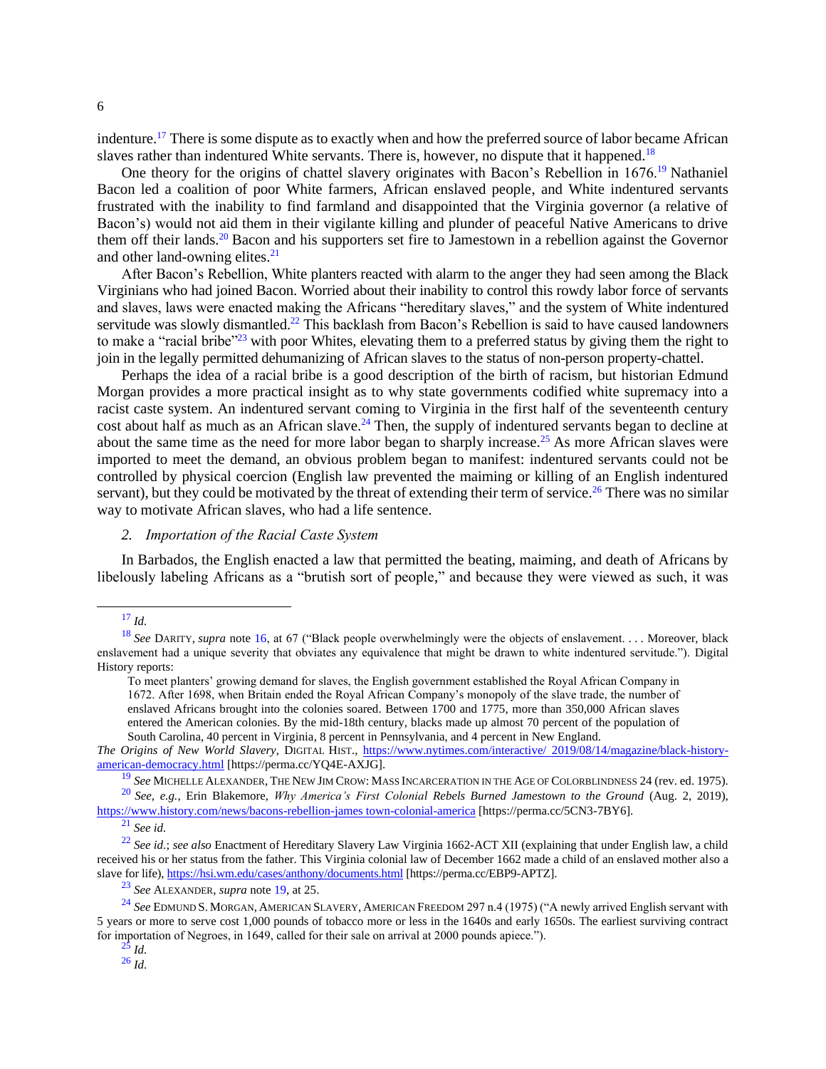indenture.[17] There is some dispute as to exactly when and how the preferred source of labor became African slaves rather than indentured White servants. There is, however, no dispute that it happened.[18]

One theory for the origins of chattel slavery originates with Bacon's Rebellion in 1676.[19] Nathaniel Bacon led a coalition of poor White farmers, African enslaved people, and White indentured servants frustrated with the inability to find farmland and disappointed that the Virginia governor (a relative of Bacon's) would not aid them in their vigilante killing and plunder of peaceful Native Americans to drive them off their lands.[20] Bacon and his supporters set fire to Jamestown in a rebellion against the Governor and other land-owning elites.[21]

After Bacon's Rebellion, White planters reacted with alarm to the anger they had seen among the Black Virginians who had joined Bacon. Worried about their inability to control this rowdy labor force of servants and slaves, laws were enacted making the Africans "hereditary slaves," and the system of White indentured servitude was slowly dismantled.[22] This backlash from Bacon's Rebellion is said to have caused landowners to make a "racial bribe"[23] with poor Whites, elevating them to a preferred status by giving them the right to join in the legally permitted dehumanizing of African slaves to the status of non-person property-chattel.

Perhaps the idea of a racial bribe is a good description of the birth of racism, but historian Edmund Morgan provides a more practical insight as to why state governments codified white supremacy into a racist caste system. An indentured servant coming to Virginia in the first half of the seventeenth century cost about half as much as an African slave.[24] Then, the supply of indentured servants began to decline at about the same time as the need for more labor began to sharply increase.[25] As more African slaves were imported to meet the demand, an obvious problem began to manifest: indentured servants could not be controlled by physical coercion (English law prevented the maiming or killing of an English indentured servant), but they could be motivated by the threat of extending their term of service.[26] There was no similar way to motivate African slaves, who had a life sentence.

### 2. *Importation of the Racial Caste System*

In Barbados, the English enacted a law that permitted the beating, maiming, and death of Africans by libelously labeling Africans as a "brutish sort of people," and because they were viewed as such, it was

---

[17] *Id.*

[18] *See* DARITY, *supra* note 16, at 67 ("Black people overwhelmingly were the objects of enslavement. . . . Moreover, black enslavement had a unique severity that obviates any equivalence that might be drawn to white indentured servitude."). Digital History reports:

> To meet planters' growing demand for slaves, the English government established the Royal African Company in 1672. After 1698, when Britain ended the Royal African Company's monopoly of the slave trade, the number of enslaved Africans brought into the colonies soared. Between 1700 and 1775, more than 350,000 African slaves entered the American colonies. By the mid-18th century, blacks made up almost 70 percent of the population of South Carolina, 40 percent in Virginia, 8 percent in Pennsylvania, and 4 percent in New England.

*The Origins of New World Slavery*, DIGITAL HIST., https://www.nytimes.com/interactive/ 2019/08/14/magazine/black-history-american-democracy.html [https://perma.cc/YQ4E-AXJG].

[19] *See* MICHELLE ALEXANDER, THE NEW JIM CROW: MASS INCARCERATION IN THE AGE OF COLORBLINDNESS 24 (rev. ed. 1975).

[20] *See, e.g.*, Erin Blakemore, *Why America's First Colonial Rebels Burned Jamestown to the Ground* (Aug. 2, 2019), https://www.history.com/news/bacons-rebellion-james town-colonial-america [https://perma.cc/5CN3-7BY6].

[21] *See id.*

[22] *See id.*; *see also* Enactment of Hereditary Slavery Law Virginia 1662-ACT XII (explaining that under English law, a child received his or her status from the father. This Virginia colonial law of December 1662 made a child of an enslaved mother also a slave for life), https://hsi.wm.edu/cases/anthony/documents.html [https://perma.cc/EBP9-APTZ].

[23] *See* ALEXANDER, *supra* note 19, at 25.

[24] *See* EDMUND S. MORGAN, AMERICAN SLAVERY, AMERICAN FREEDOM 297 n.4 (1975) ("A newly arrived English servant with 5 years or more to serve cost 1,000 pounds of tobacco more or less in the 1640s and early 1650s. The earliest surviving contract for importation of Negroes, in 1649, called for their sale on arrival at 2000 pounds apiece.").

[25] *Id.*

[26] *Id.*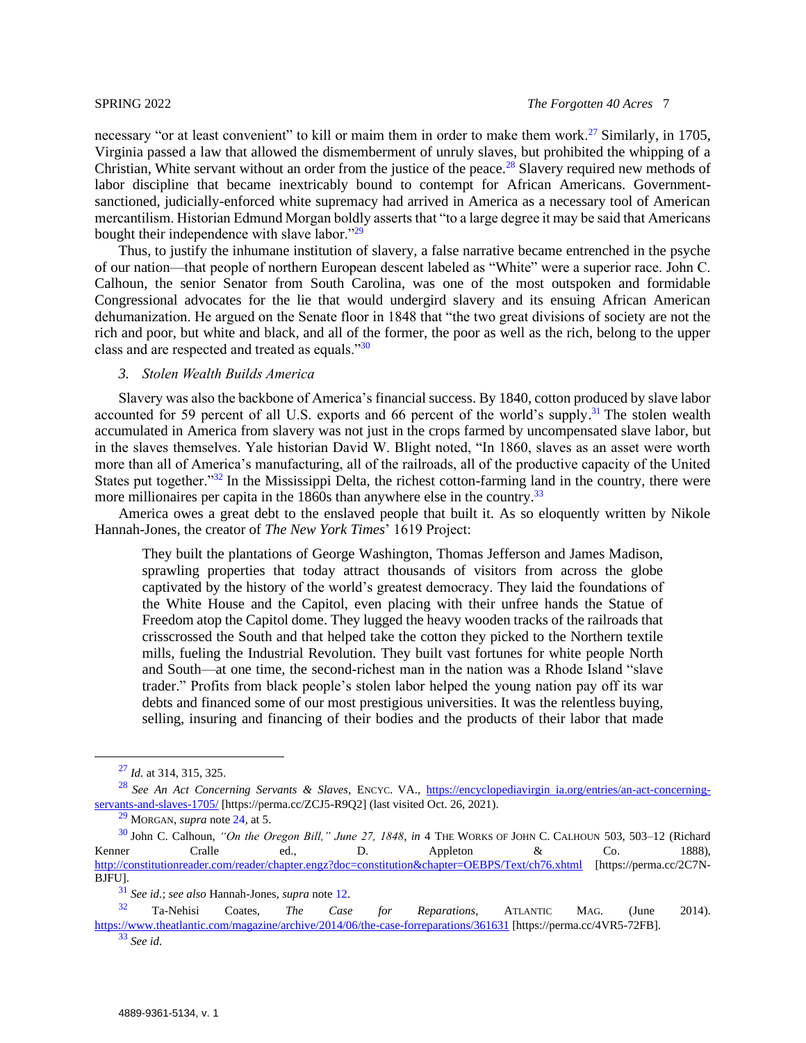necessary "or at least convenient" to kill or maim them in order to make them work.[27] Similarly, in 1705, Virginia passed a law that allowed the dismemberment of unruly slaves, but prohibited the whipping of a Christian, White servant without an order from the justice of the peace.[28] Slavery required new methods of labor discipline that became inextricably bound to contempt for African Americans. Government-sanctioned, judicially-enforced white supremacy had arrived in America as a necessary tool of American mercantilism. Historian Edmund Morgan boldly asserts that "to a large degree it may be said that Americans bought their independence with slave labor."[29]

Thus, to justify the inhumane institution of slavery, a false narrative became entrenched in the psyche of our nation—that people of northern European descent labeled as "White" were a superior race. John C. Calhoun, the senior Senator from South Carolina, was one of the most outspoken and formidable Congressional advocates for the lie that would undergird slavery and its ensuing African American dehumanization. He argued on the Senate floor in 1848 that "the two great divisions of society are not the rich and poor, but white and black, and all of the former, the poor as well as the rich, belong to the upper class and are respected and treated as equals."[30]

### 3. *Stolen Wealth Builds America*

Slavery was also the backbone of America's financial success. By 1840, cotton produced by slave labor accounted for 59 percent of all U.S. exports and 66 percent of the world's supply.[31] The stolen wealth accumulated in America from slavery was not just in the crops farmed by uncompensated slave labor, but in the slaves themselves. Yale historian David W. Blight noted, "In 1860, slaves as an asset were worth more than all of America's manufacturing, all of the railroads, all of the productive capacity of the United States put together."[32] In the Mississippi Delta, the richest cotton-farming land in the country, there were more millionaires per capita in the 1860s than anywhere else in the country.[33]

America owes a great debt to the enslaved people that built it. As so eloquently written by Nikole Hannah-Jones, the creator of *The New York Times*' 1619 Project:

> They built the plantations of George Washington, Thomas Jefferson and James Madison, sprawling properties that today attract thousands of visitors from across the globe captivated by the history of the world's greatest democracy. They laid the foundations of the White House and the Capitol, even placing with their unfree hands the Statue of Freedom atop the Capitol dome. They lugged the heavy wooden tracks of the railroads that crisscrossed the South and that helped take the cotton they picked to the Northern textile mills, fueling the Industrial Revolution. They built vast fortunes for white people North and South—at one time, the second-richest man in the nation was a Rhode Island "slave trader." Profits from black people's stolen labor helped the young nation pay off its war debts and financed some of our most prestigious universities. It was the relentless buying, selling, insuring and financing of their bodies and the products of their labor that made

---

[27] *Id.* at 314, 315, 325.

[28] *See An Act Concerning Servants & Slaves*, ENCYC. VA., https://encyclopediavirgin ia.org/entries/an-act-concerning-servants-and-slaves-1705/ [https://perma.cc/ZCJ5-R9Q2] (last visited Oct. 26, 2021).

[29] MORGAN, *supra* note 24, at 5.

[30] John C. Calhoun, *"On the Oregon Bill," June 27, 1848*, *in* 4 THE WORKS OF JOHN C. CALHOUN 503, 503–12 (Richard Kenner Cralle ed., D. Appleton & Co. 1888), http://constitutionreader.com/reader/chapter.engz?doc=constitution&chapter=OEBPS/Text/ch76.xhtml [https://perma.cc/2C7N-BJFU].

[31] *See id.*; *see also* Hannah-Jones, *supra* note 12.

[32] Ta-Nehisi Coates, *The Case for Reparations*, ATLANTIC MAG. (June 2014). https://www.theatlantic.com/magazine/archive/2014/06/the-case-forreparations/361631 [https://perma.cc/4VR5-72FB].

[33] *See id.*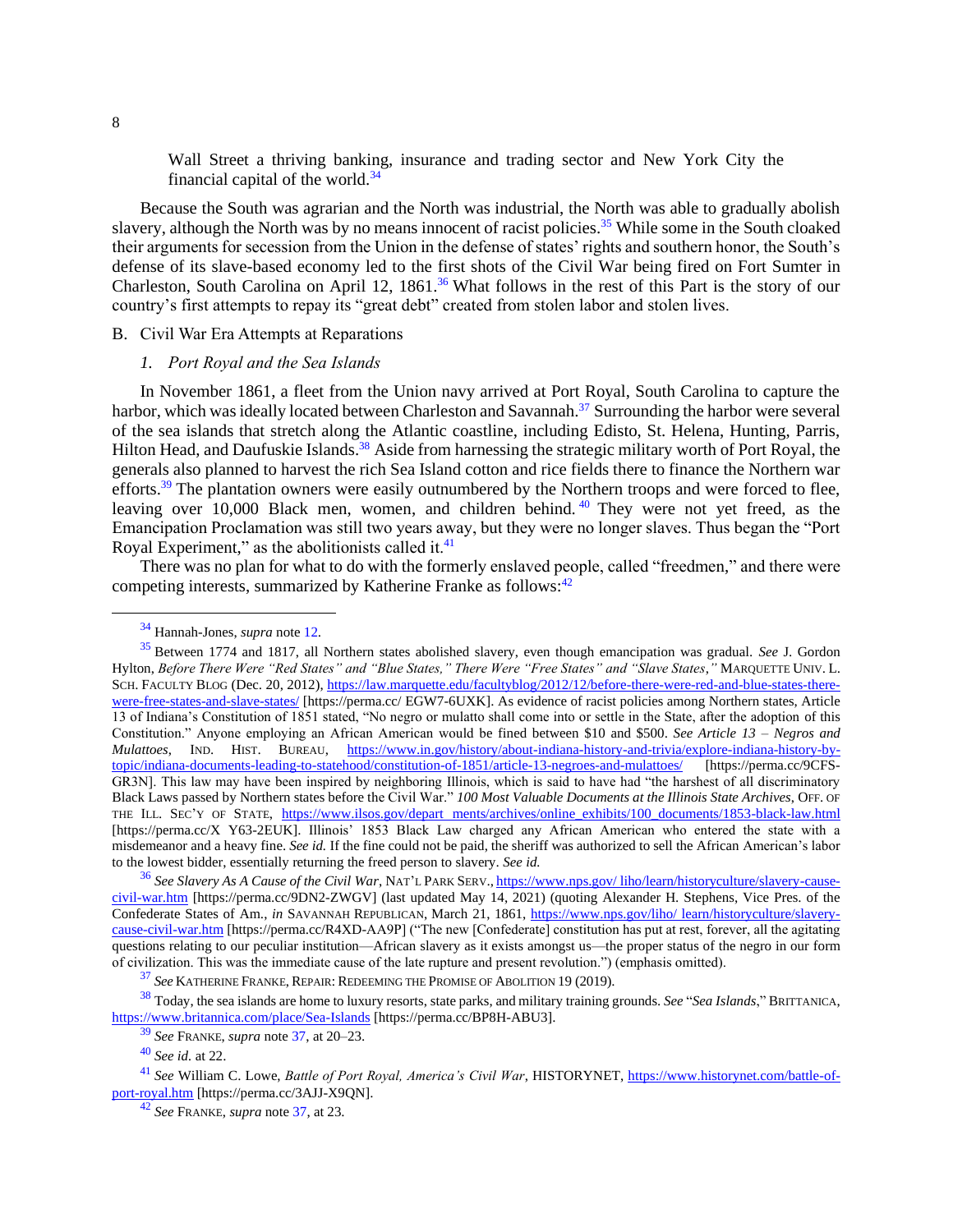> Wall Street a thriving banking, insurance and trading sector and New York City the financial capital of the world.[34]

Because the South was agrarian and the North was industrial, the North was able to gradually abolish slavery, although the North was by no means innocent of racist policies.[35] While some in the South cloaked their arguments for secession from the Union in the defense of states' rights and southern honor, the South's defense of its slave-based economy led to the first shots of the Civil War being fired on Fort Sumter in Charleston, South Carolina on April 12, 1861.[36] What follows in the rest of this Part is the story of our country's first attempts to repay its "great debt" created from stolen labor and stolen lives.

## B. Civil War Era Attempts at Reparations

### 1. *Port Royal and the Sea Islands*

In November 1861, a fleet from the Union navy arrived at Port Royal, South Carolina to capture the harbor, which was ideally located between Charleston and Savannah.[37] Surrounding the harbor were several of the sea islands that stretch along the Atlantic coastline, including Edisto, St. Helena, Hunting, Parris, Hilton Head, and Daufuskie Islands.[38] Aside from harnessing the strategic military worth of Port Royal, the generals also planned to harvest the rich Sea Island cotton and rice fields there to finance the Northern war efforts.[39] The plantation owners were easily outnumbered by the Northern troops and were forced to flee, leaving over 10,000 Black men, women, and children behind.[40] They were not yet freed, as the Emancipation Proclamation was still two years away, but they were no longer slaves. Thus began the "Port Royal Experiment," as the abolitionists called it.[41]

There was no plan for what to do with the formerly enslaved people, called "freedmen," and there were competing interests, summarized by Katherine Franke as follows:[42]

---

[34] Hannah-Jones, *supra* note 12.

[35] Between 1774 and 1817, all Northern states abolished slavery, even though emancipation was gradual. *See* J. Gordon Hylton, *Before There Were "Red States" and "Blue States," There Were "Free States" and "Slave States*,*"* MARQUETTE UNIV. L. SCH. FACULTY BLOG (Dec. 20, 2012), https://law.marquette.edu/facultyblog/2012/12/before-there-were-red-and-blue-states-there-were-free-states-and-slave-states/ [https://perma.cc/ EGW7-6UXK]. As evidence of racist policies among Northern states, Article 13 of Indiana's Constitution of 1851 stated, "No negro or mulatto shall come into or settle in the State, after the adoption of this Constitution." Anyone employing an African American would be fined between $10 and $500. *See Article 13 – Negros and Mulattoes*, IND. HIST. BUREAU, https://www.in.gov/history/about-indiana-history-and-trivia/explore-indiana-history-by-topic/indiana-documents-leading-to-statehood/constitution-of-1851/article-13-negroes-and-mulattoes/ [https://perma.cc/9CFS-GR3N]. This law may have been inspired by neighboring Illinois, which is said to have had "the harshest of all discriminatory Black Laws passed by Northern states before the Civil War." *100 Most Valuable Documents at the Illinois State Archives*, OFF. OF THE ILL. SEC'Y OF STATE, https://www.ilsos.gov/depart ments/archives/online_exhibits/100_documents/1853-black-law.html [https://perma.cc/X Y63-2EUK]. Illinois' 1853 Black Law charged any African American who entered the state with a misdemeanor and a heavy fine. *See id.* If the fine could not be paid, the sheriff was authorized to sell the African American's labor to the lowest bidder, essentially returning the freed person to slavery. *See id.*

[36] *See Slavery As A Cause of the Civil War*, NAT'L PARK SERV., https://www.nps.gov/ liho/learn/historyculture/slavery-cause-civil-war.htm [https://perma.cc/9DN2-ZWGV] (last updated May 14, 2021) (quoting Alexander H. Stephens, Vice Pres. of the Confederate States of Am., *in* SAVANNAH REPUBLICAN, March 21, 1861, https://www.nps.gov/liho/ learn/historyculture/slavery-cause-civil-war.htm [https://perma.cc/R4XD-AA9P] ("The new [Confederate] constitution has put at rest, forever, all the agitating questions relating to our peculiar institution—African slavery as it exists amongst us—the proper status of the negro in our form of civilization. This was the immediate cause of the late rupture and present revolution.") (emphasis omitted).

[37] *See* KATHERINE FRANKE, REPAIR: REDEEMING THE PROMISE OF ABOLITION 19 (2019).

[38] Today, the sea islands are home to luxury resorts, state parks, and military training grounds. *See* "*Sea Islands*," BRITTANICA, https://www.britannica.com/place/Sea-Islands [https://perma.cc/BP8H-ABU3].

[39] *See* FRANKE, *supra* note 37, at 20–23.

[40] *See id.* at 22.

[41] *See* William C. Lowe, *Battle of Port Royal, America's Civil War*, HISTORYNET, https://www.historynet.com/battle-of-port-royal.htm [https://perma.cc/3AJJ-X9QN].

[42] *See* FRANKE, *supra* note 37, at 23.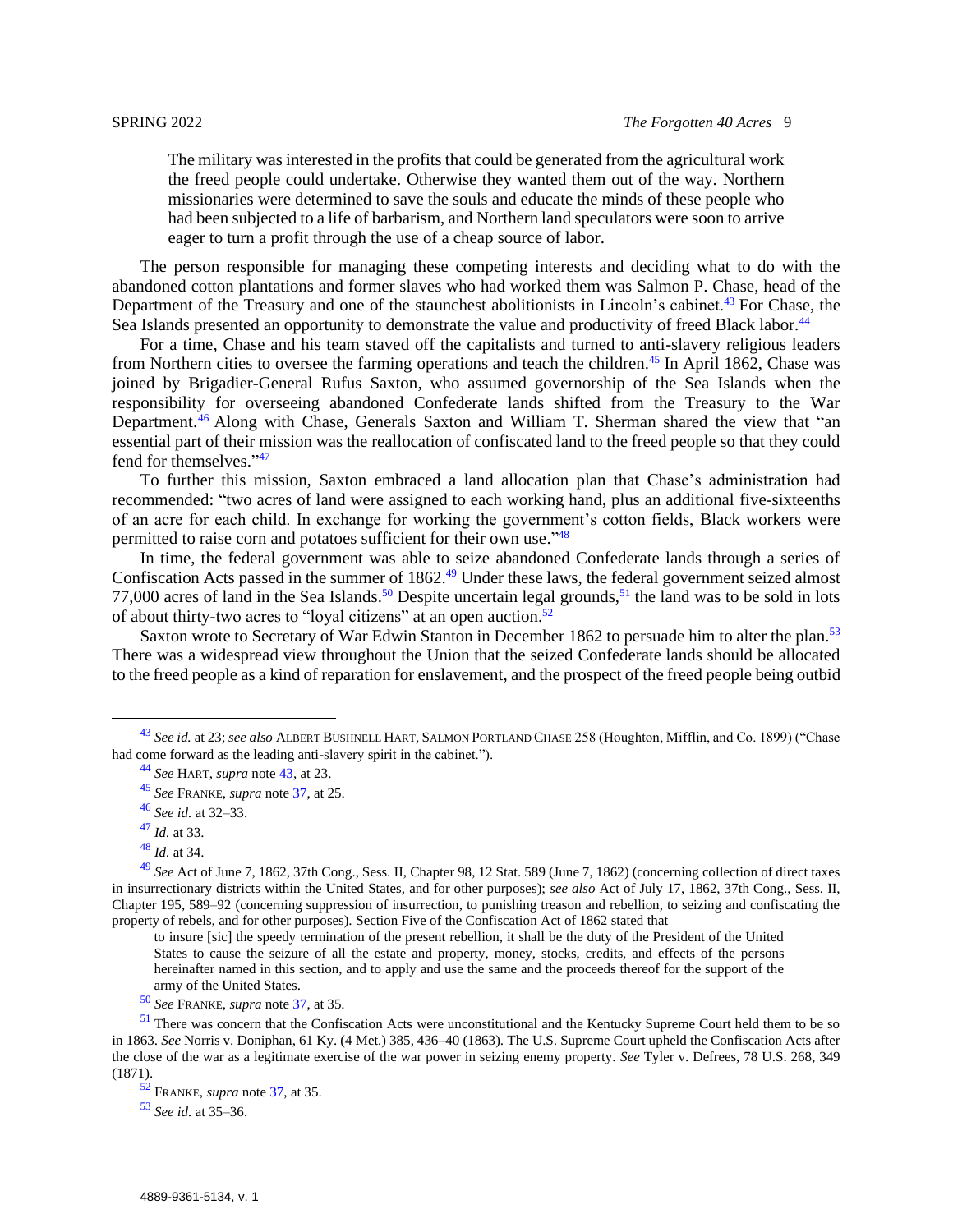> The military was interested in the profits that could be generated from the agricultural work the freed people could undertake. Otherwise they wanted them out of the way. Northern missionaries were determined to save the souls and educate the minds of these people who had been subjected to a life of barbarism, and Northern land speculators were soon to arrive eager to turn a profit through the use of a cheap source of labor.

The person responsible for managing these competing interests and deciding what to do with the abandoned cotton plantations and former slaves who had worked them was Salmon P. Chase, head of the Department of the Treasury and one of the staunchest abolitionists in Lincoln's cabinet.[43] For Chase, the Sea Islands presented an opportunity to demonstrate the value and productivity of freed Black labor.[44]

For a time, Chase and his team staved off the capitalists and turned to anti-slavery religious leaders from Northern cities to oversee the farming operations and teach the children.[45] In April 1862, Chase was joined by Brigadier-General Rufus Saxton, who assumed governorship of the Sea Islands when the responsibility for overseeing abandoned Confederate lands shifted from the Treasury to the War Department.[46] Along with Chase, Generals Saxton and William T. Sherman shared the view that "an essential part of their mission was the reallocation of confiscated land to the freed people so that they could fend for themselves."[47]

To further this mission, Saxton embraced a land allocation plan that Chase's administration had recommended: "two acres of land were assigned to each working hand, plus an additional five-sixteenths of an acre for each child. In exchange for working the government's cotton fields, Black workers were permitted to raise corn and potatoes sufficient for their own use."[48]

In time, the federal government was able to seize abandoned Confederate lands through a series of Confiscation Acts passed in the summer of 1862.[49] Under these laws, the federal government seized almost 77,000 acres of land in the Sea Islands.[50] Despite uncertain legal grounds,[51] the land was to be sold in lots of about thirty-two acres to "loyal citizens" at an open auction.[52]

Saxton wrote to Secretary of War Edwin Stanton in December 1862 to persuade him to alter the plan.[53] There was a widespread view throughout the Union that the seized Confederate lands should be allocated to the freed people as a kind of reparation for enslavement, and the prospect of the freed people being outbid

---

[43] *See id.* at 23; *see also* ALBERT BUSHNELL HART, SALMON PORTLAND CHASE 258 (Houghton, Mifflin, and Co. 1899) ("Chase had come forward as the leading anti-slavery spirit in the cabinet.").

[44] *See* HART, *supra* note 43, at 23.

[45] *See* FRANKE, *supra* note 37, at 25.

[46] *See id.* at 32–33.

[47] *Id.* at 33.

[48] *Id.* at 34.

[49] *See* Act of June 7, 1862, 37th Cong., Sess. II, Chapter 98, 12 Stat. 589 (June 7, 1862) (concerning collection of direct taxes in insurrectionary districts within the United States, and for other purposes); *see also* Act of July 17, 1862, 37th Cong., Sess. II, Chapter 195, 589–92 (concerning suppression of insurrection, to punishing treason and rebellion, to seizing and confiscating the property of rebels, and for other purposes). Section Five of the Confiscation Act of 1862 stated that

> to insure [sic] the speedy termination of the present rebellion, it shall be the duty of the President of the United States to cause the seizure of all the estate and property, money, stocks, credits, and effects of the persons hereinafter named in this section, and to apply and use the same and the proceeds thereof for the support of the army of the United States.

[50] *See* FRANKE, *supra* note 37, at 35.

[51] There was concern that the Confiscation Acts were unconstitutional and the Kentucky Supreme Court held them to be so in 1863. *See* Norris v. Doniphan, 61 Ky. (4 Met.) 385, 436–40 (1863). The U.S. Supreme Court upheld the Confiscation Acts after the close of the war as a legitimate exercise of the war power in seizing enemy property. *See* Tyler v. Defrees, 78 U.S. 268, 349 (1871).

[52] FRANKE, *supra* note 37, at 35.

[53] *See id.* at 35–36.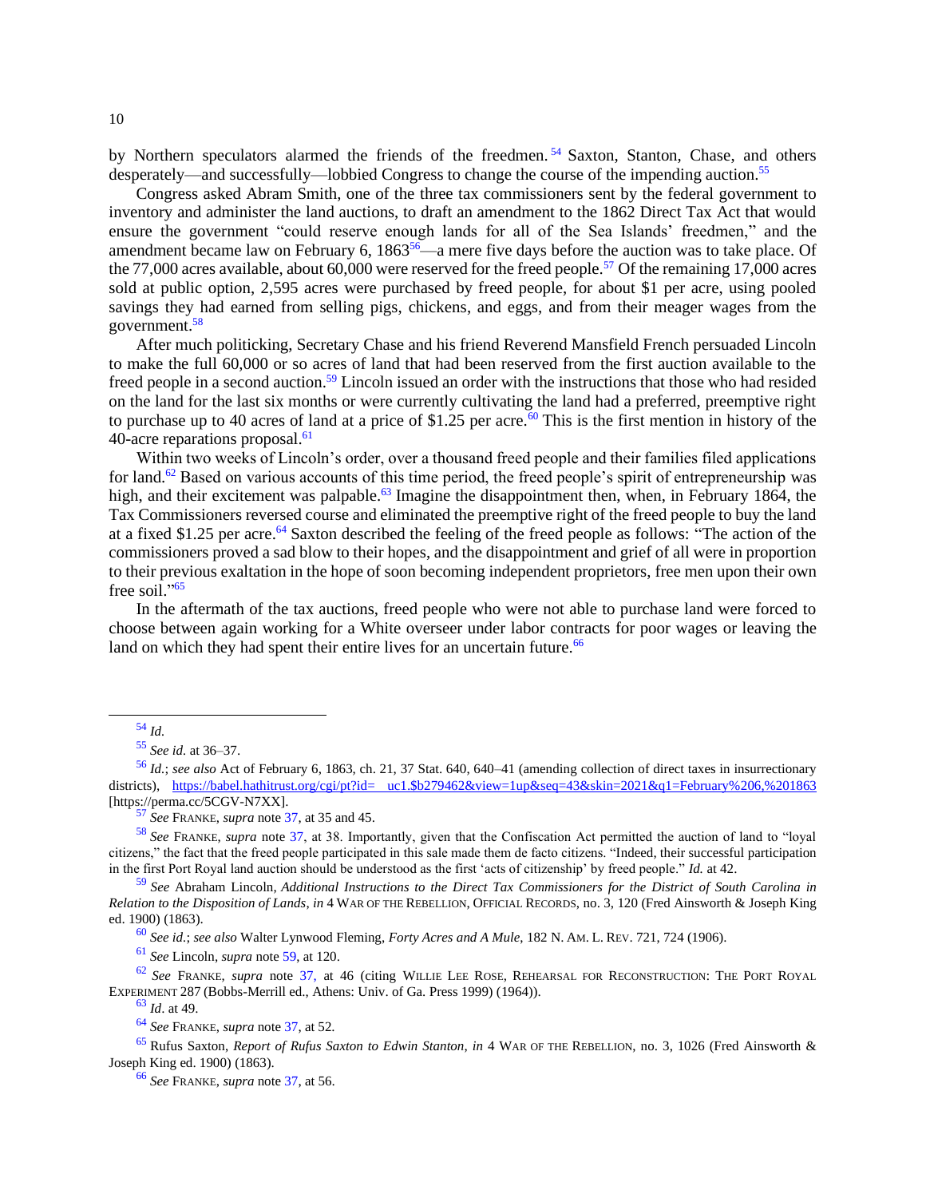by Northern speculators alarmed the friends of the freedmen.[54] Saxton, Stanton, Chase, and others desperately—and successfully—lobbied Congress to change the course of the impending auction.[55]

Congress asked Abram Smith, one of the three tax commissioners sent by the federal government to inventory and administer the land auctions, to draft an amendment to the 1862 Direct Tax Act that would ensure the government "could reserve enough lands for all of the Sea Islands' freedmen," and the amendment became law on February 6, 1863[56]—a mere five days before the auction was to take place. Of the 77,000 acres available, about 60,000 were reserved for the freed people.[57] Of the remaining 17,000 acres sold at public option, 2,595 acres were purchased by freed people, for about $1 per acre, using pooled savings they had earned from selling pigs, chickens, and eggs, and from their meager wages from the government.[58]

After much politicking, Secretary Chase and his friend Reverend Mansfield French persuaded Lincoln to make the full 60,000 or so acres of land that had been reserved from the first auction available to the freed people in a second auction.[59] Lincoln issued an order with the instructions that those who had resided on the land for the last six months or were currently cultivating the land had a preferred, preemptive right to purchase up to 40 acres of land at a price of $1.25 per acre.[60] This is the first mention in history of the 40-acre reparations proposal.[61]

Within two weeks of Lincoln's order, over a thousand freed people and their families filed applications for land.[62] Based on various accounts of this time period, the freed people's spirit of entrepreneurship was high, and their excitement was palpable.[63] Imagine the disappointment then, when, in February 1864, the Tax Commissioners reversed course and eliminated the preemptive right of the freed people to buy the land at a fixed $1.25 per acre.[64] Saxton described the feeling of the freed people as follows: "The action of the commissioners proved a sad blow to their hopes, and the disappointment and grief of all were in proportion to their previous exaltation in the hope of soon becoming independent proprietors, free men upon their own free soil."[65]

In the aftermath of the tax auctions, freed people who were not able to purchase land were forced to choose between again working for a White overseer under labor contracts for poor wages or leaving the land on which they had spent their entire lives for an uncertain future.[66]

---

[54] *Id.*

[55] *See id.* at 36–37.

[56] *Id.*; *see also* Act of February 6, 1863, ch. 21, 37 Stat. 640, 640–41 (amending collection of direct taxes in insurrectionary districts), https://babel.hathitrust.org/cgi/pt?id= uc1.$b279462&view=1up&seq=43&skin=2021&q1=February%206,%201863 [https://perma.cc/5CGV-N7XX].

[57] *See* FRANKE, *supra* note 37, at 35 and 45.

[58] *See* FRANKE, *supra* note 37, at 38. Importantly, given that the Confiscation Act permitted the auction of land to "loyal citizens," the fact that the freed people participated in this sale made them de facto citizens. "Indeed, their successful participation in the first Port Royal land auction should be understood as the first 'acts of citizenship' by freed people." *Id.* at 42.

[59] *See* Abraham Lincoln, *Additional Instructions to the Direct Tax Commissioners for the District of South Carolina in Relation to the Disposition of Lands*, *in* 4 WAR OF THE REBELLION, OFFICIAL RECORDS, no. 3, 120 (Fred Ainsworth & Joseph King ed. 1900) (1863).

[60] *See id.*; *see also* Walter Lynwood Fleming, *Forty Acres and A Mule*, 182 N. AM. L. REV. 721, 724 (1906).

[61] *See* Lincoln, *supra* note 59, at 120.

[62] *See* FRANKE, *supra* note 37, at 46 (citing WILLIE LEE ROSE, REHEARSAL FOR RECONSTRUCTION: THE PORT ROYAL EXPERIMENT 287 (Bobbs-Merrill ed., Athens: Univ. of Ga. Press 1999) (1964)).

[63] *Id*. at 49.

[64] *See* FRANKE, *supra* note 37, at 52.

[65] Rufus Saxton, *Report of Rufus Saxton to Edwin Stanton*, *in* 4 WAR OF THE REBELLION, no. 3, 1026 (Fred Ainsworth & Joseph King ed. 1900) (1863).

[66] *See* FRANKE, *supra* note 37, at 56.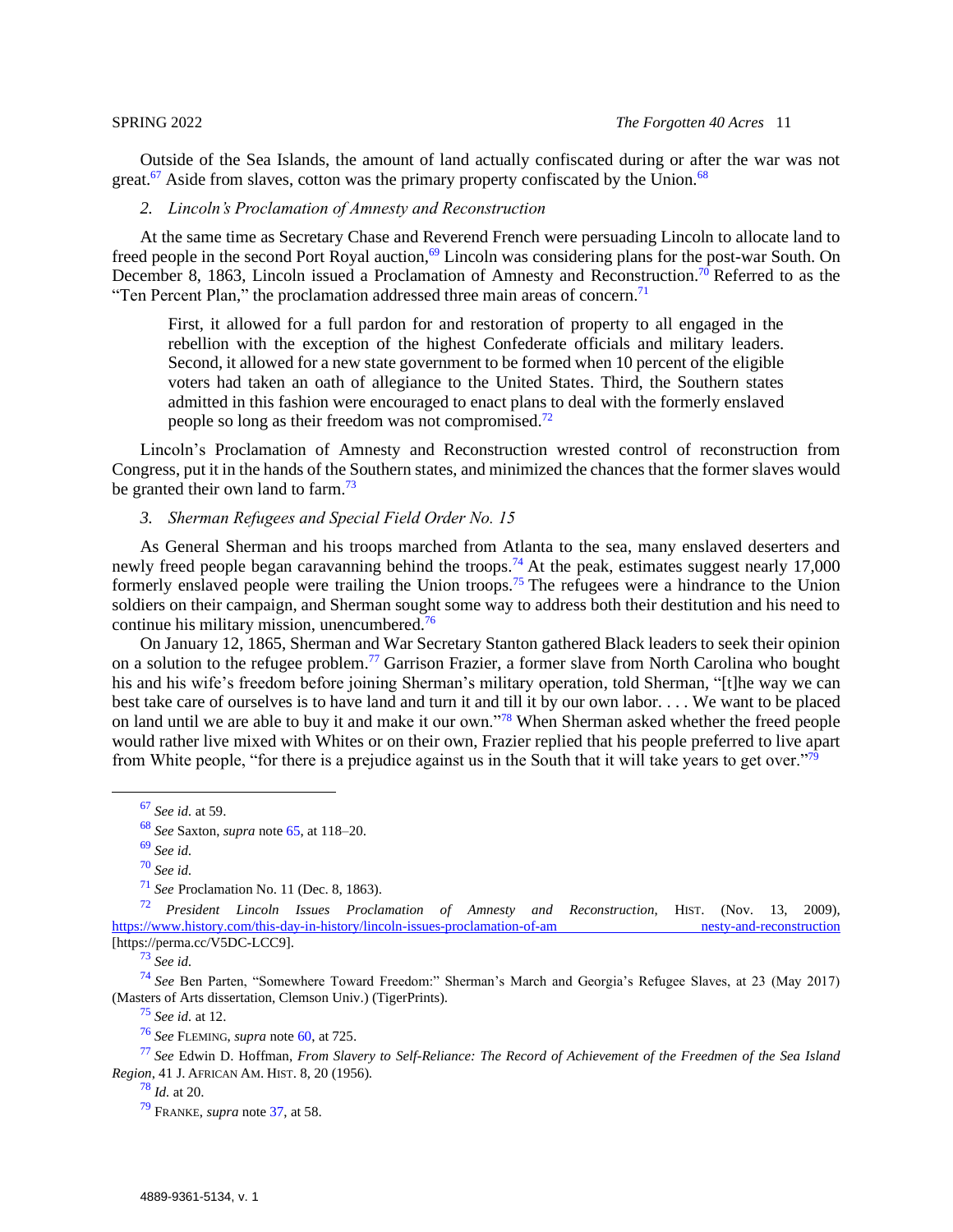Outside of the Sea Islands, the amount of land actually confiscated during or after the war was not great.[67] Aside from slaves, cotton was the primary property confiscated by the Union.[68]

### 2. *Lincoln's Proclamation of Amnesty and Reconstruction*

At the same time as Secretary Chase and Reverend French were persuading Lincoln to allocate land to freed people in the second Port Royal auction,[69] Lincoln was considering plans for the post-war South. On December 8, 1863, Lincoln issued a Proclamation of Amnesty and Reconstruction.[70] Referred to as the "Ten Percent Plan," the proclamation addressed three main areas of concern.[71]

> First, it allowed for a full pardon for and restoration of property to all engaged in the rebellion with the exception of the highest Confederate officials and military leaders. Second, it allowed for a new state government to be formed when 10 percent of the eligible voters had taken an oath of allegiance to the United States. Third, the Southern states admitted in this fashion were encouraged to enact plans to deal with the formerly enslaved people so long as their freedom was not compromised.[72]

Lincoln's Proclamation of Amnesty and Reconstruction wrested control of reconstruction from Congress, put it in the hands of the Southern states, and minimized the chances that the former slaves would be granted their own land to farm.[73]

### 3. *Sherman Refugees and Special Field Order No. 15*

As General Sherman and his troops marched from Atlanta to the sea, many enslaved deserters and newly freed people began caravanning behind the troops.[74] At the peak, estimates suggest nearly 17,000 formerly enslaved people were trailing the Union troops.[75] The refugees were a hindrance to the Union soldiers on their campaign, and Sherman sought some way to address both their destitution and his need to continue his military mission, unencumbered.[76]

On January 12, 1865, Sherman and War Secretary Stanton gathered Black leaders to seek their opinion on a solution to the refugee problem.[77] Garrison Frazier, a former slave from North Carolina who bought his and his wife's freedom before joining Sherman's military operation, told Sherman, "[t]he way we can best take care of ourselves is to have land and turn it and till it by our own labor. . . . We want to be placed on land until we are able to buy it and make it our own."[78] When Sherman asked whether the freed people would rather live mixed with Whites or on their own, Frazier replied that his people preferred to live apart from White people, "for there is a prejudice against us in the South that it will take years to get over."[79]

---

[67] *See id.* at 59.

[68] *See* Saxton, *supra* note 65, at 118–20.

[69] *See id.*

[70] *See id.*

[71] *See* Proclamation No. 11 (Dec. 8, 1863).

[72] *President Lincoln Issues Proclamation of Amnesty and Reconstruction*, HIST. (Nov. 13, 2009), https://www.history.com/this-day-in-history/lincoln-issues-proclamation-of-amnesty-and-reconstruction [https://perma.cc/V5DC-LCC9].

[73] *See id.*

[74] *See* Ben Parten, "Somewhere Toward Freedom:" Sherman's March and Georgia's Refugee Slaves, at 23 (May 2017) (Masters of Arts dissertation, Clemson Univ.) (TigerPrints).

[75] *See id.* at 12.

[76] *See* FLEMING, *supra* note 60, at 725.

[77] *See* Edwin D. Hoffman, *From Slavery to Self-Reliance: The Record of Achievement of the Freedmen of the Sea Island Region*, 41 J. AFRICAN AM. HIST. 8, 20 (1956).

[78] *Id.* at 20.

[79] FRANKE, *supra* note 37, at 58.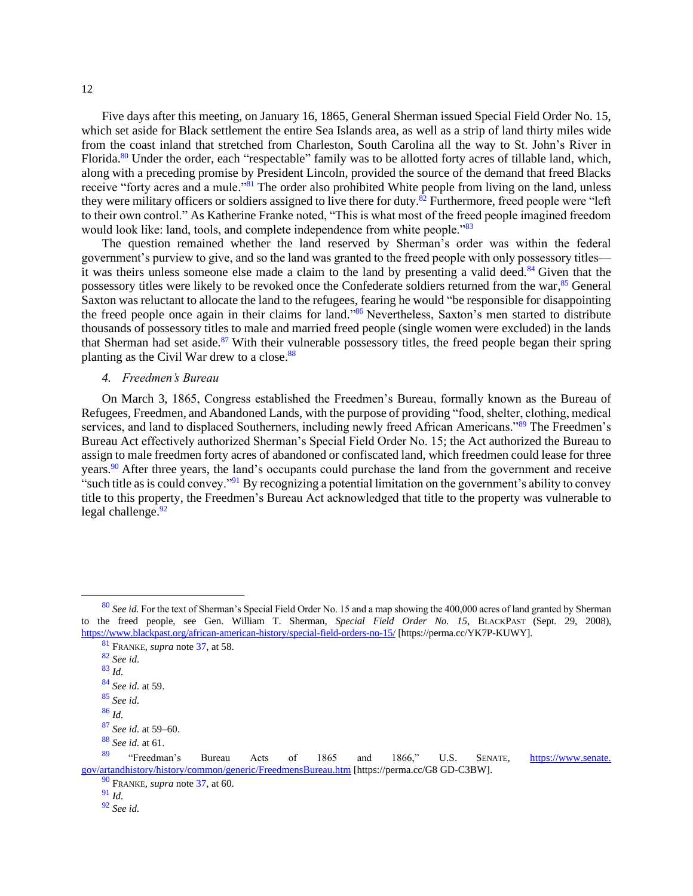Five days after this meeting, on January 16, 1865, General Sherman issued Special Field Order No. 15, which set aside for Black settlement the entire Sea Islands area, as well as a strip of land thirty miles wide from the coast inland that stretched from Charleston, South Carolina all the way to St. John's River in Florida.[80] Under the order, each "respectable" family was to be allotted forty acres of tillable land, which, along with a preceding promise by President Lincoln, provided the source of the demand that freed Blacks receive "forty acres and a mule."[81] The order also prohibited White people from living on the land, unless they were military officers or soldiers assigned to live there for duty.[82] Furthermore, freed people were "left to their own control." As Katherine Franke noted, "This is what most of the freed people imagined freedom would look like: land, tools, and complete independence from white people."[83]

The question remained whether the land reserved by Sherman's order was within the federal government's purview to give, and so the land was granted to the freed people with only possessory titles—it was theirs unless someone else made a claim to the land by presenting a valid deed.[84] Given that the possessory titles were likely to be revoked once the Confederate soldiers returned from the war,[85] General Saxton was reluctant to allocate the land to the refugees, fearing he would "be responsible for disappointing the freed people once again in their claims for land."[86] Nevertheless, Saxton's men started to distribute thousands of possessory titles to male and married freed people (single women were excluded) in the lands that Sherman had set aside.[87] With their vulnerable possessory titles, the freed people began their spring planting as the Civil War drew to a close.[88]

### 4. *Freedmen's Bureau*

On March 3, 1865, Congress established the Freedmen's Bureau, formally known as the Bureau of Refugees, Freedmen, and Abandoned Lands, with the purpose of providing "food, shelter, clothing, medical services, and land to displaced Southerners, including newly freed African Americans."[89] The Freedmen's Bureau Act effectively authorized Sherman's Special Field Order No. 15; the Act authorized the Bureau to assign to male freedmen forty acres of abandoned or confiscated land, which freedmen could lease for three years.[90] After three years, the land's occupants could purchase the land from the government and receive "such title as is could convey."[91] By recognizing a potential limitation on the government's ability to convey title to this property, the Freedmen's Bureau Act acknowledged that title to the property was vulnerable to legal challenge.[92]

---

[80] *See id.* For the text of Sherman's Special Field Order No. 15 and a map showing the 400,000 acres of land granted by Sherman to the freed people, see Gen. William T. Sherman, *Special Field Order No. 15*, BLACKPAST (Sept. 29, 2008), https://www.blackpast.org/african-american-history/special-field-orders-no-15/ [https://perma.cc/YK7P-KUWY].

[81] FRANKE, *supra* note 37, at 58.

[82] *See id.*

[83] *Id.*

[84] *See id.* at 59.

[85] *See id.*

[86] *Id.*

[87] *See id.* at 59–60.

[88] *See id.* at 61.

[89] "Freedman's Bureau Acts of 1865 and 1866," U.S. SENATE, https://www.senate.gov/artandhistory/history/common/generic/FreedmensBureau.htm [https://perma.cc/G8 GD-C3BW].

[90] FRANKE, *supra* note 37, at 60.

[91] *Id.*

[92] *See id.*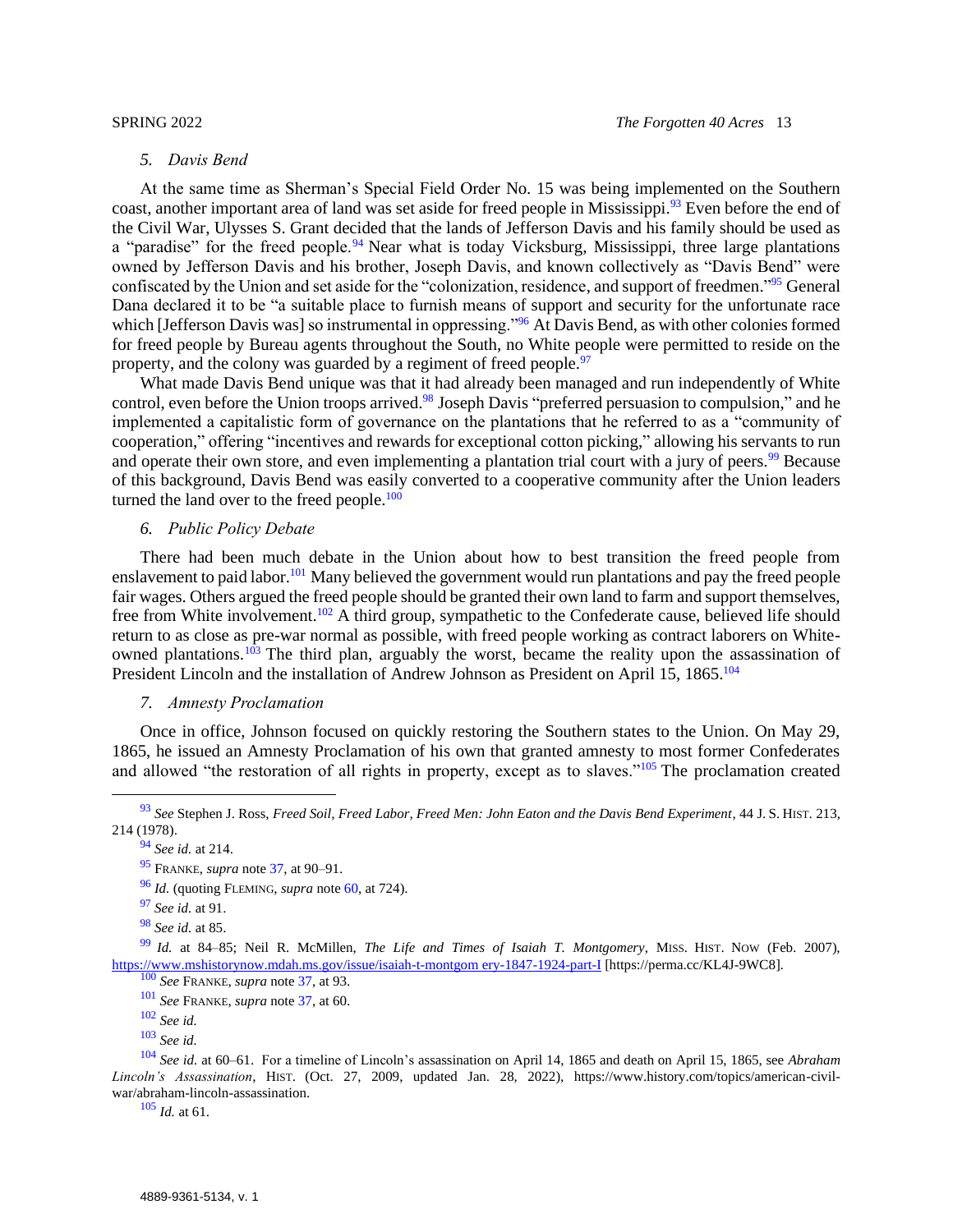### 5. *Davis Bend*

At the same time as Sherman's Special Field Order No. 15 was being implemented on the Southern coast, another important area of land was set aside for freed people in Mississippi.[93] Even before the end of the Civil War, Ulysses S. Grant decided that the lands of Jefferson Davis and his family should be used as a "paradise" for the freed people.[94] Near what is today Vicksburg, Mississippi, three large plantations owned by Jefferson Davis and his brother, Joseph Davis, and known collectively as "Davis Bend" were confiscated by the Union and set aside for the "colonization, residence, and support of freedmen."[95] General Dana declared it to be "a suitable place to furnish means of support and security for the unfortunate race which [Jefferson Davis was] so instrumental in oppressing."[96] At Davis Bend, as with other colonies formed for freed people by Bureau agents throughout the South, no White people were permitted to reside on the property, and the colony was guarded by a regiment of freed people.[97]

What made Davis Bend unique was that it had already been managed and run independently of White control, even before the Union troops arrived.[98] Joseph Davis "preferred persuasion to compulsion," and he implemented a capitalistic form of governance on the plantations that he referred to as a "community of cooperation," offering "incentives and rewards for exceptional cotton picking," allowing his servants to run and operate their own store, and even implementing a plantation trial court with a jury of peers.[99] Because of this background, Davis Bend was easily converted to a cooperative community after the Union leaders turned the land over to the freed people.[100]

### 6. *Public Policy Debate*

There had been much debate in the Union about how to best transition the freed people from enslavement to paid labor.[101] Many believed the government would run plantations and pay the freed people fair wages. Others argued the freed people should be granted their own land to farm and support themselves, free from White involvement.[102] A third group, sympathetic to the Confederate cause, believed life should return to as close as pre-war normal as possible, with freed people working as contract laborers on White-owned plantations.[103] The third plan, arguably the worst, became the reality upon the assassination of President Lincoln and the installation of Andrew Johnson as President on April 15, 1865.[104]

### 7. *Amnesty Proclamation*

Once in office, Johnson focused on quickly restoring the Southern states to the Union. On May 29, 1865, he issued an Amnesty Proclamation of his own that granted amnesty to most former Confederates and allowed "the restoration of all rights in property, except as to slaves."[105] The proclamation created

---

[93] *See* Stephen J. Ross, *Freed Soil, Freed Labor, Freed Men: John Eaton and the Davis Bend Experiment*, 44 J. S. HIST. 213, 214 (1978).

[94] *See id.* at 214.

[95] FRANKE, *supra* note 37, at 90–91.

[96] *Id.* (quoting FLEMING, *supra* note 60, at 724).

[97] *See id.* at 91.

[98] *See id.* at 85.

[99] *Id.* at 84–85; Neil R. McMillen, *The Life and Times of Isaiah T. Montgomery*, MISS. HIST. NOW (Feb. 2007), https://www.mshistorynow.mdah.ms.gov/issue/isaiah-t-montgom ery-1847-1924-part-I [https://perma.cc/KL4J-9WC8].

[100] *See* FRANKE, *supra* note 37, at 93.

[101] *See* FRANKE, *supra* note 37, at 60.

[102] *See id.*

[103] *See id.*

[104] *See id.* at 60–61. For a timeline of Lincoln's assassination on April 14, 1865 and death on April 15, 1865, see *Abraham Lincoln's Assassination*, HIST. (Oct. 27, 2009, updated Jan. 28, 2022), https://www.history.com/topics/american-civil-war/abraham-lincoln-assassination.

[105] *Id.* at 61.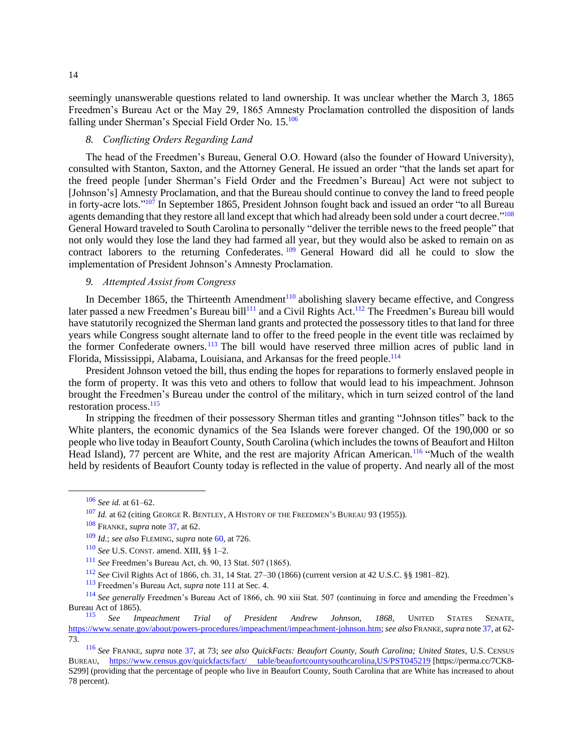seemingly unanswerable questions related to land ownership. It was unclear whether the March 3, 1865 Freedmen's Bureau Act or the May 29, 1865 Amnesty Proclamation controlled the disposition of lands falling under Sherman's Special Field Order No. 15.[106]

### 8. *Conflicting Orders Regarding Land*

The head of the Freedmen's Bureau, General O.O. Howard (also the founder of Howard University), consulted with Stanton, Saxton, and the Attorney General. He issued an order "that the lands set apart for the freed people [under Sherman's Field Order and the Freedmen's Bureau] Act were not subject to [Johnson's] Amnesty Proclamation, and that the Bureau should continue to convey the land to freed people in forty-acre lots."[107] In September 1865, President Johnson fought back and issued an order "to all Bureau agents demanding that they restore all land except that which had already been sold under a court decree."[108] General Howard traveled to South Carolina to personally "deliver the terrible news to the freed people" that not only would they lose the land they had farmed all year, but they would also be asked to remain on as contract laborers to the returning Confederates.[109] General Howard did all he could to slow the implementation of President Johnson's Amnesty Proclamation.

### 9. *Attempted Assist from Congress*

In December 1865, the Thirteenth Amendment[110] abolishing slavery became effective, and Congress later passed a new Freedmen's Bureau bill[111] and a Civil Rights Act.[112] The Freedmen's Bureau bill would have statutorily recognized the Sherman land grants and protected the possessory titles to that land for three years while Congress sought alternate land to offer to the freed people in the event title was reclaimed by the former Confederate owners.[113] The bill would have reserved three million acres of public land in Florida, Mississippi, Alabama, Louisiana, and Arkansas for the freed people.[114]

President Johnson vetoed the bill, thus ending the hopes for reparations to formerly enslaved people in the form of property. It was this veto and others to follow that would lead to his impeachment. Johnson brought the Freedmen's Bureau under the control of the military, which in turn seized control of the land restoration process.[115]

In stripping the freedmen of their possessory Sherman titles and granting "Johnson titles" back to the White planters, the economic dynamics of the Sea Islands were forever changed. Of the 190,000 or so people who live today in Beaufort County, South Carolina (which includes the towns of Beaufort and Hilton Head Island), 77 percent are White, and the rest are majority African American.[116] "Much of the wealth held by residents of Beaufort County today is reflected in the value of property. And nearly all of the most

---

[106] *See id.* at 61–62.

[107] *Id.* at 62 (citing GEORGE R. BENTLEY, A HISTORY OF THE FREEDMEN'S BUREAU 93 (1955)).

[108] FRANKE, *supra* note 37, at 62.

[109] *Id.*; *see also* FLEMING, *supra* note 60, at 726.

[110] *See* U.S. CONST. amend. XIII, §§ 1–2.

[111] *See* Freedmen's Bureau Act, ch. 90, 13 Stat. 507 (1865).

[112] *See* Civil Rights Act of 1866, ch. 31, 14 Stat. 27–30 (1866) (current version at 42 U.S.C. §§ 1981–82).

[113] Freedmen's Bureau Act, *supra* note 111 at Sec. 4.

[114] *See generally* Freedmen's Bureau Act of 1866, ch. 90 xiii Stat. 507 (continuing in force and amending the Freedmen's Bureau Act of 1865).

[115] *See Impeachment Trial of President Andrew Johnson, 1868*, UNITED STATES SENATE, https://www.senate.gov/about/powers-procedures/impeachment/impeachment-johnson.htm; *see also* FRANKE, *supra* note 37, at 62-73.

[116] *See* FRANKE, *supra* note 37, at 73; *see also QuickFacts: Beaufort County, South Carolina; United States*, U.S. CENSUS BUREAU, https://www.census.gov/quickfacts/fact/table/beaufortcountysouthcarolina,US/PST045219 [https://perma.cc/7CK8-S299] (providing that the percentage of people who live in Beaufort County, South Carolina that are White has increased to about 78 percent).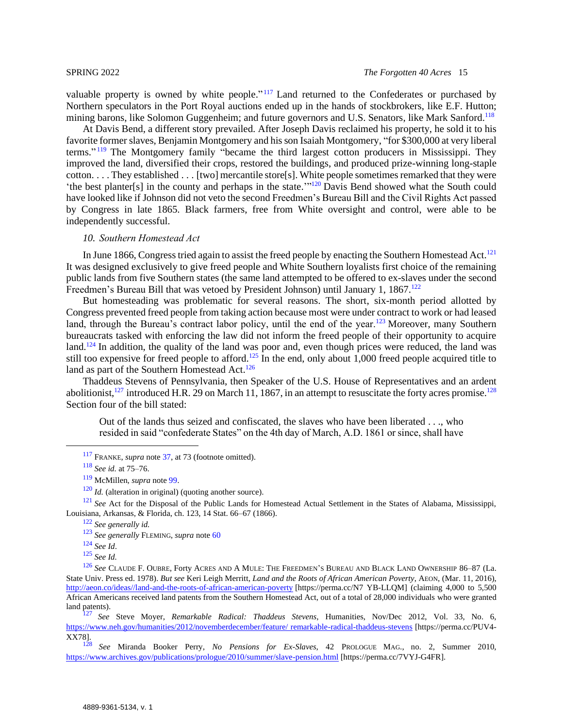valuable property is owned by white people."[117] Land returned to the Confederates or purchased by Northern speculators in the Port Royal auctions ended up in the hands of stockbrokers, like E.F. Hutton; mining barons, like Solomon Guggenheim; and future governors and U.S. Senators, like Mark Sanford.[118]

At Davis Bend, a different story prevailed. After Joseph Davis reclaimed his property, he sold it to his favorite former slaves, Benjamin Montgomery and his son Isaiah Montgomery, "for $300,000 at very liberal terms."[119] The Montgomery family "became the third largest cotton producers in Mississippi. They improved the land, diversified their crops, restored the buildings, and produced prize-winning long-staple cotton. . . . They established . . . [two] mercantile store[s]. White people sometimes remarked that they were 'the best planter[s] in the county and perhaps in the state.'"[120] Davis Bend showed what the South could have looked like if Johnson did not veto the second Freedmen's Bureau Bill and the Civil Rights Act passed by Congress in late 1865. Black farmers, free from White oversight and control, were able to be independently successful.

### *10. Southern Homestead Act*

In June 1866, Congress tried again to assist the freed people by enacting the Southern Homestead Act.[121] It was designed exclusively to give freed people and White Southern loyalists first choice of the remaining public lands from five Southern states (the same land attempted to be offered to ex-slaves under the second Freedmen's Bureau Bill that was vetoed by President Johnson) until January 1, 1867.[122]

But homesteading was problematic for several reasons. The short, six-month period allotted by Congress prevented freed people from taking action because most were under contract to work or had leased land, through the Bureau's contract labor policy, until the end of the year.[123] Moreover, many Southern bureaucrats tasked with enforcing the law did not inform the freed people of their opportunity to acquire land.[124] In addition, the quality of the land was poor and, even though prices were reduced, the land was still too expensive for freed people to afford.[125] In the end, only about 1,000 freed people acquired title to land as part of the Southern Homestead Act.[126]

Thaddeus Stevens of Pennsylvania, then Speaker of the U.S. House of Representatives and an ardent abolitionist,[127] introduced H.R. 29 on March 11, 1867, in an attempt to resuscitate the forty acres promise.[128] Section four of the bill stated:

> Out of the lands thus seized and confiscated, the slaves who have been liberated . . ., who resided in said "confederate States" on the 4th day of March, A.D. 1861 or since, shall have

---

[117] FRANKE, *supra* note 37, at 73 (footnote omitted).

[118] *See id.* at 75–76.

[119] McMillen, *supra* note 99.

[120] *Id.* (alteration in original) (quoting another source).

[121] *See* Act for the Disposal of the Public Lands for Homestead Actual Settlement in the States of Alabama, Mississippi, Louisiana, Arkansas, & Florida, ch. 123, 14 Stat. 66–67 (1866).

[122] *See generally id.*

[123] *See generally* FLEMING, *supra* note 60

[124] *See Id*.

[125] *See Id.*

[126] *See* CLAUDE F. OUBRE, FORTY ACRES AND A MULE: THE FREEDMEN'S BUREAU AND BLACK LAND OWNERSHIP 86–87 (La. State Univ. Press ed. 1978). *But see* Keri Leigh Merritt, *Land and the Roots of African American Poverty*, AEON, (Mar. 11, 2016), http://aeon.co/ideas//land-and-the-roots-of-african-american-poverty [https://perma.cc/N7 YB-LLQM] (claiming 4,000 to 5,500 African Americans received land patents from the Southern Homestead Act, out of a total of 28,000 individuals who were granted land patents).

[127] *See* Steve Moyer, *Remarkable Radical: Thaddeus Stevens*, Humanities, Nov/Dec 2012, Vol. 33, No. 6, https://www.neh.gov/humanities/2012/novemberdecember/feature/ remarkable-radical-thaddeus-stevens [https://perma.cc/PUV4-XX78].

[128] *See* Miranda Booker Perry, *No Pensions for Ex-Slaves*, 42 PROLOGUE MAG., no. 2, Summer 2010, https://www.archives.gov/publications/prologue/2010/summer/slave-pension.html [https://perma.cc/7VYJ-G4FR].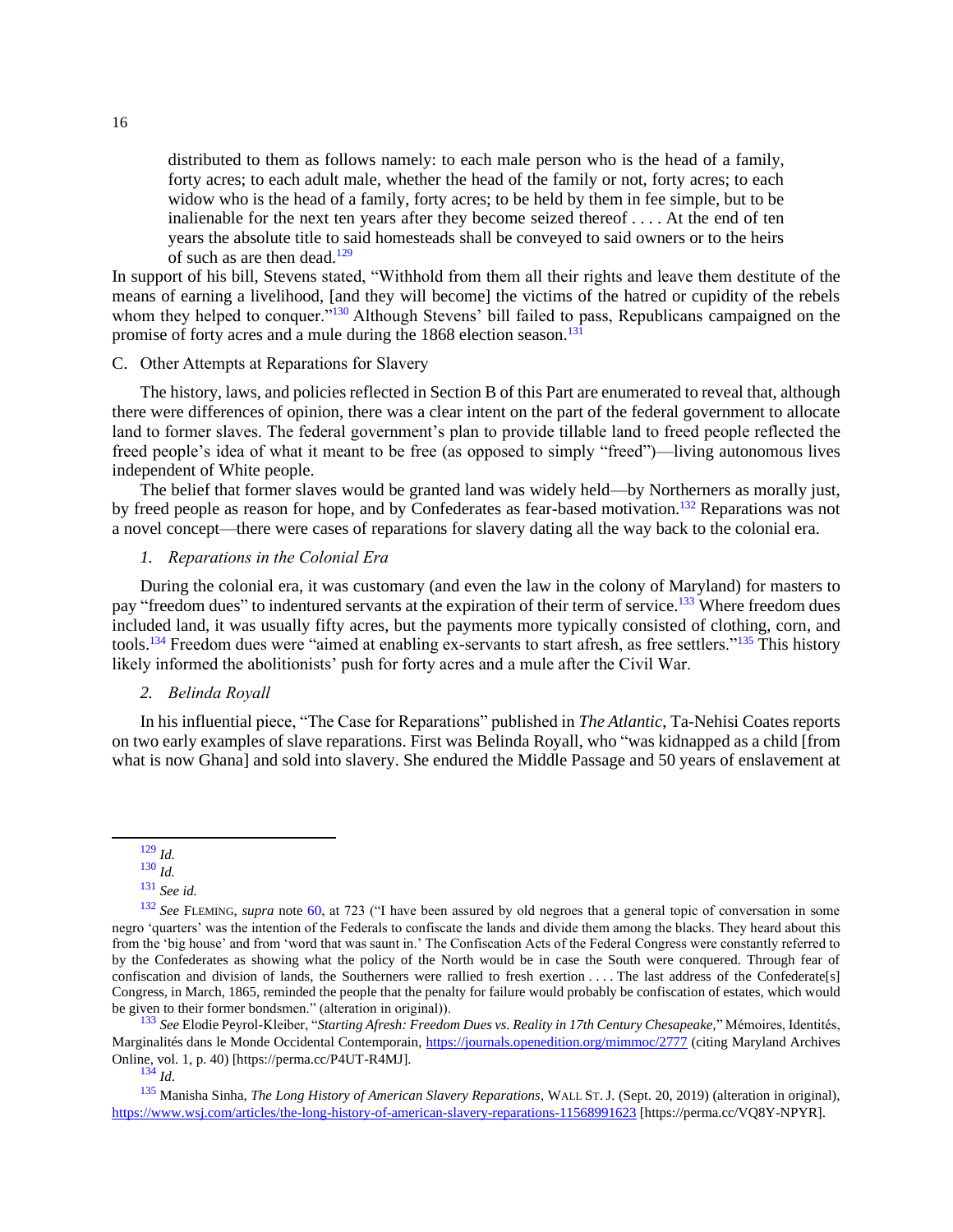> distributed to them as follows namely: to each male person who is the head of a family, forty acres; to each adult male, whether the head of the family or not, forty acres; to each widow who is the head of a family, forty acres; to be held by them in fee simple, but to be inalienable for the next ten years after they become seized thereof . . . . At the end of ten years the absolute title to said homesteads shall be conveyed to said owners or to the heirs of such as are then dead.[129]

In support of his bill, Stevens stated, "Withhold from them all their rights and leave them destitute of the means of earning a livelihood, [and they will become] the victims of the hatred or cupidity of the rebels whom they helped to conquer."[130] Although Stevens' bill failed to pass, Republicans campaigned on the promise of forty acres and a mule during the 1868 election season.[131]

C. Other Attempts at Reparations for Slavery

The history, laws, and policies reflected in Section B of this Part are enumerated to reveal that, although there were differences of opinion, there was a clear intent on the part of the federal government to allocate land to former slaves. The federal government's plan to provide tillable land to freed people reflected the freed people's idea of what it meant to be free (as opposed to simply "freed")—living autonomous lives independent of White people.

The belief that former slaves would be granted land was widely held—by Northerners as morally just, by freed people as reason for hope, and by Confederates as fear-based motivation.[132] Reparations was not a novel concept—there were cases of reparations for slavery dating all the way back to the colonial era.

*1. Reparations in the Colonial Era*

During the colonial era, it was customary (and even the law in the colony of Maryland) for masters to pay "freedom dues" to indentured servants at the expiration of their term of service.[133] Where freedom dues included land, it was usually fifty acres, but the payments more typically consisted of clothing, corn, and tools.[134] Freedom dues were "aimed at enabling ex-servants to start afresh, as free settlers."[135] This history likely informed the abolitionists' push for forty acres and a mule after the Civil War.

*2. Belinda Royall*

In his influential piece, "The Case for Reparations" published in *The Atlantic*, Ta-Nehisi Coates reports on two early examples of slave reparations. First was Belinda Royall, who "was kidnapped as a child [from what is now Ghana] and sold into slavery. She endured the Middle Passage and 50 years of enslavement at

---

[129] *Id.*

[130] *Id.*

[131] *See id.*

[132] *See* FLEMING, *supra* note 60, at 723 ("I have been assured by old negroes that a general topic of conversation in some negro 'quarters' was the intention of the Federals to confiscate the lands and divide them among the blacks. They heard about this from the 'big house' and from 'word that was saunt in.' The Confiscation Acts of the Federal Congress were constantly referred to by the Confederates as showing what the policy of the North would be in case the South were conquered. Through fear of confiscation and division of lands, the Southerners were rallied to fresh exertion . . . . The last address of the Confederate[s] Congress, in March, 1865, reminded the people that the penalty for failure would probably be confiscation of estates, which would be given to their former bondsmen." (alteration in original)).

[133] *See* Elodie Peyrol-Kleiber, "*Starting Afresh: Freedom Dues vs. Reality in 17th Century Chesapeake,*" Mémoires, Identités, Marginalités dans le Monde Occidental Contemporain, https://journals.openedition.org/mimmoc/2777 (citing Maryland Archives Online, vol. 1, p. 40) [https://perma.cc/P4UT-R4MJ].

[134] *Id.*

[135] Manisha Sinha, *The Long History of American Slavery Reparations*, WALL ST. J. (Sept. 20, 2019) (alteration in original), https://www.wsj.com/articles/the-long-history-of-american-slavery-reparations-11568991623 [https://perma.cc/VQ8Y-NPYR].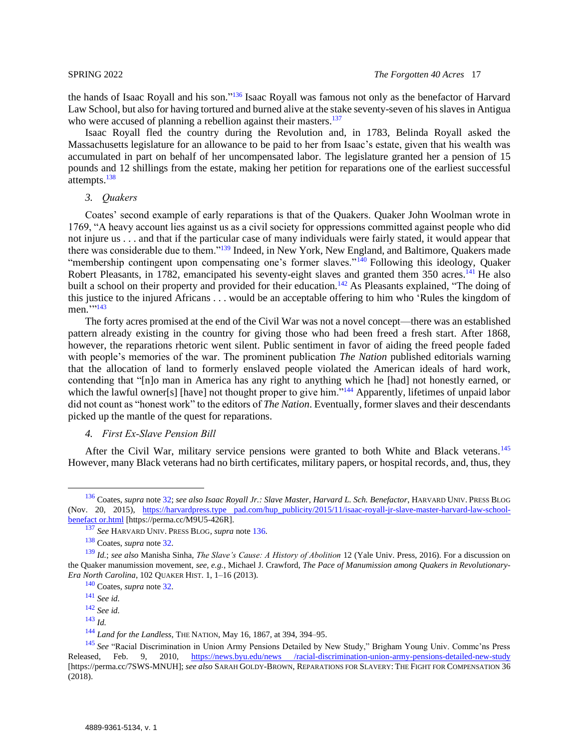the hands of Isaac Royall and his son."[136] Isaac Royall was famous not only as the benefactor of Harvard Law School, but also for having tortured and burned alive at the stake seventy-seven of his slaves in Antigua who were accused of planning a rebellion against their masters.[137]

Isaac Royall fled the country during the Revolution and, in 1783, Belinda Royall asked the Massachusetts legislature for an allowance to be paid to her from Isaac's estate, given that his wealth was accumulated in part on behalf of her uncompensated labor. The legislature granted her a pension of 15 pounds and 12 shillings from the estate, making her petition for reparations one of the earliest successful attempts.[138]

### *3. Quakers*

Coates' second example of early reparations is that of the Quakers. Quaker John Woolman wrote in 1769, "A heavy account lies against us as a civil society for oppressions committed against people who did not injure us . . . and that if the particular case of many individuals were fairly stated, it would appear that there was considerable due to them."[139] Indeed, in New York, New England, and Baltimore, Quakers made "membership contingent upon compensating one's former slaves."[140] Following this ideology, Quaker Robert Pleasants, in 1782, emancipated his seventy-eight slaves and granted them 350 acres.[141] He also built a school on their property and provided for their education.[142] As Pleasants explained, "The doing of this justice to the injured Africans . . . would be an acceptable offering to him who 'Rules the kingdom of men.'"[143]

The forty acres promised at the end of the Civil War was not a novel concept—there was an established pattern already existing in the country for giving those who had been freed a fresh start. After 1868, however, the reparations rhetoric went silent. Public sentiment in favor of aiding the freed people faded with people's memories of the war. The prominent publication *The Nation* published editorials warning that the allocation of land to formerly enslaved people violated the American ideals of hard work, contending that "[n]o man in America has any right to anything which he [had] not honestly earned, or which the lawful owner[s] [have] not thought proper to give him."[144] Apparently, lifetimes of unpaid labor did not count as "honest work" to the editors of *The Nation*. Eventually, former slaves and their descendants picked up the mantle of the quest for reparations.

### *4. First Ex-Slave Pension Bill*

After the Civil War, military service pensions were granted to both White and Black veterans.[145] However, many Black veterans had no birth certificates, military papers, or hospital records, and, thus, they

---

[136] Coates, *supra* note 32; *see also Isaac Royall Jr.: Slave Master, Harvard L. Sch. Benefactor*, HARVARD UNIV. PRESS BLOG (Nov. 20, 2015), https://harvardpress.typepad.com/hup_publicity/2015/11/isaac-royall-jr-slave-master-harvard-law-school-benefactor.html [https://perma.cc/M9U5-426R].

[137] *See* HARVARD UNIV. PRESS BLOG, *supra* note 136.

[138] Coates, *supra* note 32.

[139] *Id.*; *see also* Manisha Sinha, *The Slave's Cause: A History of Abolition* 12 (Yale Univ. Press, 2016). For a discussion on the Quaker manumission movement, *see, e.g.*, Michael J. Crawford, *The Pace of Manumission among Quakers in Revolutionary-Era North Carolina*, 102 QUAKER HIST. 1, 1–16 (2013).

[140] Coates, *supra* note 32.

[141] *See id.*

[142] *See id.*

[143] *Id.*

[144] *Land for the Landless*, THE NATION, May 16, 1867, at 394, 394–95.

[145] *See* "Racial Discrimination in Union Army Pensions Detailed by New Study," Brigham Young Univ. Commc'ns Press Released, Feb. 9, 2010, https://news.byu.edu/news/racial-discrimination-union-army-pensions-detailed-new-study [https://perma.cc/7SWS-MNUH]; *see also* SARAH GOLDY-BROWN, REPARATIONS FOR SLAVERY: THE FIGHT FOR COMPENSATION 36 (2018).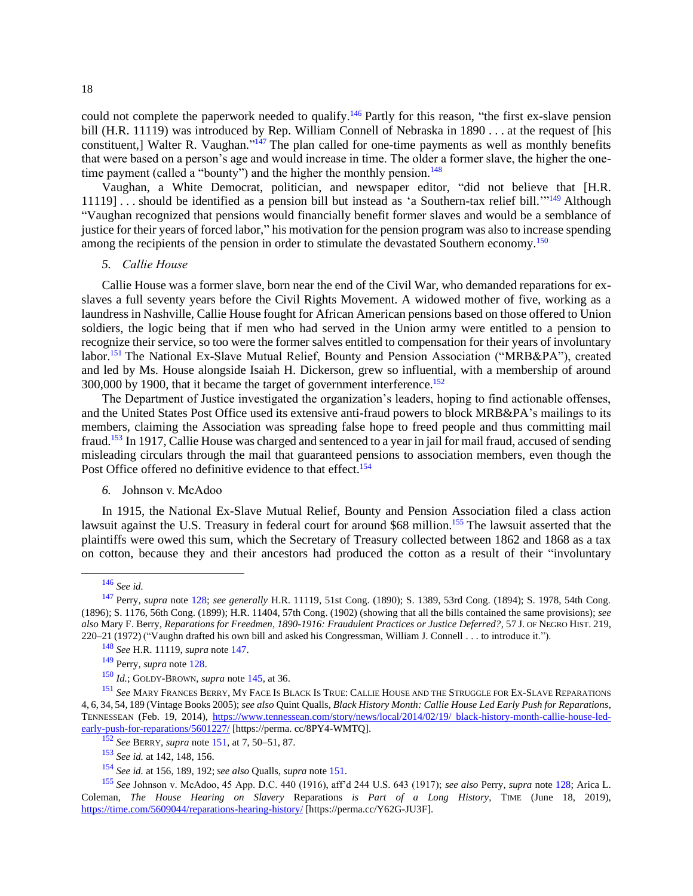could not complete the paperwork needed to qualify.[146] Partly for this reason, "the first ex-slave pension bill (H.R. 11119) was introduced by Rep. William Connell of Nebraska in 1890 . . . at the request of [his constituent,] Walter R. Vaughan."[147] The plan called for one-time payments as well as monthly benefits that were based on a person's age and would increase in time. The older a former slave, the higher the one-time payment (called a "bounty") and the higher the monthly pension.[148]

Vaughan, a White Democrat, politician, and newspaper editor, "did not believe that [H.R. 11119] . . . should be identified as a pension bill but instead as 'a Southern-tax relief bill.'"[149] Although "Vaughan recognized that pensions would financially benefit former slaves and would be a semblance of justice for their years of forced labor," his motivation for the pension program was also to increase spending among the recipients of the pension in order to stimulate the devastated Southern economy.[150]

*5. Callie House*

Callie House was a former slave, born near the end of the Civil War, who demanded reparations for ex-slaves a full seventy years before the Civil Rights Movement. A widowed mother of five, working as a laundress in Nashville, Callie House fought for African American pensions based on those offered to Union soldiers, the logic being that if men who had served in the Union army were entitled to a pension to recognize their service, so too were the former salves entitled to compensation for their years of involuntary labor.[151] The National Ex-Slave Mutual Relief, Bounty and Pension Association ("MRB&PA"), created and led by Ms. House alongside Isaiah H. Dickerson, grew so influential, with a membership of around 300,000 by 1900, that it became the target of government interference.[152]

The Department of Justice investigated the organization's leaders, hoping to find actionable offenses, and the United States Post Office used its extensive anti-fraud powers to block MRB&PA's mailings to its members, claiming the Association was spreading false hope to freed people and thus committing mail fraud.[153] In 1917, Callie House was charged and sentenced to a year in jail for mail fraud, accused of sending misleading circulars through the mail that guaranteed pensions to association members, even though the Post Office offered no definitive evidence to that effect.[154]

*6.* Johnson v. McAdoo

In 1915, the National Ex-Slave Mutual Relief, Bounty and Pension Association filed a class action lawsuit against the U.S. Treasury in federal court for around $68 million.[155] The lawsuit asserted that the plaintiffs were owed this sum, which the Secretary of Treasury collected between 1862 and 1868 as a tax on cotton, because they and their ancestors had produced the cotton as a result of their "involuntary

---

[146] *See id.*

[147] Perry, *supra* note 128; *see generally* H.R. 11119, 51st Cong. (1890); S. 1389, 53rd Cong. (1894); S. 1978, 54th Cong. (1896); S. 1176, 56th Cong. (1899); H.R. 11404, 57th Cong. (1902) (showing that all the bills contained the same provisions); *see also* Mary F. Berry, *Reparations for Freedmen, 1890-1916: Fraudulent Practices or Justice Deferred?*, 57 J. OF NEGRO HIST. 219, 220–21 (1972) ("Vaughn drafted his own bill and asked his Congressman, William J. Connell . . . to introduce it.").

[148] *See* H.R. 11119, *supra* note 147.

[149] Perry, *supra* note 128.

[150] *Id.*; GOLDY-BROWN, *supra* note 145, at 36.

[151] *See* MARY FRANCES BERRY, MY FACE IS BLACK IS TRUE: CALLIE HOUSE AND THE STRUGGLE FOR EX-SLAVE REPARATIONS 4, 6, 34, 54, 189 (Vintage Books 2005); *see also* Quint Qualls, *Black History Month: Callie House Led Early Push for Reparations*, TENNESSEAN (Feb. 19, 2014), https://www.tennessean.com/story/news/local/2014/02/19/ black-history-month-callie-house-led-early-push-for-reparations/5601227/ [https://perma. cc/8PY4-WMTQ].

[152] *See* BERRY, *supra* note 151, at 7, 50–51, 87.

[153] *See id.* at 142, 148, 156.

[154] *See id.* at 156, 189, 192; *see also* Qualls, *supra* note 151.

[155] *See* Johnson v. McAdoo, 45 App. D.C. 440 (1916), aff'd 244 U.S. 643 (1917); *see also* Perry, *supra* note 128; Arica L. Coleman, *The House Hearing on Slavery* Reparations *is Part of a Long History*, TIME (June 18, 2019), https://time.com/5609044/reparations-hearing-history/ [https://perma.cc/Y62G-JU3F].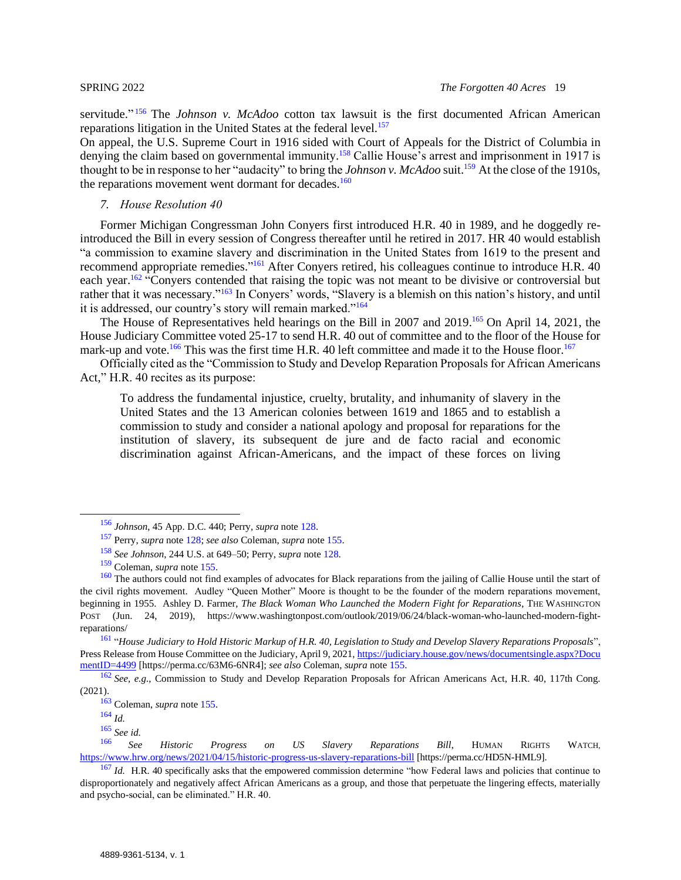servitude."[156] The *Johnson v. McAdoo* cotton tax lawsuit is the first documented African American reparations litigation in the United States at the federal level.[157]

On appeal, the U.S. Supreme Court in 1916 sided with Court of Appeals for the District of Columbia in denying the claim based on governmental immunity.[158] Callie House's arrest and imprisonment in 1917 is thought to be in response to her "audacity" to bring the *Johnson v. McAdoo* suit.[159] At the close of the 1910s, the reparations movement went dormant for decades.[160]

### *7. House Resolution 40*

Former Michigan Congressman John Conyers first introduced H.R. 40 in 1989, and he doggedly re-introduced the Bill in every session of Congress thereafter until he retired in 2017. HR 40 would establish "a commission to examine slavery and discrimination in the United States from 1619 to the present and recommend appropriate remedies."[161] After Conyers retired, his colleagues continue to introduce H.R. 40 each year.[162] "Conyers contended that raising the topic was not meant to be divisive or controversial but rather that it was necessary."[163] In Conyers' words, "Slavery is a blemish on this nation's history, and until it is addressed, our country's story will remain marked."[164]

The House of Representatives held hearings on the Bill in 2007 and 2019.[165] On April 14, 2021, the House Judiciary Committee voted 25-17 to send H.R. 40 out of committee and to the floor of the House for mark-up and vote.[166] This was the first time H.R. 40 left committee and made it to the House floor.[167]

Officially cited as the "Commission to Study and Develop Reparation Proposals for African Americans Act," H.R. 40 recites as its purpose:

> To address the fundamental injustice, cruelty, brutality, and inhumanity of slavery in the United States and the 13 American colonies between 1619 and 1865 and to establish a commission to study and consider a national apology and proposal for reparations for the institution of slavery, its subsequent de jure and de facto racial and economic discrimination against African-Americans, and the impact of these forces on living

---

[156] *Johnson*, 45 App. D.C. 440; Perry, *supra* note 128.

[157] Perry, *supra* note 128; *see also* Coleman, *supra* note 155.

[158] *See Johnson*, 244 U.S. at 649–50; Perry, *supra* note 128.

[159] Coleman, *supra* note 155.

[160] The authors could not find examples of advocates for Black reparations from the jailing of Callie House until the start of the civil rights movement. Audley "Queen Mother" Moore is thought to be the founder of the modern reparations movement, beginning in 1955. Ashley D. Farmer, *The Black Woman Who Launched the Modern Fight for Reparations*, THE WASHINGTON POST (Jun. 24, 2019), https://www.washingtonpost.com/outlook/2019/06/24/black-woman-who-launched-modern-fight-reparations/

[161] "*House Judiciary to Hold Historic Markup of H.R. 40, Legislation to Study and Develop Slavery Reparations Proposals*", Press Release from House Committee on the Judiciary, April 9, 2021, https://judiciary.house.gov/news/documentsingle.aspx?DocumentID=4499 [https://perma.cc/63M6-6NR4]; *see also* Coleman, *supra* note 155.

[162] *See, e.g.*, Commission to Study and Develop Reparation Proposals for African Americans Act, H.R. 40, 117th Cong. (2021).

[163] Coleman, *supra* note 155.

[164] *Id.*

[165] *See id.*

[166] *See Historic Progress on US Slavery Reparations Bill*, HUMAN RIGHTS WATCH, https://www.hrw.org/news/2021/04/15/historic-progress-us-slavery-reparations-bill [https://perma.cc/HD5N-HML9].

[167] *Id.* H.R. 40 specifically asks that the empowered commission determine "how Federal laws and policies that continue to disproportionately and negatively affect African Americans as a group, and those that perpetuate the lingering effects, materially and psycho-social, can be eliminated." H.R. 40.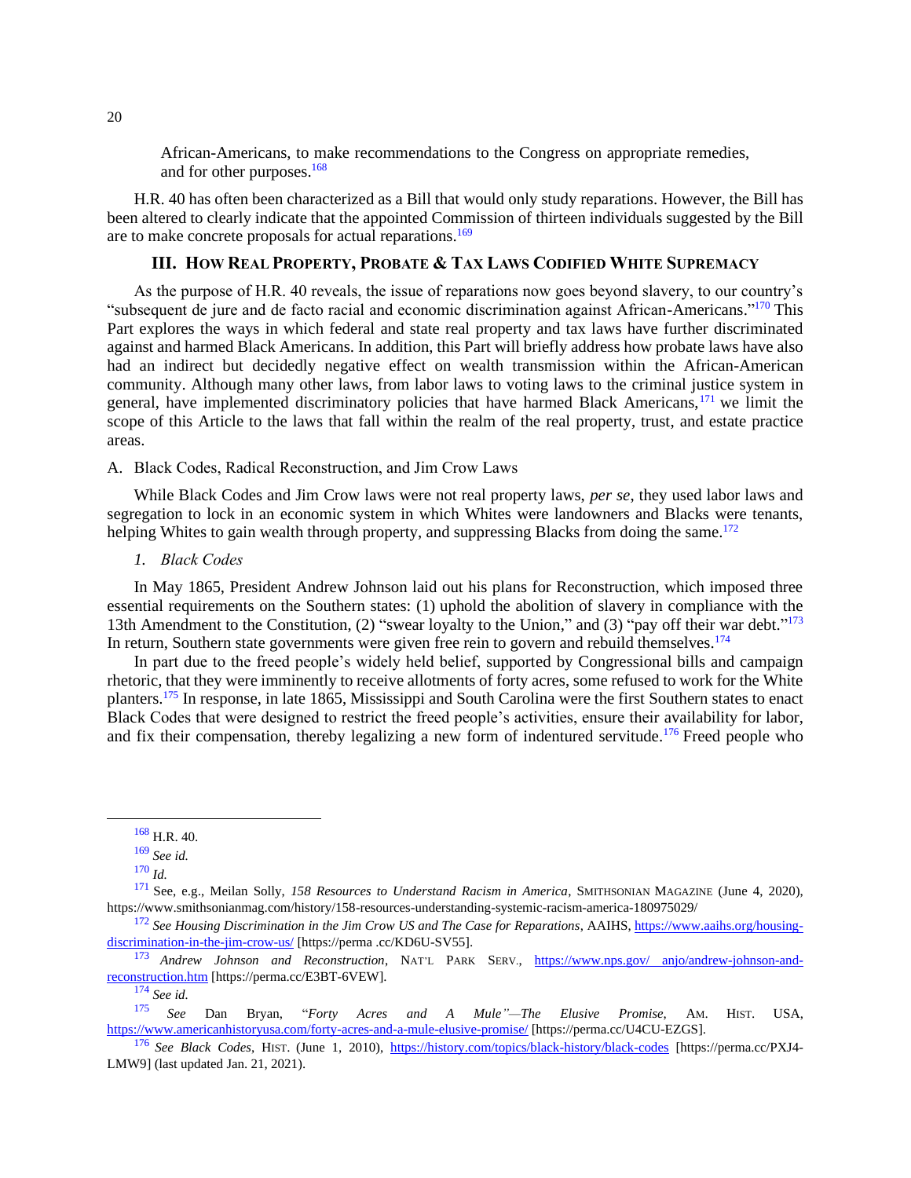African-Americans, to make recommendations to the Congress on appropriate remedies, and for other purposes.[168]

H.R. 40 has often been characterized as a Bill that would only study reparations. However, the Bill has been altered to clearly indicate that the appointed Commission of thirteen individuals suggested by the Bill are to make concrete proposals for actual reparations.[169]

## III. How Real Property, Probate & Tax Laws Codified White Supremacy

As the purpose of H.R. 40 reveals, the issue of reparations now goes beyond slavery, to our country's "subsequent de jure and de facto racial and economic discrimination against African-Americans."[170] This Part explores the ways in which federal and state real property and tax laws have further discriminated against and harmed Black Americans. In addition, this Part will briefly address how probate laws have also had an indirect but decidedly negative effect on wealth transmission within the African-American community. Although many other laws, from labor laws to voting laws to the criminal justice system in general, have implemented discriminatory policies that have harmed Black Americans,[171] we limit the scope of this Article to the laws that fall within the realm of the real property, trust, and estate practice areas.

### A. Black Codes, Radical Reconstruction, and Jim Crow Laws

While Black Codes and Jim Crow laws were not real property laws, *per se*, they used labor laws and segregation to lock in an economic system in which Whites were landowners and Blacks were tenants, helping Whites to gain wealth through property, and suppressing Blacks from doing the same.[172]

#### 1. *Black Codes*

In May 1865, President Andrew Johnson laid out his plans for Reconstruction, which imposed three essential requirements on the Southern states: (1) uphold the abolition of slavery in compliance with the 13th Amendment to the Constitution, (2) "swear loyalty to the Union," and (3) "pay off their war debt."[173] In return, Southern state governments were given free rein to govern and rebuild themselves.[174]

In part due to the freed people's widely held belief, supported by Congressional bills and campaign rhetoric, that they were imminently to receive allotments of forty acres, some refused to work for the White planters.[175] In response, in late 1865, Mississippi and South Carolina were the first Southern states to enact Black Codes that were designed to restrict the freed people's activities, ensure their availability for labor, and fix their compensation, thereby legalizing a new form of indentured servitude.[176] Freed people who

---

[168] H.R. 40.

[169] *See id.*

[170] *Id.*

[171] See, e.g., Meilan Solly, *158 Resources to Understand Racism in America*, Smithsonian Magazine (June 4, 2020), https://www.smithsonianmag.com/history/158-resources-understanding-systemic-racism-america-180975029/

[172] *See Housing Discrimination in the Jim Crow US and The Case for Reparations*, AAIHS, https://www.aaihs.org/housing-discrimination-in-the-jim-crow-us/ [https://perma .cc/KD6U-SV55].

[173] *Andrew Johnson and Reconstruction*, Nat'l Park Serv., https://www.nps.gov/ anjo/andrew-johnson-and-reconstruction.htm [https://perma.cc/E3BT-6VEW].

[174] *See id.*

[175] *See* Dan Bryan, "*Forty Acres and A Mule"—The Elusive Promise*, Am. Hist. USA, https://www.americanhistoryusa.com/forty-acres-and-a-mule-elusive-promise/ [https://perma.cc/U4CU-EZGS].

[176] *See Black Codes*, Hist. (June 1, 2010), https://history.com/topics/black-history/black-codes [https://perma.cc/PXJ4-LMW9] (last updated Jan. 21, 2021).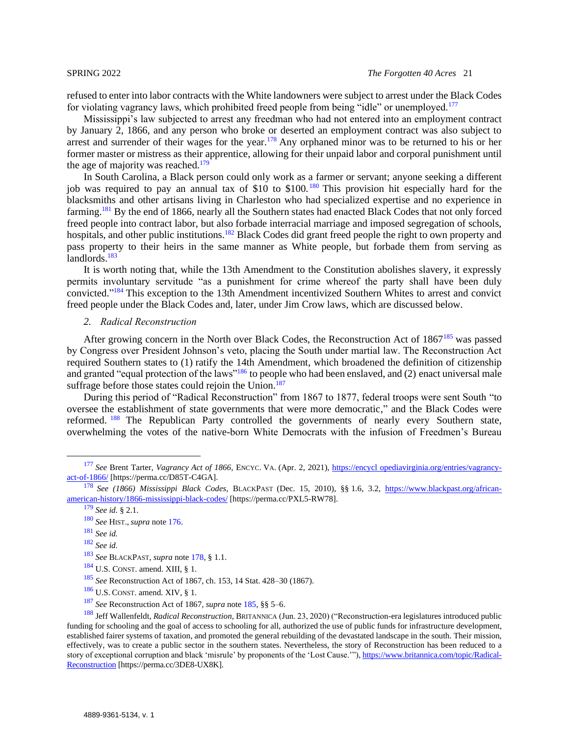refused to enter into labor contracts with the White landowners were subject to arrest under the Black Codes for violating vagrancy laws, which prohibited freed people from being "idle" or unemployed.[177]

Mississippi's law subjected to arrest any freedman who had not entered into an employment contract by January 2, 1866, and any person who broke or deserted an employment contract was also subject to arrest and surrender of their wages for the year.[178] Any orphaned minor was to be returned to his or her former master or mistress as their apprentice, allowing for their unpaid labor and corporal punishment until the age of majority was reached.[179]

In South Carolina, a Black person could only work as a farmer or servant; anyone seeking a different job was required to pay an annual tax of $10 to $100.[180] This provision hit especially hard for the blacksmiths and other artisans living in Charleston who had specialized expertise and no experience in farming.[181] By the end of 1866, nearly all the Southern states had enacted Black Codes that not only forced freed people into contract labor, but also forbade interracial marriage and imposed segregation of schools, hospitals, and other public institutions.[182] Black Codes did grant freed people the right to own property and pass property to their heirs in the same manner as White people, but forbade them from serving as landlords.[183]

It is worth noting that, while the 13th Amendment to the Constitution abolishes slavery, it expressly permits involuntary servitude "as a punishment for crime whereof the party shall have been duly convicted."[184] This exception to the 13th Amendment incentivized Southern Whites to arrest and convict freed people under the Black Codes and, later, under Jim Crow laws, which are discussed below.

### 2. *Radical Reconstruction*

After growing concern in the North over Black Codes, the Reconstruction Act of 1867[185] was passed by Congress over President Johnson's veto, placing the South under martial law. The Reconstruction Act required Southern states to (1) ratify the 14th Amendment, which broadened the definition of citizenship and granted "equal protection of the laws"[186] to people who had been enslaved, and (2) enact universal male suffrage before those states could rejoin the Union.[187]

During this period of "Radical Reconstruction" from 1867 to 1877, federal troops were sent South "to oversee the establishment of state governments that were more democratic," and the Black Codes were reformed.[188] The Republican Party controlled the governments of nearly every Southern state, overwhelming the votes of the native-born White Democrats with the infusion of Freedmen's Bureau

---

[177] *See* Brent Tarter, *Vagrancy Act of 1866*, ENCYC. VA. (Apr. 2, 2021), https://encyclopediavirginia.org/entries/vagrancy-act-of-1866/ [https://perma.cc/D85T-C4GA].

[178] *See (1866) Mississippi Black Codes*, BLACKPAST (Dec. 15, 2010), §§ 1.6, 3.2, https://www.blackpast.org/african-american-history/1866-mississippi-black-codes/ [https://perma.cc/PXL5-RW78].

[179] *See id.* § 2.1.

[180] *See* HIST., *supra* note 176.

[181] *See id.*

[182] *See id.*

[183] *See* BLACKPAST, *supra* note 178, § 1.1.

[184] U.S. CONST. amend. XIII, § 1.

[185] *See* Reconstruction Act of 1867, ch. 153, 14 Stat. 428–30 (1867).

[186] U.S. CONST. amend. XIV, § 1.

[187] *See* Reconstruction Act of 1867, *supra* note 185, §§ 5–6.

[188] Jeff Wallenfeldt, *Radical Reconstruction*, BRITANNICA (Jun. 23, 2020) ("Reconstruction-era legislatures introduced public funding for schooling and the goal of access to schooling for all, authorized the use of public funds for infrastructure development, established fairer systems of taxation, and promoted the general rebuilding of the devastated landscape in the south. Their mission, effectively, was to create a public sector in the southern states. Nevertheless, the story of Reconstruction has been reduced to a story of exceptional corruption and black 'misrule' by proponents of the 'Lost Cause.'"), https://www.britannica.com/topic/Radical-Reconstruction [https://perma.cc/3DE8-UX8K].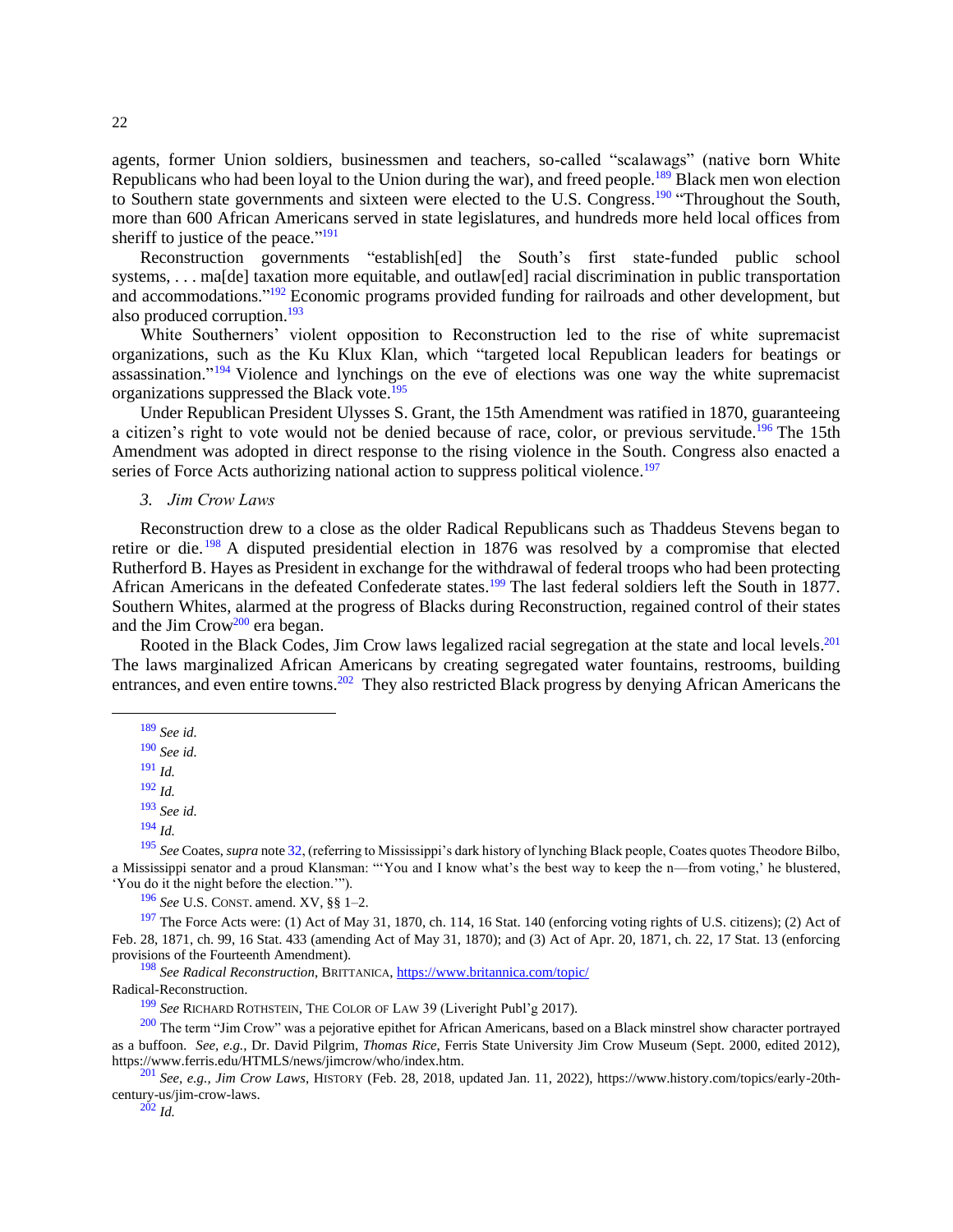agents, former Union soldiers, businessmen and teachers, so-called "scalawags" (native born White Republicans who had been loyal to the Union during the war), and freed people.[189] Black men won election to Southern state governments and sixteen were elected to the U.S. Congress.[190] "Throughout the South, more than 600 African Americans served in state legislatures, and hundreds more held local offices from sheriff to justice of the peace."[191]

Reconstruction governments "establish[ed] the South's first state-funded public school systems, . . . ma[de] taxation more equitable, and outlaw[ed] racial discrimination in public transportation and accommodations."[192] Economic programs provided funding for railroads and other development, but also produced corruption.[193]

White Southerners' violent opposition to Reconstruction led to the rise of white supremacist organizations, such as the Ku Klux Klan, which "targeted local Republican leaders for beatings or assassination."[194] Violence and lynchings on the eve of elections was one way the white supremacist organizations suppressed the Black vote.[195]

Under Republican President Ulysses S. Grant, the 15th Amendment was ratified in 1870, guaranteeing a citizen's right to vote would not be denied because of race, color, or previous servitude.[196] The 15th Amendment was adopted in direct response to the rising violence in the South. Congress also enacted a series of Force Acts authorizing national action to suppress political violence.[197]

### 3. *Jim Crow Laws*

Reconstruction drew to a close as the older Radical Republicans such as Thaddeus Stevens began to retire or die.[198] A disputed presidential election in 1876 was resolved by a compromise that elected Rutherford B. Hayes as President in exchange for the withdrawal of federal troops who had been protecting African Americans in the defeated Confederate states.[199] The last federal soldiers left the South in 1877. Southern Whites, alarmed at the progress of Blacks during Reconstruction, regained control of their states and the Jim Crow[200] era began.

Rooted in the Black Codes, Jim Crow laws legalized racial segregation at the state and local levels.[201] The laws marginalized African Americans by creating segregated water fountains, restrooms, building entrances, and even entire towns.[202] They also restricted Black progress by denying African Americans the

---

[189] *See id.*

[190] *See id.*

[191] *Id.*

[192] *Id.*

[193] *See id.*

[194] *Id.*

[195] *See* Coates, *supra* note 32, (referring to Mississippi's dark history of lynching Black people, Coates quotes Theodore Bilbo, a Mississippi senator and a proud Klansman: "'You and I know what's the best way to keep the n—from voting,' he blustered, 'You do it the night before the election.'").

[196] *See* U.S. CONST. amend. XV, §§ 1–2.

[197] The Force Acts were: (1) Act of May 31, 1870, ch. 114, 16 Stat. 140 (enforcing voting rights of U.S. citizens); (2) Act of Feb. 28, 1871, ch. 99, 16 Stat. 433 (amending Act of May 31, 1870); and (3) Act of Apr. 20, 1871, ch. 22, 17 Stat. 13 (enforcing provisions of the Fourteenth Amendment).

[198] *See Radical Reconstruction*, BRITTANICA, https://www.britannica.com/topic/Radical-Reconstruction.

[199] *See* RICHARD ROTHSTEIN, THE COLOR OF LAW 39 (Liveright Publ'g 2017).

[200] The term "Jim Crow" was a pejorative epithet for African Americans, based on a Black minstrel show character portrayed as a buffoon. *See, e.g.*, Dr. David Pilgrim, *Thomas Rice*, Ferris State University Jim Crow Museum (Sept. 2000, edited 2012), https://www.ferris.edu/HTMLS/news/jimcrow/who/index.htm.

[201] *See, e.g.*, *Jim Crow Laws*, HISTORY (Feb. 28, 2018, updated Jan. 11, 2022), https://www.history.com/topics/early-20th-century-us/jim-crow-laws.

[202] *Id.*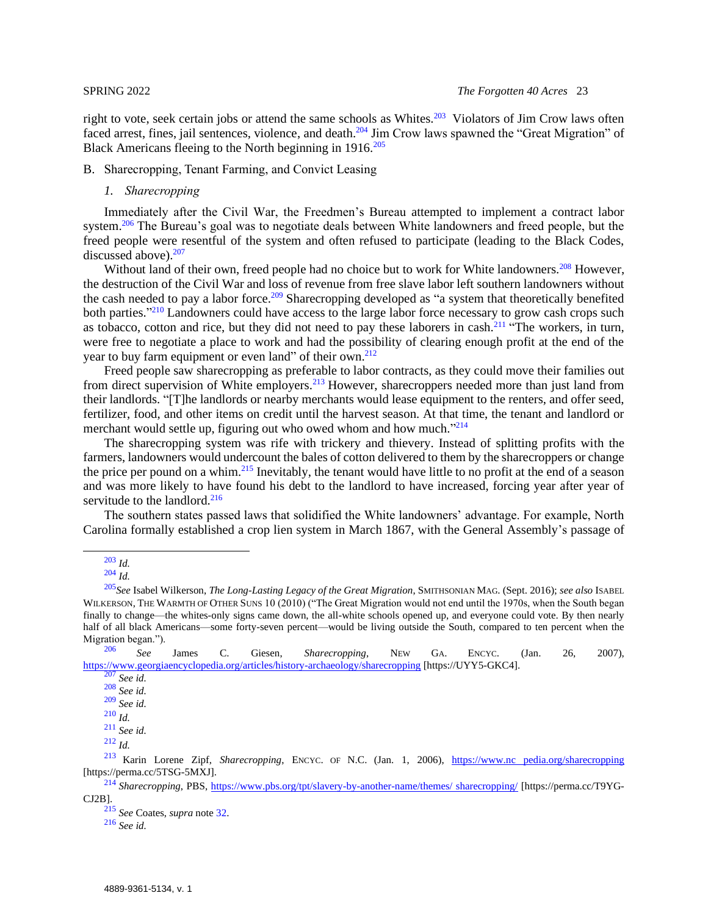right to vote, seek certain jobs or attend the same schools as Whites.[203] Violators of Jim Crow laws often faced arrest, fines, jail sentences, violence, and death.[204] Jim Crow laws spawned the "Great Migration" of Black Americans fleeing to the North beginning in 1916.[205]

B. Sharecropping, Tenant Farming, and Convict Leasing

*1. Sharecropping*

Immediately after the Civil War, the Freedmen's Bureau attempted to implement a contract labor system.[206] The Bureau's goal was to negotiate deals between White landowners and freed people, but the freed people were resentful of the system and often refused to participate (leading to the Black Codes, discussed above).[207]

Without land of their own, freed people had no choice but to work for White landowners.[208] However, the destruction of the Civil War and loss of revenue from free slave labor left southern landowners without the cash needed to pay a labor force.[209] Sharecropping developed as "a system that theoretically benefited both parties."[210] Landowners could have access to the large labor force necessary to grow cash crops such as tobacco, cotton and rice, but they did not need to pay these laborers in cash.[211] "The workers, in turn, were free to negotiate a place to work and had the possibility of clearing enough profit at the end of the year to buy farm equipment or even land" of their own.[212]

Freed people saw sharecropping as preferable to labor contracts, as they could move their families out from direct supervision of White employers.[213] However, sharecroppers needed more than just land from their landlords. "[T]he landlords or nearby merchants would lease equipment to the renters, and offer seed, fertilizer, food, and other items on credit until the harvest season. At that time, the tenant and landlord or merchant would settle up, figuring out who owed whom and how much."[214]

The sharecropping system was rife with trickery and thievery. Instead of splitting profits with the farmers, landowners would undercount the bales of cotton delivered to them by the sharecroppers or change the price per pound on a whim.[215] Inevitably, the tenant would have little to no profit at the end of a season and was more likely to have found his debt to the landlord to have increased, forcing year after year of servitude to the landlord.[216]

The southern states passed laws that solidified the White landowners' advantage. For example, North Carolina formally established a crop lien system in March 1867, with the General Assembly's passage of

---

[203] *Id.*

[204] *Id.*

[205] *See* Isabel Wilkerson, *The Long-Lasting Legacy of the Great Migration*, SMITHSONIAN MAG. (Sept. 2016); *see also* ISABEL WILKERSON, THE WARMTH OF OTHER SUNS 10 (2010) ("The Great Migration would not end until the 1970s, when the South began finally to change—the whites-only signs came down, the all-white schools opened up, and everyone could vote. By then nearly half of all black Americans—some forty-seven percent—would be living outside the South, compared to ten percent when the Migration began.").

[206] *See* James C. Giesen, *Sharecropping*, NEW GA. ENCYC. (Jan. 26, 2007), https://www.georgiaencyclopedia.org/articles/history-archaeology/sharecropping [https://UYY5-GKC4].

[207] *See id.*

[208] *See id.*

[209] *See id.*

[210] *Id.*

[211] *See id.*

[212] *Id.*

[213] Karin Lorene Zipf, *Sharecropping*, ENCYC. OF N.C. (Jan. 1, 2006), https://www.nc pedia.org/sharecropping [https://perma.cc/5TSG-5MXJ].

[214] *Sharecropping*, PBS, https://www.pbs.org/tpt/slavery-by-another-name/themes/ sharecropping/ [https://perma.cc/T9YG-CJ2B].

[215] *See* Coates, *supra* note 32.

[216] *See id.*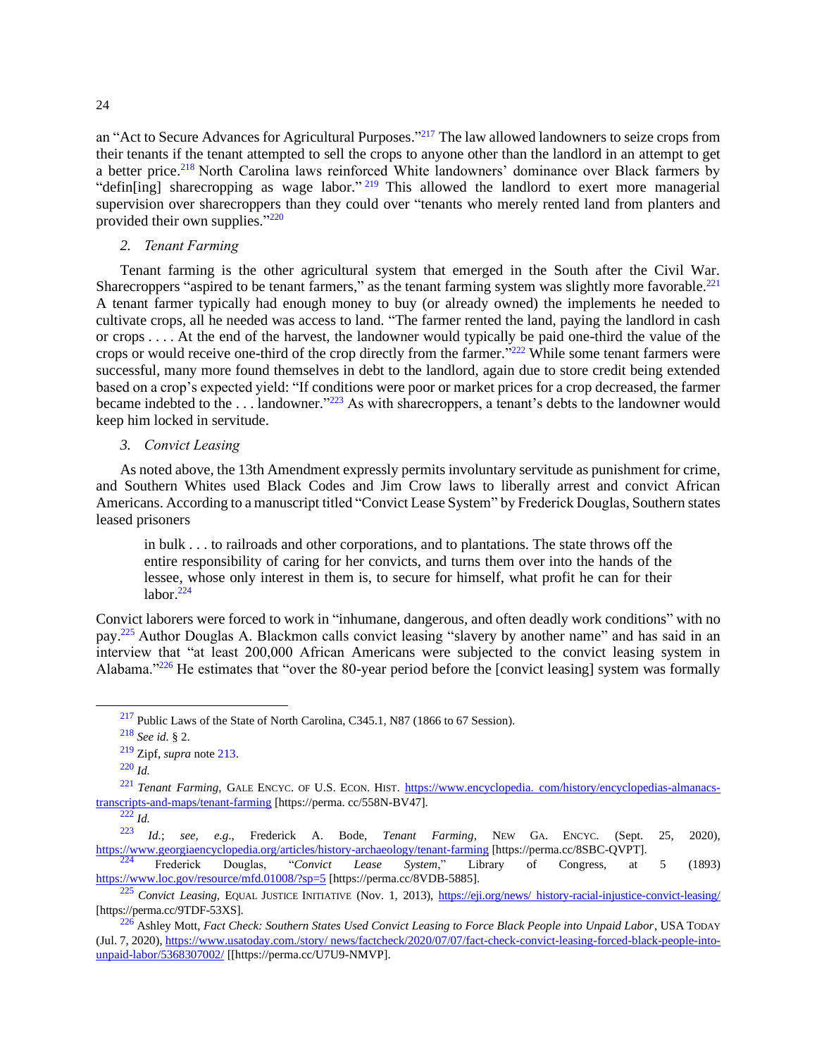an "Act to Secure Advances for Agricultural Purposes."[217] The law allowed landowners to seize crops from their tenants if the tenant attempted to sell the crops to anyone other than the landlord in an attempt to get a better price.[218] North Carolina laws reinforced White landowners' dominance over Black farmers by "defin[ing] sharecropping as wage labor."[219] This allowed the landlord to exert more managerial supervision over sharecroppers than they could over "tenants who merely rented land from planters and provided their own supplies."[220]

### 2. *Tenant Farming*

Tenant farming is the other agricultural system that emerged in the South after the Civil War. Sharecroppers "aspired to be tenant farmers," as the tenant farming system was slightly more favorable.[221] A tenant farmer typically had enough money to buy (or already owned) the implements he needed to cultivate crops, all he needed was access to land. "The farmer rented the land, paying the landlord in cash or crops . . . . At the end of the harvest, the landowner would typically be paid one-third the value of the crops or would receive one-third of the crop directly from the farmer."[222] While some tenant farmers were successful, many more found themselves in debt to the landlord, again due to store credit being extended based on a crop's expected yield: "If conditions were poor or market prices for a crop decreased, the farmer became indebted to the . . . landowner."[223] As with sharecroppers, a tenant's debts to the landowner would keep him locked in servitude.

### 3. *Convict Leasing*

As noted above, the 13th Amendment expressly permits involuntary servitude as punishment for crime, and Southern Whites used Black Codes and Jim Crow laws to liberally arrest and convict African Americans. According to a manuscript titled "Convict Lease System" by Frederick Douglas, Southern states leased prisoners

> in bulk . . . to railroads and other corporations, and to plantations. The state throws off the entire responsibility of caring for her convicts, and turns them over into the hands of the lessee, whose only interest in them is, to secure for himself, what profit he can for their labor.[224]

Convict laborers were forced to work in "inhumane, dangerous, and often deadly work conditions" with no pay.[225] Author Douglas A. Blackmon calls convict leasing "slavery by another name" and has said in an interview that "at least 200,000 African Americans were subjected to the convict leasing system in Alabama."[226] He estimates that "over the 80-year period before the [convict leasing] system was formally

---

[217] Public Laws of the State of North Carolina, C345.1, N87 (1866 to 67 Session).

[218] *See id.* § 2.

[219] Zipf, *supra* note 213.

[220] *Id.*

[221] *Tenant Farming*, GALE ENCYC. OF U.S. ECON. HIST. https://www.encyclopedia. com/history/encyclopedias-almanacs-transcripts-and-maps/tenant-farming [https://perma. cc/558N-BV47].

[222] *Id.*

[223] *Id.*; *see, e.g.*, Frederick A. Bode, *Tenant Farming*, NEW GA. ENCYC. (Sept. 25, 2020), https://www.georgiaencyclopedia.org/articles/history-archaeology/tenant-farming [https://perma.cc/8SBC-QVPT].

[224] Frederick Douglas, "*Convict Lease System*," Library of Congress, at 5 (1893) https://www.loc.gov/resource/mfd.01008/?sp=5 [https://perma.cc/8VDB-5885].

[225] *Convict Leasing*, EQUAL JUSTICE INITIATIVE (Nov. 1, 2013), https://eji.org/news/ history-racial-injustice-convict-leasing/ [https://perma.cc/9TDF-53XS].

[226] Ashley Mott, *Fact Check: Southern States Used Convict Leasing to Force Black People into Unpaid Labor*, USA TODAY (Jul. 7, 2020), https://www.usatoday.com./story/ news/factcheck/2020/07/07/fact-check-convict-leasing-forced-black-people-into-unpaid-labor/5368307002/ [[https://perma.cc/U7U9-NMVP].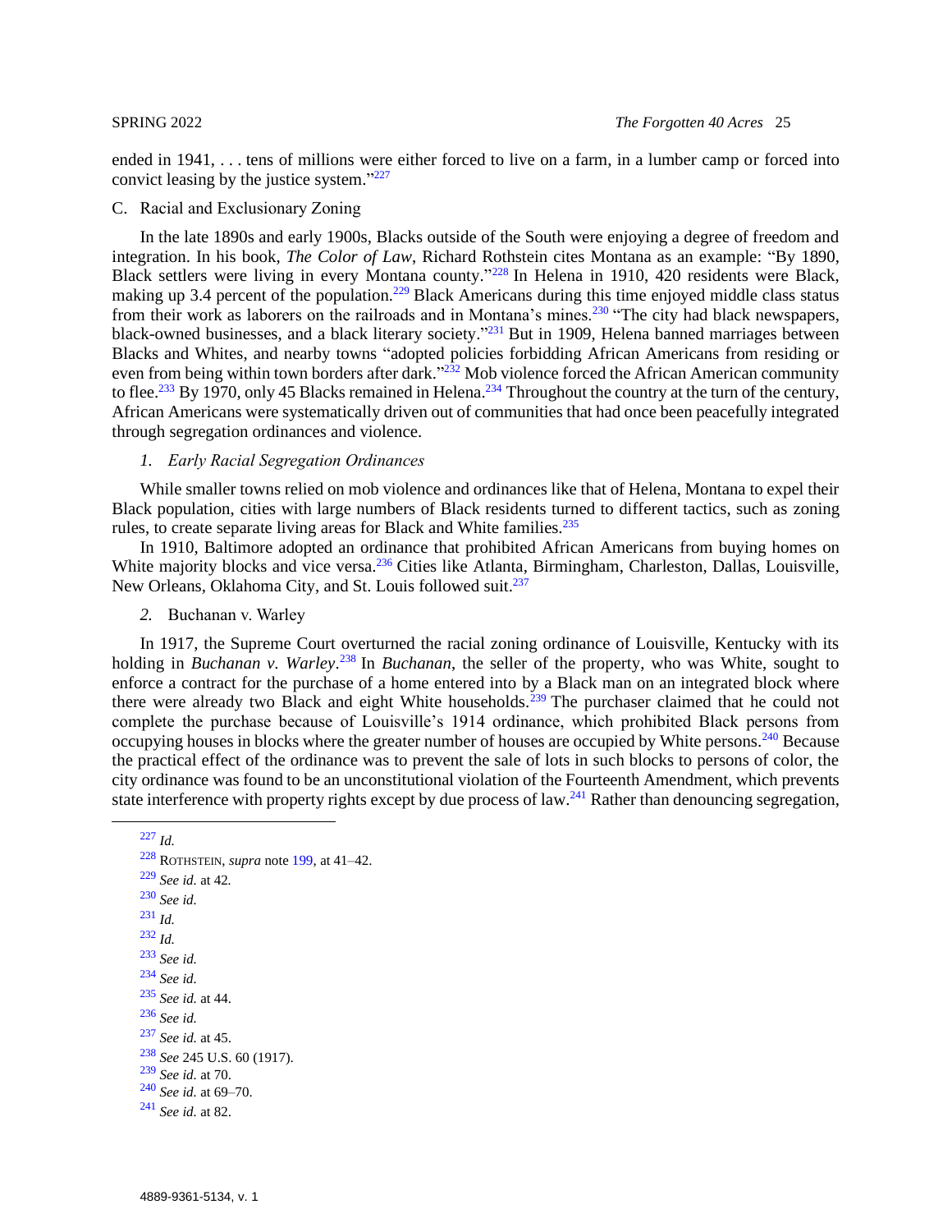ended in 1941, . . . tens of millions were either forced to live on a farm, in a lumber camp or forced into convict leasing by the justice system."[227]

C. Racial and Exclusionary Zoning

In the late 1890s and early 1900s, Blacks outside of the South were enjoying a degree of freedom and integration. In his book, *The Color of Law*, Richard Rothstein cites Montana as an example: "By 1890, Black settlers were living in every Montana county."[228] In Helena in 1910, 420 residents were Black, making up 3.4 percent of the population.[229] Black Americans during this time enjoyed middle class status from their work as laborers on the railroads and in Montana's mines.[230] "The city had black newspapers, black-owned businesses, and a black literary society."[231] But in 1909, Helena banned marriages between Blacks and Whites, and nearby towns "adopted policies forbidding African Americans from residing or even from being within town borders after dark."[232] Mob violence forced the African American community to flee.[233] By 1970, only 45 Blacks remained in Helena.[234] Throughout the country at the turn of the century, African Americans were systematically driven out of communities that had once been peacefully integrated through segregation ordinances and violence.

*1. Early Racial Segregation Ordinances*

While smaller towns relied on mob violence and ordinances like that of Helena, Montana to expel their Black population, cities with large numbers of Black residents turned to different tactics, such as zoning rules, to create separate living areas for Black and White families.[235]

In 1910, Baltimore adopted an ordinance that prohibited African Americans from buying homes on White majority blocks and vice versa.[236] Cities like Atlanta, Birmingham, Charleston, Dallas, Louisville, New Orleans, Oklahoma City, and St. Louis followed suit.[237]

*2.* Buchanan v. Warley

In 1917, the Supreme Court overturned the racial zoning ordinance of Louisville, Kentucky with its holding in *Buchanan v. Warley*.[238] In *Buchanan*, the seller of the property, who was White, sought to enforce a contract for the purchase of a home entered into by a Black man on an integrated block where there were already two Black and eight White households.[239] The purchaser claimed that he could not complete the purchase because of Louisville's 1914 ordinance, which prohibited Black persons from occupying houses in blocks where the greater number of houses are occupied by White persons.[240] Because the practical effect of the ordinance was to prevent the sale of lots in such blocks to persons of color, the city ordinance was found to be an unconstitutional violation of the Fourteenth Amendment, which prevents state interference with property rights except by due process of law.[241] Rather than denouncing segregation,

---

[227] *Id.*

[228] ROTHSTEIN, *supra* note 199, at 41–42.

[229] *See id.* at 42.

[230] *See id.*

[231] *Id.*

[232] *Id.*

[233] *See id.*

[234] *See id.*

[235] *See id.* at 44.

[236] *See id.*

[237] *See id.* at 45.

[238] *See* 245 U.S. 60 (1917).

[239] *See id.* at 70.

[240] *See id.* at 69–70.

[241] *See id.* at 82.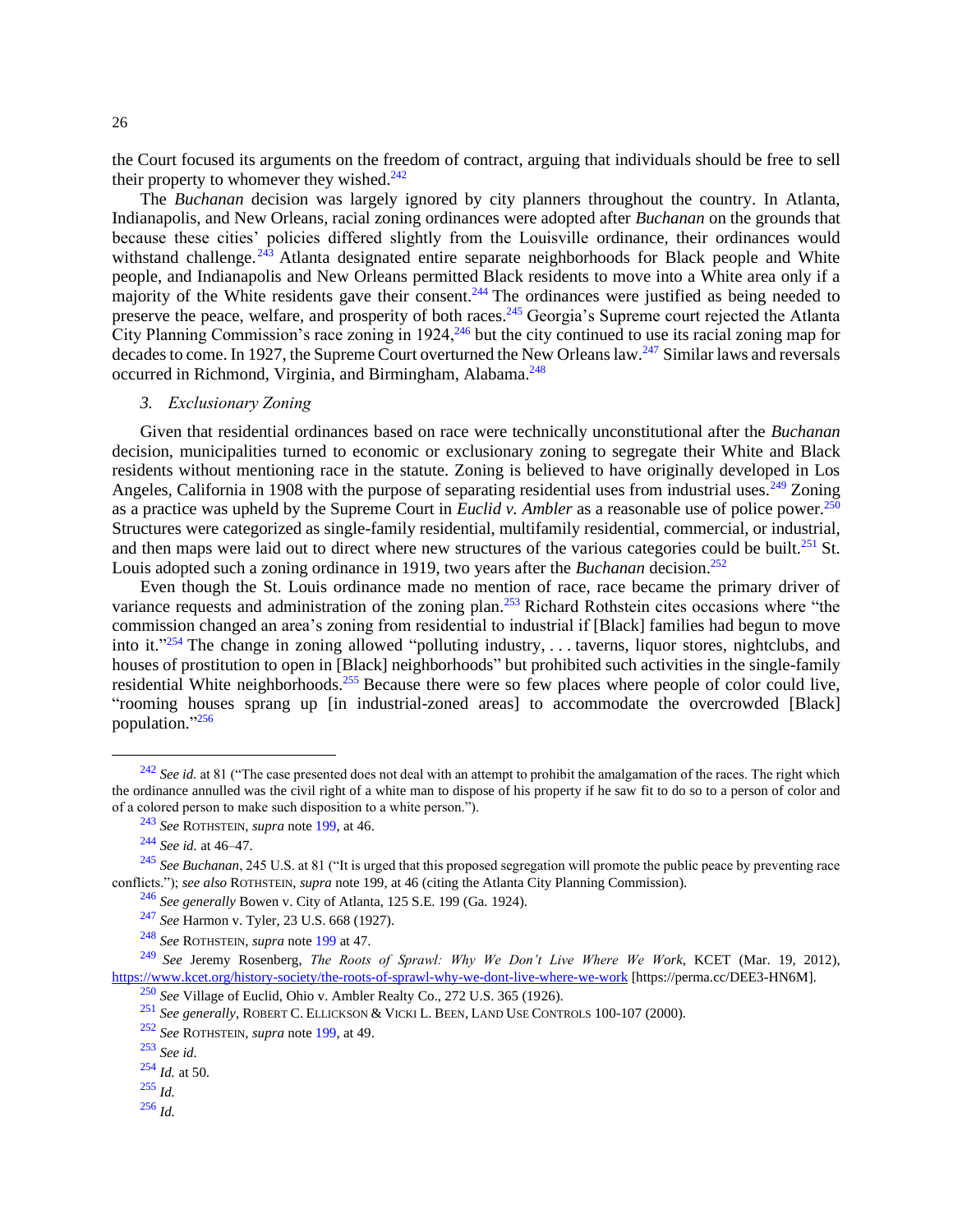the Court focused its arguments on the freedom of contract, arguing that individuals should be free to sell their property to whomever they wished.[242]

The *Buchanan* decision was largely ignored by city planners throughout the country. In Atlanta, Indianapolis, and New Orleans, racial zoning ordinances were adopted after *Buchanan* on the grounds that because these cities' policies differed slightly from the Louisville ordinance, their ordinances would withstand challenge.[243] Atlanta designated entire separate neighborhoods for Black people and White people, and Indianapolis and New Orleans permitted Black residents to move into a White area only if a majority of the White residents gave their consent.[244] The ordinances were justified as being needed to preserve the peace, welfare, and prosperity of both races.[245] Georgia's Supreme court rejected the Atlanta City Planning Commission's race zoning in 1924,[246] but the city continued to use its racial zoning map for decades to come. In 1927, the Supreme Court overturned the New Orleans law.[247] Similar laws and reversals occurred in Richmond, Virginia, and Birmingham, Alabama.[248]

### 3. *Exclusionary Zoning*

Given that residential ordinances based on race were technically unconstitutional after the *Buchanan* decision, municipalities turned to economic or exclusionary zoning to segregate their White and Black residents without mentioning race in the statute. Zoning is believed to have originally developed in Los Angeles, California in 1908 with the purpose of separating residential uses from industrial uses.[249] Zoning as a practice was upheld by the Supreme Court in *Euclid v. Ambler* as a reasonable use of police power.[250] Structures were categorized as single-family residential, multifamily residential, commercial, or industrial, and then maps were laid out to direct where new structures of the various categories could be built.[251] St. Louis adopted such a zoning ordinance in 1919, two years after the *Buchanan* decision.[252]

Even though the St. Louis ordinance made no mention of race, race became the primary driver of variance requests and administration of the zoning plan.[253] Richard Rothstein cites occasions where "the commission changed an area's zoning from residential to industrial if [Black] families had begun to move into it."[254] The change in zoning allowed "polluting industry, . . . taverns, liquor stores, nightclubs, and houses of prostitution to open in [Black] neighborhoods" but prohibited such activities in the single-family residential White neighborhoods.[255] Because there were so few places where people of color could live, "rooming houses sprang up [in industrial-zoned areas] to accommodate the overcrowded [Black] population."[256]

---

[242] *See id.* at 81 ("The case presented does not deal with an attempt to prohibit the amalgamation of the races. The right which the ordinance annulled was the civil right of a white man to dispose of his property if he saw fit to do so to a person of color and of a colored person to make such disposition to a white person.").

[243] *See* ROTHSTEIN, *supra* note 199, at 46.

[244] *See id.* at 46–47.

[245] *See Buchanan*, 245 U.S. at 81 ("It is urged that this proposed segregation will promote the public peace by preventing race conflicts."); *see also* ROTHSTEIN, *supra* note 199, at 46 (citing the Atlanta City Planning Commission).

[246] *See generally* Bowen v. City of Atlanta, 125 S.E. 199 (Ga. 1924).

[247] *See* Harmon v. Tyler, 23 U.S. 668 (1927).

[248] *See* ROTHSTEIN, *supra* note 199 at 47.

[249] *See* Jeremy Rosenberg, *The Roots of Sprawl: Why We Don't Live Where We Work*, KCET (Mar. 19, 2012), https://www.kcet.org/history-society/the-roots-of-sprawl-why-we-dont-live-where-we-work [https://perma.cc/DEE3-HN6M].

[250] *See* Village of Euclid, Ohio v. Ambler Realty Co., 272 U.S. 365 (1926).

[251] *See generally*, ROBERT C. ELLICKSON & VICKI L. BEEN, LAND USE CONTROLS 100-107 (2000).

[252] *See* ROTHSTEIN, *supra* note 199, at 49.

[253] *See id.*

[254] *Id.* at 50.

[255] *Id.*

[256] *Id.*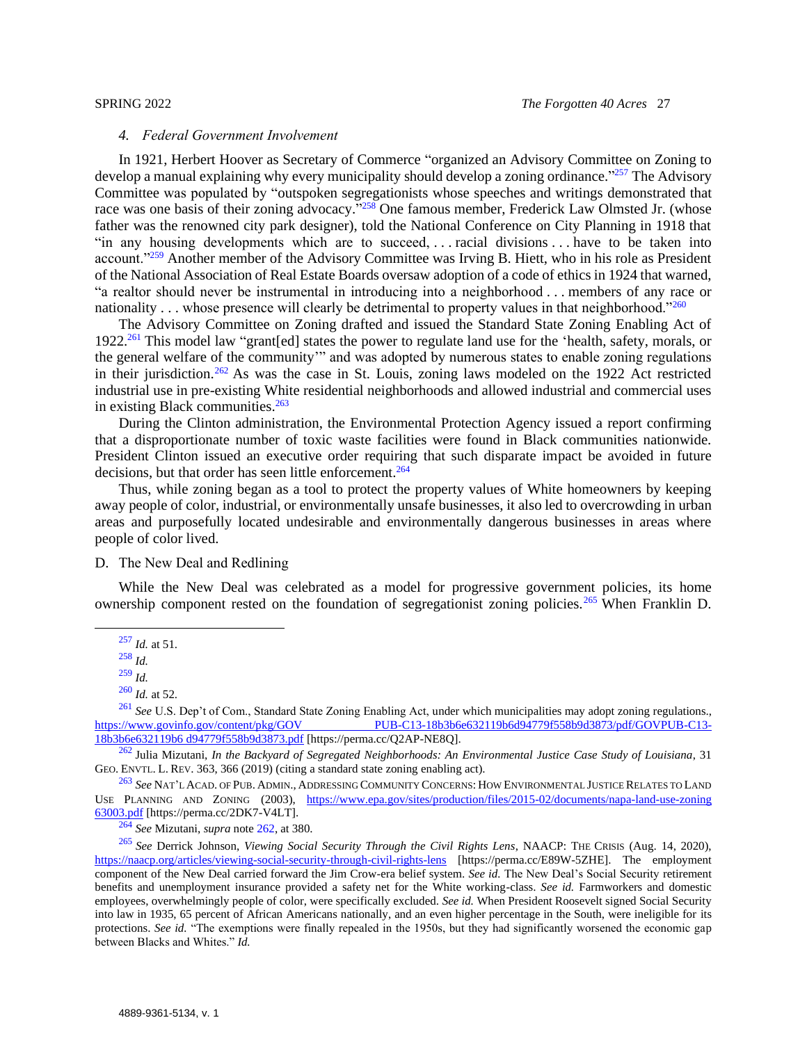#### 4. *Federal Government Involvement*

In 1921, Herbert Hoover as Secretary of Commerce "organized an Advisory Committee on Zoning to develop a manual explaining why every municipality should develop a zoning ordinance."[257] The Advisory Committee was populated by "outspoken segregationists whose speeches and writings demonstrated that race was one basis of their zoning advocacy."[258] One famous member, Frederick Law Olmsted Jr. (whose father was the renowned city park designer), told the National Conference on City Planning in 1918 that "in any housing developments which are to succeed, . . . racial divisions . . . have to be taken into account."[259] Another member of the Advisory Committee was Irving B. Hiett, who in his role as President of the National Association of Real Estate Boards oversaw adoption of a code of ethics in 1924 that warned, "a realtor should never be instrumental in introducing into a neighborhood . . . members of any race or nationality . . . whose presence will clearly be detrimental to property values in that neighborhood."[260]

The Advisory Committee on Zoning drafted and issued the Standard State Zoning Enabling Act of 1922.[261] This model law "grant[ed] states the power to regulate land use for the 'health, safety, morals, or the general welfare of the community'" and was adopted by numerous states to enable zoning regulations in their jurisdiction.[262] As was the case in St. Louis, zoning laws modeled on the 1922 Act restricted industrial use in pre-existing White residential neighborhoods and allowed industrial and commercial uses in existing Black communities.[263]

During the Clinton administration, the Environmental Protection Agency issued a report confirming that a disproportionate number of toxic waste facilities were found in Black communities nationwide. President Clinton issued an executive order requiring that such disparate impact be avoided in future decisions, but that order has seen little enforcement.[264]

Thus, while zoning began as a tool to protect the property values of White homeowners by keeping away people of color, industrial, or environmentally unsafe businesses, it also led to overcrowding in urban areas and purposefully located undesirable and environmentally dangerous businesses in areas where people of color lived.

### D. The New Deal and Redlining

While the New Deal was celebrated as a model for progressive government policies, its home ownership component rested on the foundation of segregationist zoning policies.[265] When Franklin D.

---

[257] *Id.* at 51.

[258] *Id.*

[259] *Id.*

[260] *Id.* at 52.

[261] *See* U.S. Dep't of Com., Standard State Zoning Enabling Act, under which municipalities may adopt zoning regulations., https://www.govinfo.gov/content/pkg/GOV PUB-C13-18b3b6e632119b6d94779f558b9d3873/pdf/GOVPUB-C13-18b3b6e632119b6 d94779f558b9d3873.pdf [https://perma.cc/Q2AP-NE8Q].

[262] Julia Mizutani, *In the Backyard of Segregated Neighborhoods: An Environmental Justice Case Study of Louisiana*, 31 GEO. ENVTL. L. REV. 363, 366 (2019) (citing a standard state zoning enabling act).

[263] *See* NAT'L ACAD. OF PUB. ADMIN., ADDRESSING COMMUNITY CONCERNS: HOW ENVIRONMENTAL JUSTICE RELATES TO LAND USE PLANNING AND ZONING (2003), https://www.epa.gov/sites/production/files/2015-02/documents/napa-land-use-zoning 63003.pdf [https://perma.cc/2DK7-V4LT].

[264] *See* Mizutani, *supra* note 262, at 380.

[265] *See* Derrick Johnson, *Viewing Social Security Through the Civil Rights Lens*, NAACP: THE CRISIS (Aug. 14, 2020), https://naacp.org/articles/viewing-social-security-through-civil-rights-lens [https://perma.cc/E89W-5ZHE]. The employment component of the New Deal carried forward the Jim Crow-era belief system. *See id.* The New Deal's Social Security retirement benefits and unemployment insurance provided a safety net for the White working-class. *See id.* Farmworkers and domestic employees, overwhelmingly people of color, were specifically excluded. *See id.* When President Roosevelt signed Social Security into law in 1935, 65 percent of African Americans nationally, and an even higher percentage in the South, were ineligible for its protections. *See id.* "The exemptions were finally repealed in the 1950s, but they had significantly worsened the economic gap between Blacks and Whites." *Id.*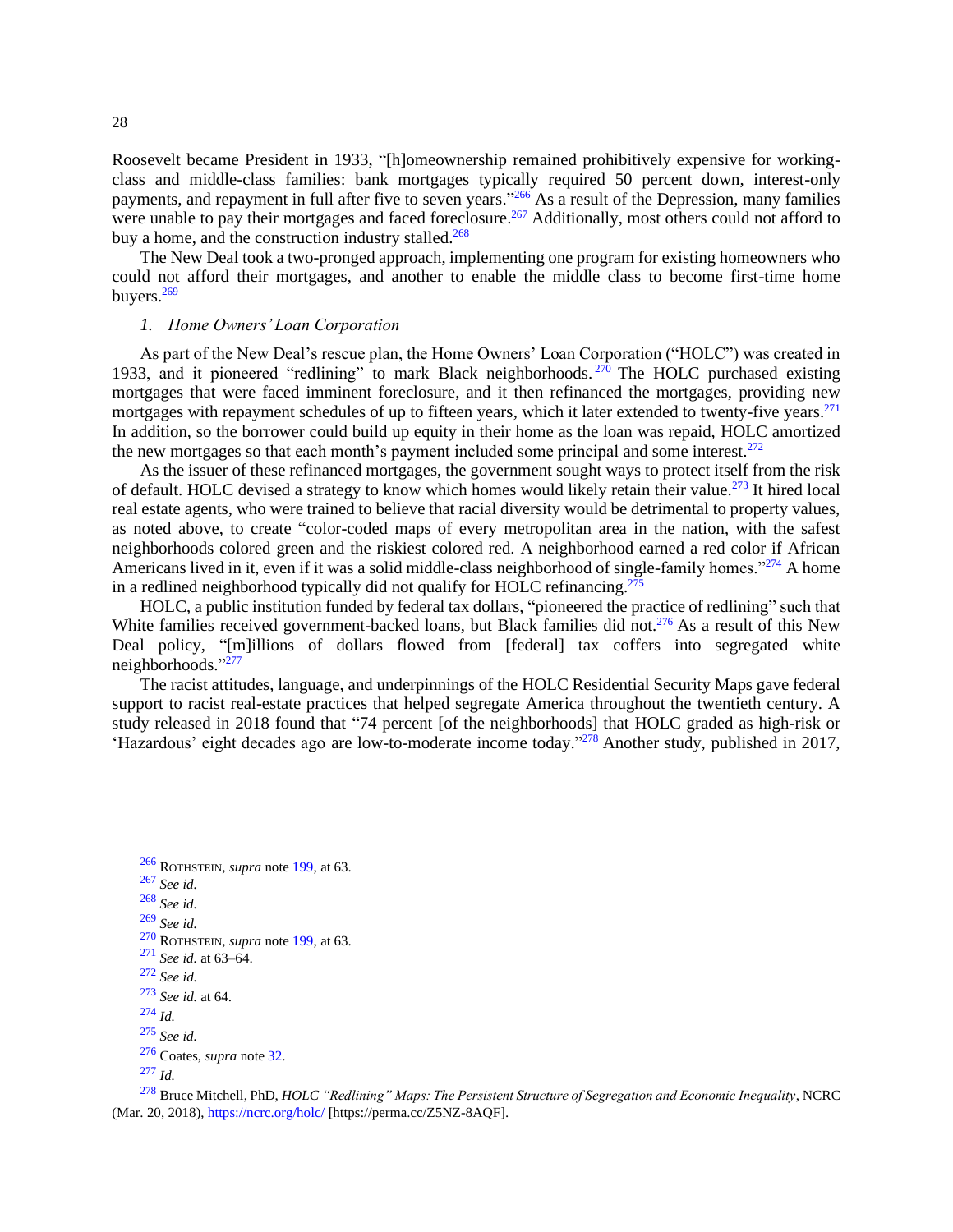Roosevelt became President in 1933, "[h]omeownership remained prohibitively expensive for working-class and middle-class families: bank mortgages typically required 50 percent down, interest-only payments, and repayment in full after five to seven years."[266] As a result of the Depression, many families were unable to pay their mortgages and faced foreclosure.[267] Additionally, most others could not afford to buy a home, and the construction industry stalled.[268]

The New Deal took a two-pronged approach, implementing one program for existing homeowners who could not afford their mortgages, and another to enable the middle class to become first-time home buyers.[269]

### 1. *Home Owners' Loan Corporation*

As part of the New Deal's rescue plan, the Home Owners' Loan Corporation ("HOLC") was created in 1933, and it pioneered "redlining" to mark Black neighborhoods.[270] The HOLC purchased existing mortgages that were faced imminent foreclosure, and it then refinanced the mortgages, providing new mortgages with repayment schedules of up to fifteen years, which it later extended to twenty-five years.[271] In addition, so the borrower could build up equity in their home as the loan was repaid, HOLC amortized the new mortgages so that each month's payment included some principal and some interest.[272]

As the issuer of these refinanced mortgages, the government sought ways to protect itself from the risk of default. HOLC devised a strategy to know which homes would likely retain their value.[273] It hired local real estate agents, who were trained to believe that racial diversity would be detrimental to property values, as noted above, to create "color-coded maps of every metropolitan area in the nation, with the safest neighborhoods colored green and the riskiest colored red. A neighborhood earned a red color if African Americans lived in it, even if it was a solid middle-class neighborhood of single-family homes."[274] A home in a redlined neighborhood typically did not qualify for HOLC refinancing.[275]

HOLC, a public institution funded by federal tax dollars, "pioneered the practice of redlining" such that White families received government-backed loans, but Black families did not.[276] As a result of this New Deal policy, "[m]illions of dollars flowed from [federal] tax coffers into segregated white neighborhoods."[277]

The racist attitudes, language, and underpinnings of the HOLC Residential Security Maps gave federal support to racist real-estate practices that helped segregate America throughout the twentieth century. A study released in 2018 found that "74 percent [of the neighborhoods] that HOLC graded as high-risk or 'Hazardous' eight decades ago are low-to-moderate income today."[278] Another study, published in 2017,

---

[266] ROTHSTEIN, *supra* note 199, at 63.

[267] *See id.*

[268] *See id.*

[269] *See id.*

[270] ROTHSTEIN, *supra* note 199, at 63.

[271] *See id.* at 63–64.

[272] *See id.*

[273] *See id.* at 64.

[274] *Id.*

[275] *See id.*

[276] Coates, *supra* note 32.

[277] *Id.*

[278] Bruce Mitchell, PhD, *HOLC "Redlining" Maps: The Persistent Structure of Segregation and Economic Inequality*, NCRC (Mar. 20, 2018), https://ncrc.org/holc/ [https://perma.cc/Z5NZ-8AQF].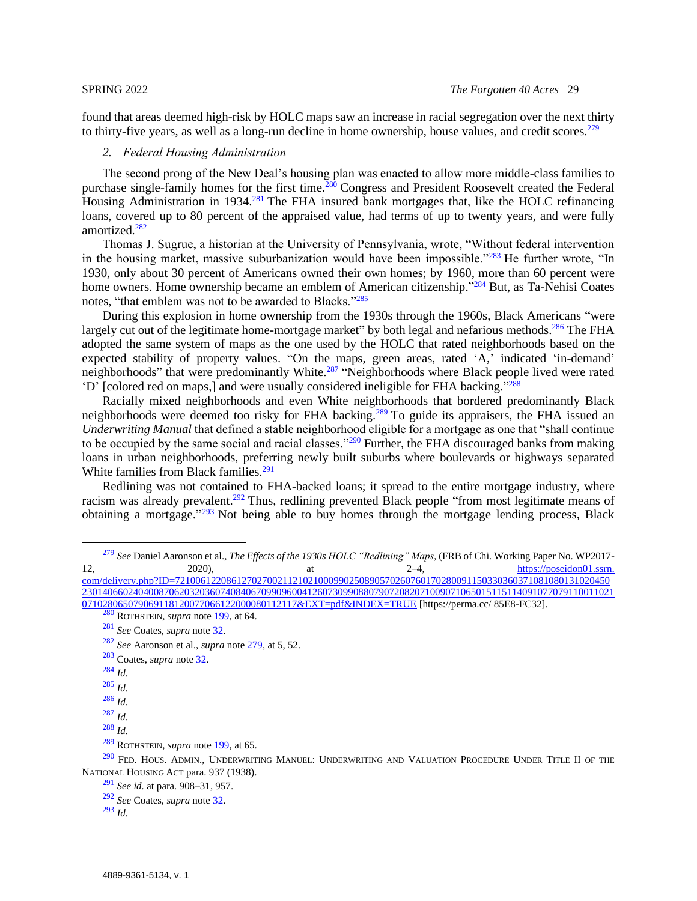found that areas deemed high-risk by HOLC maps saw an increase in racial segregation over the next thirty to thirty-five years, as well as a long-run decline in home ownership, house values, and credit scores.[279]

### *2. Federal Housing Administration*

The second prong of the New Deal's housing plan was enacted to allow more middle-class families to purchase single-family homes for the first time.[280] Congress and President Roosevelt created the Federal Housing Administration in 1934.[281] The FHA insured bank mortgages that, like the HOLC refinancing loans, covered up to 80 percent of the appraised value, had terms of up to twenty years, and were fully amortized.[282]

Thomas J. Sugrue, a historian at the University of Pennsylvania, wrote, "Without federal intervention in the housing market, massive suburbanization would have been impossible."[283] He further wrote, "In 1930, only about 30 percent of Americans owned their own homes; by 1960, more than 60 percent were home owners. Home ownership became an emblem of American citizenship."[284] But, as Ta-Nehisi Coates notes, "that emblem was not to be awarded to Blacks."[285]

During this explosion in home ownership from the 1930s through the 1960s, Black Americans "were largely cut out of the legitimate home-mortgage market" by both legal and nefarious methods.[286] The FHA adopted the same system of maps as the one used by the HOLC that rated neighborhoods based on the expected stability of property values. "On the maps, green areas, rated 'A,' indicated 'in-demand' neighborhoods" that were predominantly White.[287] "Neighborhoods where Black people lived were rated 'D' [colored red on maps,] and were usually considered ineligible for FHA backing."[288]

Racially mixed neighborhoods and even White neighborhoods that bordered predominantly Black neighborhoods were deemed too risky for FHA backing.[289] To guide its appraisers, the FHA issued an *Underwriting Manual* that defined a stable neighborhood eligible for a mortgage as one that "shall continue to be occupied by the same social and racial classes."[290] Further, the FHA discouraged banks from making loans in urban neighborhoods, preferring newly built suburbs where boulevards or highways separated White families from Black families.[291]

Redlining was not contained to FHA-backed loans; it spread to the entire mortgage industry, where racism was already prevalent.[292] Thus, redlining prevented Black people "from most legitimate means of obtaining a mortgage."[293] Not being able to buy homes through the mortgage lending process, Black

---

[279] *See* Daniel Aaronson et al., *The Effects of the 1930s HOLC "Redlining" Maps*, (FRB of Chi. Working Paper No. WP2017-12, 2020), at 2–4, https://poseidon01.ssrn.com/delivery.php?ID=721006122086127027002112102100099025089057026076017028009115033036037108108013102045023014066024040087062032036074084067099096004126073099088079072082071009071065015115114091077079110011021071028065079069118120077066122000080112117&EXT=pdf&INDEX=TRUE [https://perma.cc/ 85E8-FC32].

[280] ROTHSTEIN, *supra* note 199, at 64.

[281] *See* Coates, *supra* note 32.

[282] *See* Aaronson et al., *supra* note 279, at 5, 52.

[283] Coates, *supra* note 32.

[284] *Id.*

[285] *Id.*

[286] *Id.*

[287] *Id.*

[288] *Id.*

[289] ROTHSTEIN, *supra* note 199, at 65.

[290] FED. HOUS. ADMIN., UNDERWRITING MANUEL: UNDERWRITING AND VALUATION PROCEDURE UNDER TITLE II OF THE NATIONAL HOUSING ACT para. 937 (1938).

[291] *See id.* at para. 908–31, 957.

[292] *See* Coates, *supra* note 32.

[293] *Id.*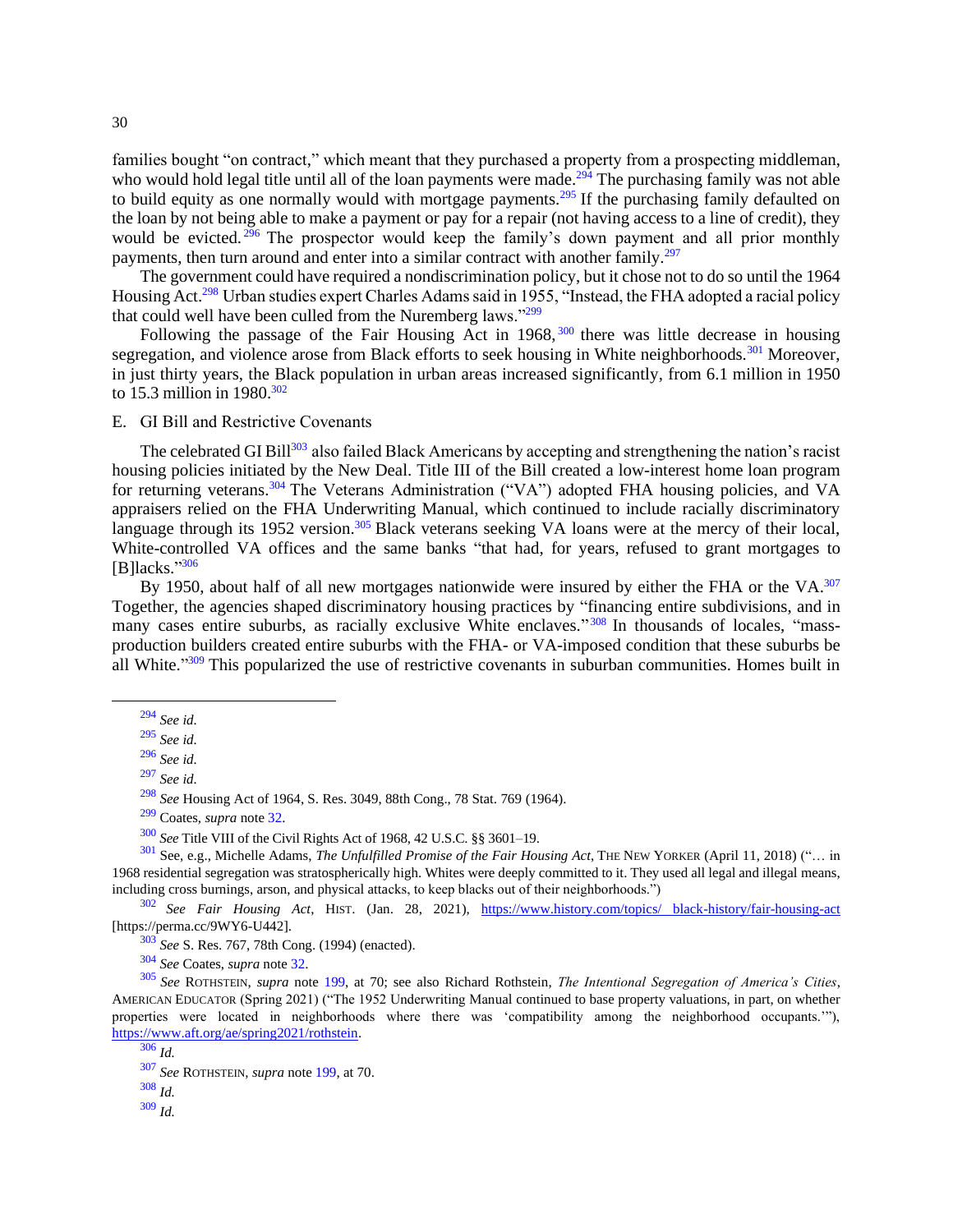families bought "on contract," which meant that they purchased a property from a prospecting middleman, who would hold legal title until all of the loan payments were made.[294] The purchasing family was not able to build equity as one normally would with mortgage payments.[295] If the purchasing family defaulted on the loan by not being able to make a payment or pay for a repair (not having access to a line of credit), they would be evicted.[296] The prospector would keep the family's down payment and all prior monthly payments, then turn around and enter into a similar contract with another family.[297]

The government could have required a nondiscrimination policy, but it chose not to do so until the 1964 Housing Act.[298] Urban studies expert Charles Adams said in 1955, "Instead, the FHA adopted a racial policy that could well have been culled from the Nuremberg laws."[299]

Following the passage of the Fair Housing Act in 1968,[300] there was little decrease in housing segregation, and violence arose from Black efforts to seek housing in White neighborhoods.[301] Moreover, in just thirty years, the Black population in urban areas increased significantly, from 6.1 million in 1950 to 15.3 million in 1980.[302]

## E. GI Bill and Restrictive Covenants

The celebrated GI Bill[303] also failed Black Americans by accepting and strengthening the nation's racist housing policies initiated by the New Deal. Title III of the Bill created a low-interest home loan program for returning veterans.[304] The Veterans Administration ("VA") adopted FHA housing policies, and VA appraisers relied on the FHA Underwriting Manual, which continued to include racially discriminatory language through its 1952 version.[305] Black veterans seeking VA loans were at the mercy of their local, White-controlled VA offices and the same banks "that had, for years, refused to grant mortgages to [B]lacks."[306]

By 1950, about half of all new mortgages nationwide were insured by either the FHA or the VA.[307] Together, the agencies shaped discriminatory housing practices by "financing entire subdivisions, and in many cases entire suburbs, as racially exclusive White enclaves."[308] In thousands of locales, "mass-production builders created entire suburbs with the FHA- or VA-imposed condition that these suburbs be all White."[309] This popularized the use of restrictive covenants in suburban communities. Homes built in

---

[294] *See id.*

[295] *See id.*

[296] *See id.*

[297] *See id.*

[298] *See* Housing Act of 1964, S. Res. 3049, 88th Cong., 78 Stat. 769 (1964).

[299] Coates, *supra* note 32.

[300] *See* Title VIII of the Civil Rights Act of 1968, 42 U.S.C. §§ 3601–19.

[301] See, e.g., Michelle Adams, *The Unfulfilled Promise of the Fair Housing Act*, THE NEW YORKER (April 11, 2018) ("… in 1968 residential segregation was stratospherically high. Whites were deeply committed to it. They used all legal and illegal means, including cross burnings, arson, and physical attacks, to keep blacks out of their neighborhoods.")

[302] *See Fair Housing Act*, HIST. (Jan. 28, 2021), https://www.history.com/topics/ black-history/fair-housing-act [https://perma.cc/9WY6-U442].

[303] *See* S. Res. 767, 78th Cong. (1994) (enacted).

[304] *See* Coates, *supra* note 32.

[305] *See* ROTHSTEIN, *supra* note 199, at 70; see also Richard Rothstein, *The Intentional Segregation of America's Cities*, AMERICAN EDUCATOR (Spring 2021) ("The 1952 Underwriting Manual continued to base property valuations, in part, on whether properties were located in neighborhoods where there was 'compatibility among the neighborhood occupants.'"), https://www.aft.org/ae/spring2021/rothstein.

[306] *Id.*

[307] *See* ROTHSTEIN, *supra* note 199, at 70.

[308] *Id.*

[309] *Id.*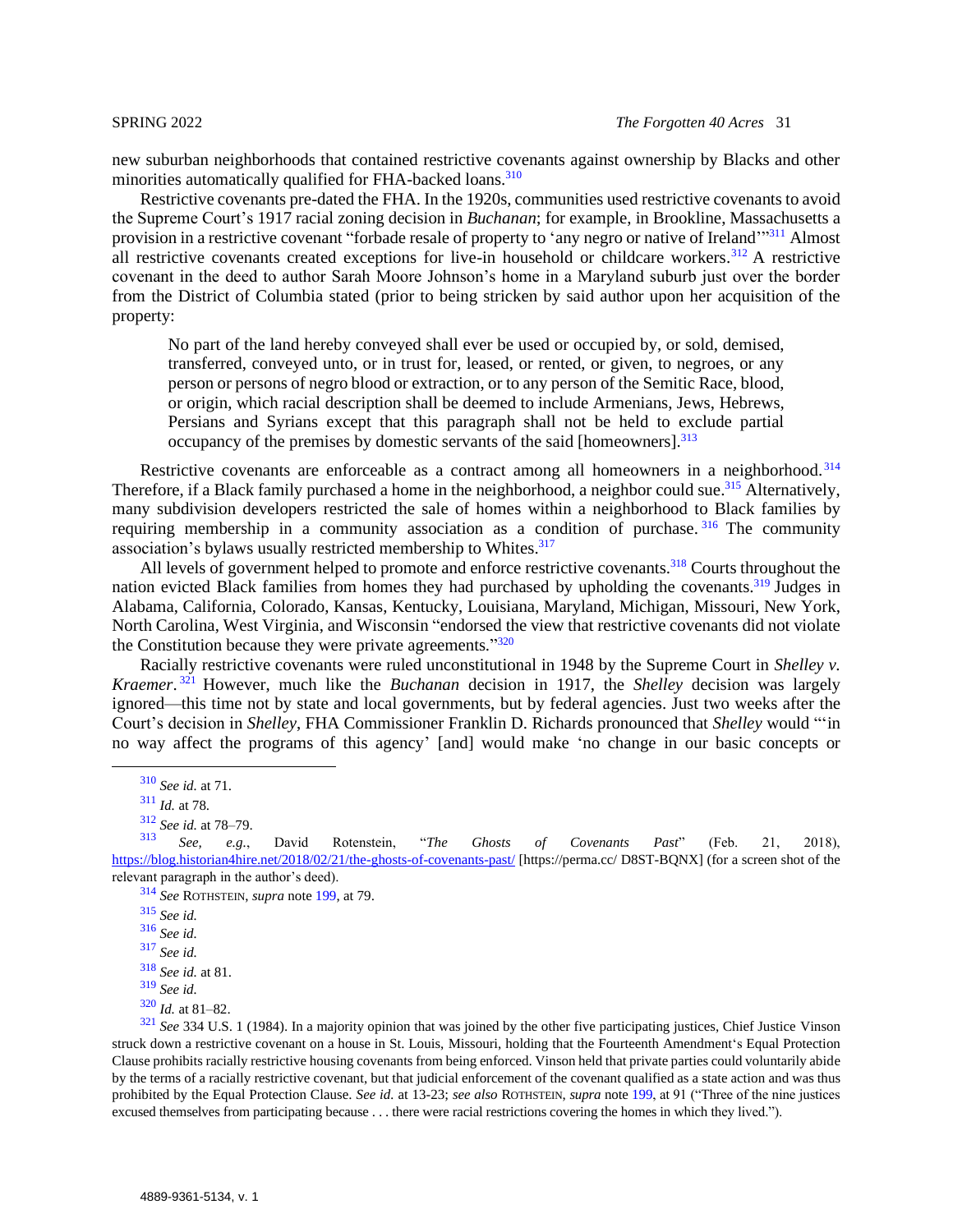new suburban neighborhoods that contained restrictive covenants against ownership by Blacks and other minorities automatically qualified for FHA-backed loans.[310]

Restrictive covenants pre-dated the FHA. In the 1920s, communities used restrictive covenants to avoid the Supreme Court's 1917 racial zoning decision in *Buchanan*; for example, in Brookline, Massachusetts a provision in a restrictive covenant "forbade resale of property to 'any negro or native of Ireland'"[311] Almost all restrictive covenants created exceptions for live-in household or childcare workers.[312] A restrictive covenant in the deed to author Sarah Moore Johnson's home in a Maryland suburb just over the border from the District of Columbia stated (prior to being stricken by said author upon her acquisition of the property:

> No part of the land hereby conveyed shall ever be used or occupied by, or sold, demised, transferred, conveyed unto, or in trust for, leased, or rented, or given, to negroes, or any person or persons of negro blood or extraction, or to any person of the Semitic Race, blood, or origin, which racial description shall be deemed to include Armenians, Jews, Hebrews, Persians and Syrians except that this paragraph shall not be held to exclude partial occupancy of the premises by domestic servants of the said [homeowners].[313]

Restrictive covenants are enforceable as a contract among all homeowners in a neighborhood.[314] Therefore, if a Black family purchased a home in the neighborhood, a neighbor could sue.[315] Alternatively, many subdivision developers restricted the sale of homes within a neighborhood to Black families by requiring membership in a community association as a condition of purchase.[316] The community association's bylaws usually restricted membership to Whites.[317]

All levels of government helped to promote and enforce restrictive covenants.[318] Courts throughout the nation evicted Black families from homes they had purchased by upholding the covenants.[319] Judges in Alabama, California, Colorado, Kansas, Kentucky, Louisiana, Maryland, Michigan, Missouri, New York, North Carolina, West Virginia, and Wisconsin "endorsed the view that restrictive covenants did not violate the Constitution because they were private agreements."[320]

Racially restrictive covenants were ruled unconstitutional in 1948 by the Supreme Court in *Shelley v. Kraemer*.[321] However, much like the *Buchanan* decision in 1917, the *Shelley* decision was largely ignored—this time not by state and local governments, but by federal agencies. Just two weeks after the Court's decision in *Shelley*, FHA Commissioner Franklin D. Richards pronounced that *Shelley* would "'in no way affect the programs of this agency' [and] would make 'no change in our basic concepts or

---

[310] *See id.* at 71.

[311] *Id.* at 78.

[312] *See id.* at 78–79.

[313] *See, e.g.*, David Rotenstein, "*The Ghosts of Covenants Past*" (Feb. 21, 2018), https://blog.historian4hire.net/2018/02/21/the-ghosts-of-covenants-past/ [https://perma.cc/ D8ST-BQNX] (for a screen shot of the relevant paragraph in the author's deed).

[314] *See* ROTHSTEIN, *supra* note 199, at 79.

[315] *See id.*

[316] *See id.*

[317] *See id.*

[318] *See id.* at 81.

[319] *See id.*

[320] *Id.* at 81–82.

[321] *See* 334 U.S. 1 (1984). In a majority opinion that was joined by the other five participating justices, Chief Justice Vinson struck down a restrictive covenant on a house in St. Louis, Missouri, holding that the Fourteenth Amendment's Equal Protection Clause prohibits racially restrictive housing covenants from being enforced. Vinson held that private parties could voluntarily abide by the terms of a racially restrictive covenant, but that judicial enforcement of the covenant qualified as a state action and was thus prohibited by the Equal Protection Clause. *See id.* at 13-23; *see also* ROTHSTEIN, *supra* note 199, at 91 ("Three of the nine justices excused themselves from participating because . . . there were racial restrictions covering the homes in which they lived.").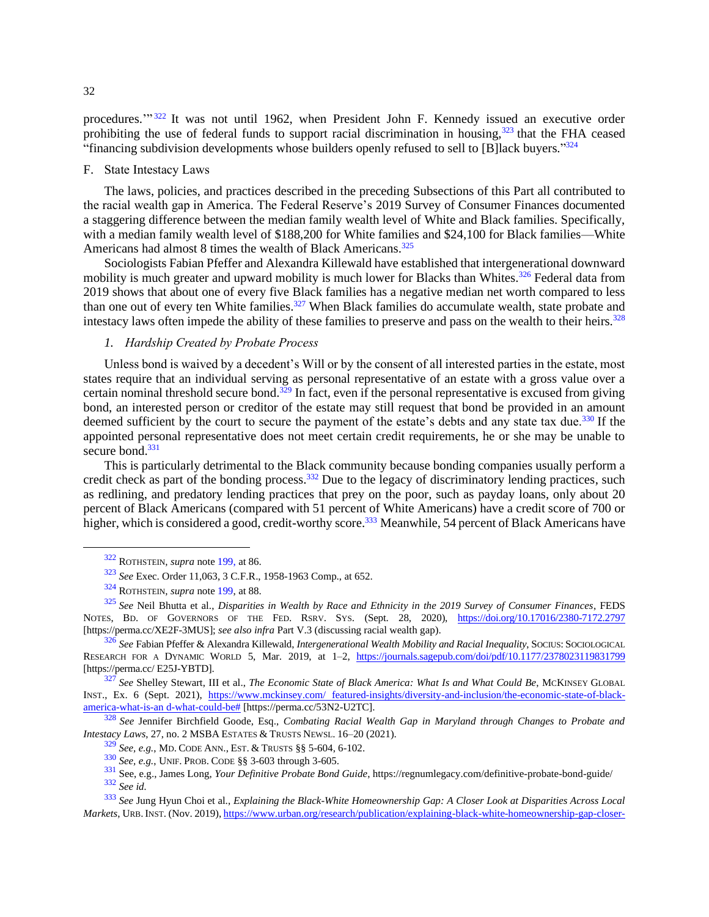procedures.'"[322] It was not until 1962, when President John F. Kennedy issued an executive order prohibiting the use of federal funds to support racial discrimination in housing,[323] that the FHA ceased "financing subdivision developments whose builders openly refused to sell to [B]lack buyers."[324]

## F. State Intestacy Laws

The laws, policies, and practices described in the preceding Subsections of this Part all contributed to the racial wealth gap in America. The Federal Reserve's 2019 Survey of Consumer Finances documented a staggering difference between the median family wealth level of White and Black families. Specifically, with a median family wealth level of $188,200 for White families and $24,100 for Black families—White Americans had almost 8 times the wealth of Black Americans.[325]

Sociologists Fabian Pfeffer and Alexandra Killewald have established that intergenerational downward mobility is much greater and upward mobility is much lower for Blacks than Whites.[326] Federal data from 2019 shows that about one of every five Black families has a negative median net worth compared to less than one out of every ten White families.[327] When Black families do accumulate wealth, state probate and intestacy laws often impede the ability of these families to preserve and pass on the wealth to their heirs.[328]

### *1. Hardship Created by Probate Process*

Unless bond is waived by a decedent's Will or by the consent of all interested parties in the estate, most states require that an individual serving as personal representative of an estate with a gross value over a certain nominal threshold secure bond.[329] In fact, even if the personal representative is excused from giving bond, an interested person or creditor of the estate may still request that bond be provided in an amount deemed sufficient by the court to secure the payment of the estate's debts and any state tax due.[330] If the appointed personal representative does not meet certain credit requirements, he or she may be unable to secure bond.[331]

This is particularly detrimental to the Black community because bonding companies usually perform a credit check as part of the bonding process.[332] Due to the legacy of discriminatory lending practices, such as redlining, and predatory lending practices that prey on the poor, such as payday loans, only about 20 percent of Black Americans (compared with 51 percent of White Americans) have a credit score of 700 or higher, which is considered a good, credit-worthy score.[333] Meanwhile, 54 percent of Black Americans have

---

[322] ROTHSTEIN, *supra* note 199, at 86.

[323] *See* Exec. Order 11,063, 3 C.F.R., 1958-1963 Comp., at 652.

[324] ROTHSTEIN, *supra* note 199, at 88.

[325] *See* Neil Bhutta et al., *Disparities in Wealth by Race and Ethnicity in the 2019 Survey of Consumer Finances*, FEDS NOTES, BD. OF GOVERNORS OF THE FED. RSRV. SYS. (Sept. 28, 2020), https://doi.org/10.17016/2380-7172.2797 [https://perma.cc/XE2F-3MUS]; *see also infra* Part V.3 (discussing racial wealth gap).

[326] *See* Fabian Pfeffer & Alexandra Killewald, *Intergenerational Wealth Mobility and Racial Inequality*, SOCIUS: SOCIOLOGICAL RESEARCH FOR A DYNAMIC WORLD 5, Mar. 2019, at 1–2, https://journals.sagepub.com/doi/pdf/10.1177/2378023119831799 [https://perma.cc/ E25J-YBTD].

[327] *See* Shelley Stewart, III et al., *The Economic State of Black America: What Is and What Could Be*, MCKINSEY GLOBAL INST., Ex. 6 (Sept. 2021), https://www.mckinsey.com/ featured-insights/diversity-and-inclusion/the-economic-state-of-black-america-what-is-an d-what-could-be# [https://perma.cc/53N2-U2TC].

[328] *See* Jennifer Birchfield Goode, Esq., *Combating Racial Wealth Gap in Maryland through Changes to Probate and Intestacy Laws*, 27, no. 2 MSBA ESTATES & TRUSTS NEWSL. 16–20 (2021).

[329] *See, e.g.*, MD. CODE ANN., EST. & TRUSTS §§ 5-604, 6-102.

[330] *See, e.g.*, UNIF. PROB. CODE §§ 3-603 through 3-605.

[331] See, e.g., James Long, *Your Definitive Probate Bond Guide*, https://regnumlegacy.com/definitive-probate-bond-guide/

[332] *See id.*

[333] *See* Jung Hyun Choi et al., *Explaining the Black-White Homeownership Gap: A Closer Look at Disparities Across Local Markets*, URB. INST. (Nov. 2019), https://www.urban.org/research/publication/explaining-black-white-homeownership-gap-closer-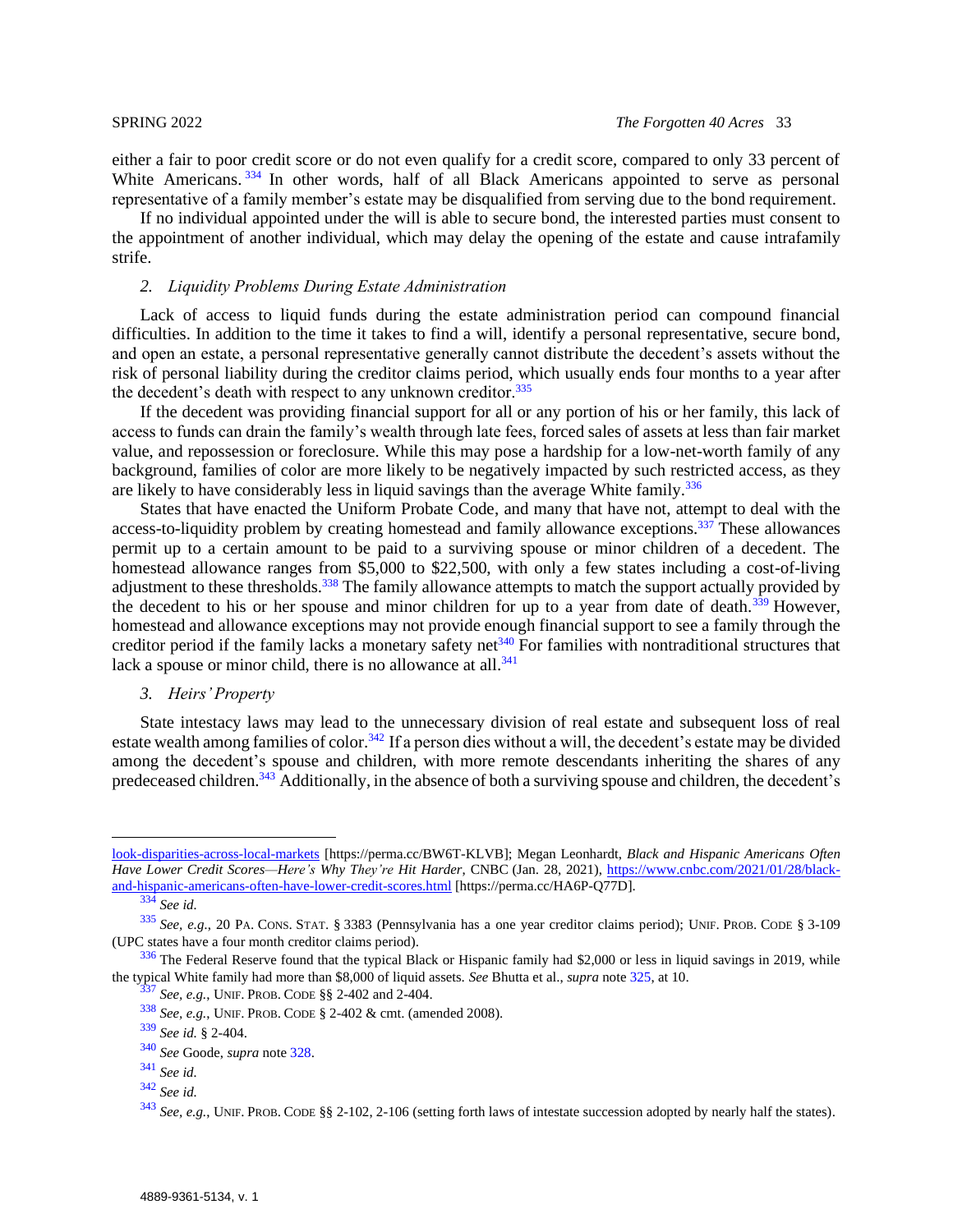either a fair to poor credit score or do not even qualify for a credit score, compared to only 33 percent of White Americans.[334] In other words, half of all Black Americans appointed to serve as personal representative of a family member's estate may be disqualified from serving due to the bond requirement.

If no individual appointed under the will is able to secure bond, the interested parties must consent to the appointment of another individual, which may delay the opening of the estate and cause intrafamily strife.

### 2. *Liquidity Problems During Estate Administration*

Lack of access to liquid funds during the estate administration period can compound financial difficulties. In addition to the time it takes to find a will, identify a personal representative, secure bond, and open an estate, a personal representative generally cannot distribute the decedent's assets without the risk of personal liability during the creditor claims period, which usually ends four months to a year after the decedent's death with respect to any unknown creditor.[335]

If the decedent was providing financial support for all or any portion of his or her family, this lack of access to funds can drain the family's wealth through late fees, forced sales of assets at less than fair market value, and repossession or foreclosure. While this may pose a hardship for a low-net-worth family of any background, families of color are more likely to be negatively impacted by such restricted access, as they are likely to have considerably less in liquid savings than the average White family.[336]

States that have enacted the Uniform Probate Code, and many that have not, attempt to deal with the access-to-liquidity problem by creating homestead and family allowance exceptions.[337] These allowances permit up to a certain amount to be paid to a surviving spouse or minor children of a decedent. The homestead allowance ranges from $5,000 to $22,500, with only a few states including a cost-of-living adjustment to these thresholds.[338] The family allowance attempts to match the support actually provided by the decedent to his or her spouse and minor children for up to a year from date of death.[339] However, homestead and allowance exceptions may not provide enough financial support to see a family through the creditor period if the family lacks a monetary safety net[340] For families with nontraditional structures that lack a spouse or minor child, there is no allowance at all.[341]

### 3. *Heirs' Property*

State intestacy laws may lead to the unnecessary division of real estate and subsequent loss of real estate wealth among families of color.[342] If a person dies without a will, the decedent's estate may be divided among the decedent's spouse and children, with more remote descendants inheriting the shares of any predeceased children.[343] Additionally, in the absence of both a surviving spouse and children, the decedent's

---

look-disparities-across-local-markets [https://perma.cc/BW6T-KLVB]; Megan Leonhardt, *Black and Hispanic Americans Often Have Lower Credit Scores—Here's Why They're Hit Harder*, CNBC (Jan. 28, 2021), https://www.cnbc.com/2021/01/28/black-and-hispanic-americans-often-have-lower-credit-scores.html [https://perma.cc/HA6P-Q77D].

[334] *See id.*

[335] *See, e.g.*, 20 PA. CONS. STAT. § 3383 (Pennsylvania has a one year creditor claims period); UNIF. PROB. CODE § 3-109 (UPC states have a four month creditor claims period).

[336] The Federal Reserve found that the typical Black or Hispanic family had $2,000 or less in liquid savings in 2019, while the typical White family had more than $8,000 of liquid assets. *See* Bhutta et al., *supra* note 325, at 10.

[337] *See, e.g.*, UNIF. PROB. CODE §§ 2-402 and 2-404.

[338] *See, e.g.*, UNIF. PROB. CODE § 2-402 & cmt. (amended 2008).

[339] *See id.* § 2-404.

[340] *See* Goode, *supra* note 328.

[341] *See id.*

[342] *See id.*

[343] *See, e.g.*, UNIF. PROB. CODE §§ 2-102, 2-106 (setting forth laws of intestate succession adopted by nearly half the states).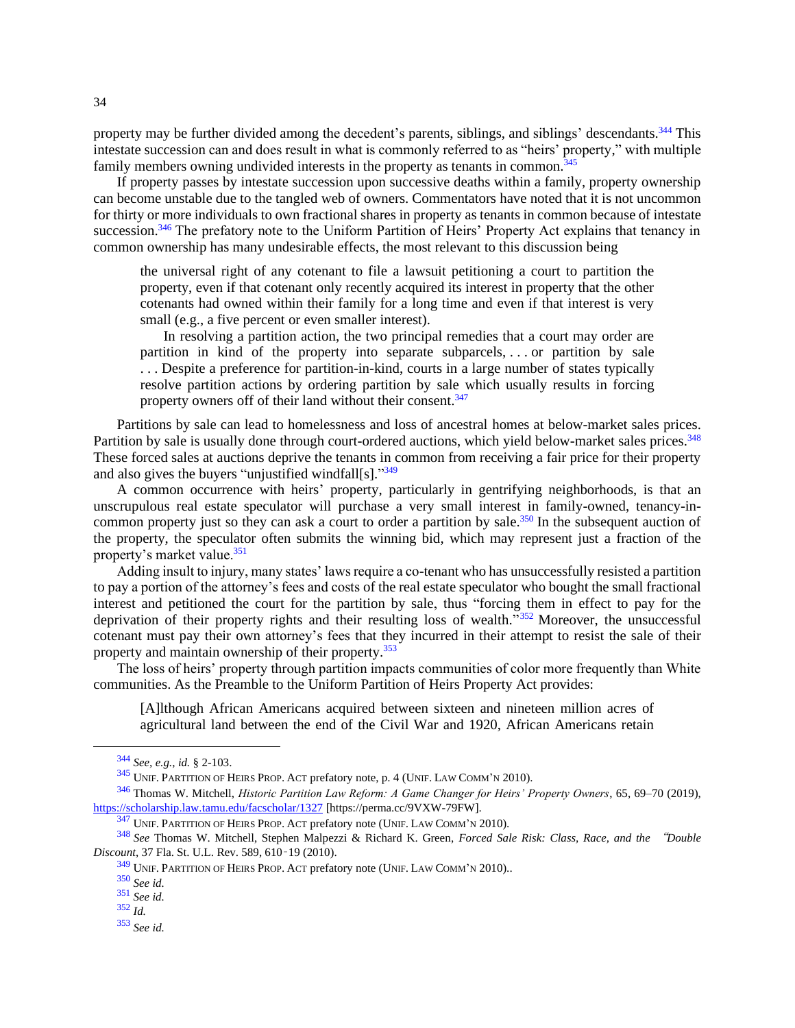property may be further divided among the decedent's parents, siblings, and siblings' descendants.[344] This intestate succession can and does result in what is commonly referred to as "heirs' property," with multiple family members owning undivided interests in the property as tenants in common.[345]

If property passes by intestate succession upon successive deaths within a family, property ownership can become unstable due to the tangled web of owners. Commentators have noted that it is not uncommon for thirty or more individuals to own fractional shares in property as tenants in common because of intestate succession.[346] The prefatory note to the Uniform Partition of Heirs' Property Act explains that tenancy in common ownership has many undesirable effects, the most relevant to this discussion being

> the universal right of any cotenant to file a lawsuit petitioning a court to partition the property, even if that cotenant only recently acquired its interest in property that the other cotenants had owned within their family for a long time and even if that interest is very small (e.g., a five percent or even smaller interest).
>
> In resolving a partition action, the two principal remedies that a court may order are partition in kind of the property into separate subparcels, . . . or partition by sale . . . Despite a preference for partition-in-kind, courts in a large number of states typically resolve partition actions by ordering partition by sale which usually results in forcing property owners off of their land without their consent.[347]

Partitions by sale can lead to homelessness and loss of ancestral homes at below-market sales prices. Partition by sale is usually done through court-ordered auctions, which yield below-market sales prices.[348] These forced sales at auctions deprive the tenants in common from receiving a fair price for their property and also gives the buyers "unjustified windfall[s]."[349]

A common occurrence with heirs' property, particularly in gentrifying neighborhoods, is that an unscrupulous real estate speculator will purchase a very small interest in family-owned, tenancy-in-common property just so they can ask a court to order a partition by sale.[350] In the subsequent auction of the property, the speculator often submits the winning bid, which may represent just a fraction of the property's market value.[351]

Adding insult to injury, many states' laws require a co-tenant who has unsuccessfully resisted a partition to pay a portion of the attorney's fees and costs of the real estate speculator who bought the small fractional interest and petitioned the court for the partition by sale, thus "forcing them in effect to pay for the deprivation of their property rights and their resulting loss of wealth."[352] Moreover, the unsuccessful cotenant must pay their own attorney's fees that they incurred in their attempt to resist the sale of their property and maintain ownership of their property.[353]

The loss of heirs' property through partition impacts communities of color more frequently than White communities. As the Preamble to the Uniform Partition of Heirs Property Act provides:

> [A]lthough African Americans acquired between sixteen and nineteen million acres of agricultural land between the end of the Civil War and 1920, African Americans retain

---

[344] *See, e.g.*, *id.* § 2-103.

[345] UNIF. PARTITION OF HEIRS PROP. ACT prefatory note, p. 4 (UNIF. LAW COMM'N 2010).

[346] Thomas W. Mitchell, *Historic Partition Law Reform: A Game Changer for Heirs' Property Owners*, 65, 69–70 (2019), https://scholarship.law.tamu.edu/facscholar/1327 [https://perma.cc/9VXW-79FW].

[347] UNIF. PARTITION OF HEIRS PROP. ACT prefatory note (UNIF. LAW COMM'N 2010).

[348] *See* Thomas W. Mitchell, Stephen Malpezzi & Richard K. Green, *Forced Sale Risk: Class, Race, and the "Double Discount*, 37 Fla. St. U.L. Rev. 589, 610‑19 (2010).

[349] UNIF. PARTITION OF HEIRS PROP. ACT prefatory note (UNIF. LAW COMM'N 2010)..

[350] *See id.*

[351] *See id.*

[352] *Id.*

[353] *See id.*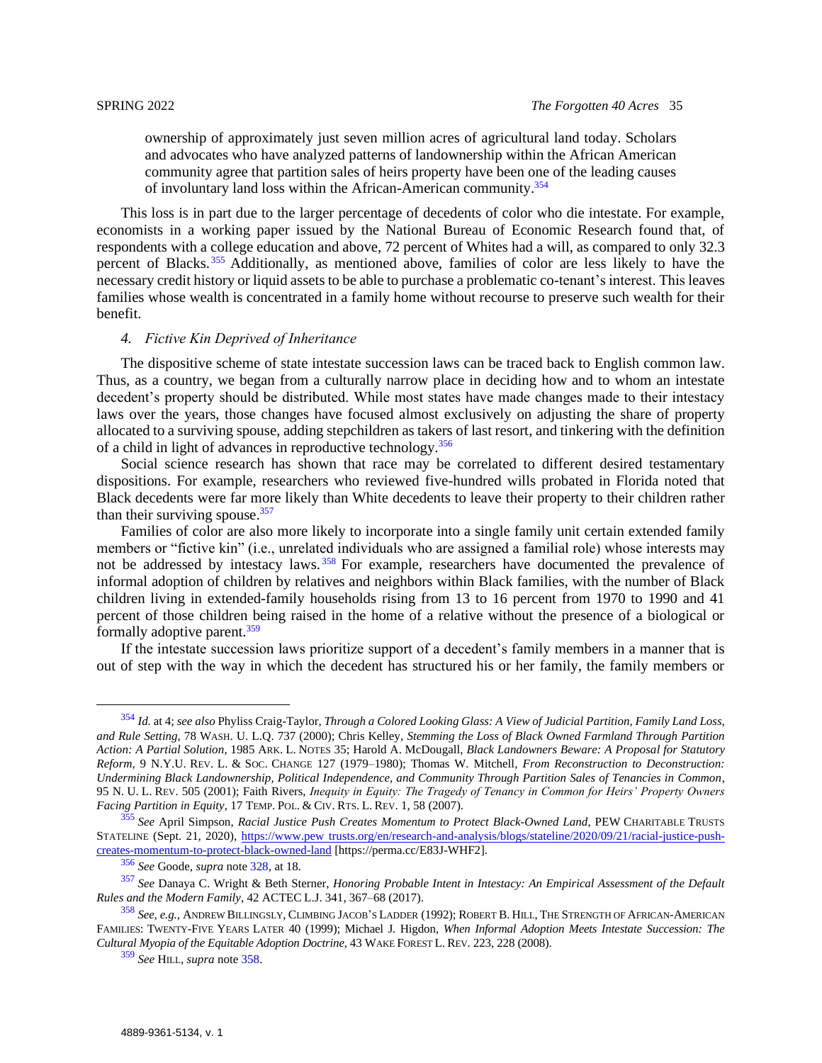> ownership of approximately just seven million acres of agricultural land today. Scholars and advocates who have analyzed patterns of landownership within the African American community agree that partition sales of heirs property have been one of the leading causes of involuntary land loss within the African-American community.[354]

This loss is in part due to the larger percentage of decedents of color who die intestate. For example, economists in a working paper issued by the National Bureau of Economic Research found that, of respondents with a college education and above, 72 percent of Whites had a will, as compared to only 32.3 percent of Blacks.[355] Additionally, as mentioned above, families of color are less likely to have the necessary credit history or liquid assets to be able to purchase a problematic co-tenant's interest. This leaves families whose wealth is concentrated in a family home without recourse to preserve such wealth for their benefit.

#### 4. *Fictive Kin Deprived of Inheritance*

The dispositive scheme of state intestate succession laws can be traced back to English common law. Thus, as a country, we began from a culturally narrow place in deciding how and to whom an intestate decedent's property should be distributed. While most states have made changes made to their intestacy laws over the years, those changes have focused almost exclusively on adjusting the share of property allocated to a surviving spouse, adding stepchildren as takers of last resort, and tinkering with the definition of a child in light of advances in reproductive technology.[356]

Social science research has shown that race may be correlated to different desired testamentary dispositions. For example, researchers who reviewed five-hundred wills probated in Florida noted that Black decedents were far more likely than White decedents to leave their property to their children rather than their surviving spouse.[357]

Families of color are also more likely to incorporate into a single family unit certain extended family members or "fictive kin" (i.e., unrelated individuals who are assigned a familial role) whose interests may not be addressed by intestacy laws.[358] For example, researchers have documented the prevalence of informal adoption of children by relatives and neighbors within Black families, with the number of Black children living in extended-family households rising from 13 to 16 percent from 1970 to 1990 and 41 percent of those children being raised in the home of a relative without the presence of a biological or formally adoptive parent.[359]

If the intestate succession laws prioritize support of a decedent's family members in a manner that is out of step with the way in which the decedent has structured his or her family, the family members or

---

[354] *Id.* at 4; *see also* Phyliss Craig-Taylor, *Through a Colored Looking Glass: A View of Judicial Partition, Family Land Loss, and Rule Setting*, 78 WASH. U. L.Q. 737 (2000); Chris Kelley, *Stemming the Loss of Black Owned Farmland Through Partition Action: A Partial Solution*, 1985 ARK. L. NOTES 35; Harold A. McDougall, *Black Landowners Beware: A Proposal for Statutory Reform*, 9 N.Y.U. REV. L. & SOC. CHANGE 127 (1979–1980); Thomas W. Mitchell, *From Reconstruction to Deconstruction: Undermining Black Landownership, Political Independence, and Community Through Partition Sales of Tenancies in Common*, 95 N. U. L. REV. 505 (2001); Faith Rivers, *Inequity in Equity: The Tragedy of Tenancy in Common for Heirs' Property Owners Facing Partition in Equity*, 17 TEMP. POL. & CIV. RTS. L. REV. 1, 58 (2007).

[355] *See* April Simpson, *Racial Justice Push Creates Momentum to Protect Black-Owned Land*, PEW CHARITABLE TRUSTS STATELINE (Sept. 21, 2020), https://www.pew trusts.org/en/research-and-analysis/blogs/stateline/2020/09/21/racial-justice-push-creates-momentum-to-protect-black-owned-land [https://perma.cc/E83J-WHF2].

[356] *See* Goode, *supra* note 328, at 18.

[357] *See* Danaya C. Wright & Beth Sterner, *Honoring Probable Intent in Intestacy: An Empirical Assessment of the Default Rules and the Modern Family*, 42 ACTEC L.J. 341, 367–68 (2017).

[358] *See, e.g.*, ANDREW BILLINGSLY, CLIMBING JACOB'S LADDER (1992); ROBERT B. HILL, THE STRENGTH OF AFRICAN-AMERICAN FAMILIES: TWENTY-FIVE YEARS LATER 40 (1999); Michael J. Higdon, *When Informal Adoption Meets Intestate Succession: The Cultural Myopia of the Equitable Adoption Doctrine*, 43 WAKE FOREST L. REV. 223, 228 (2008).

[359] *See* HILL, *supra* note 358.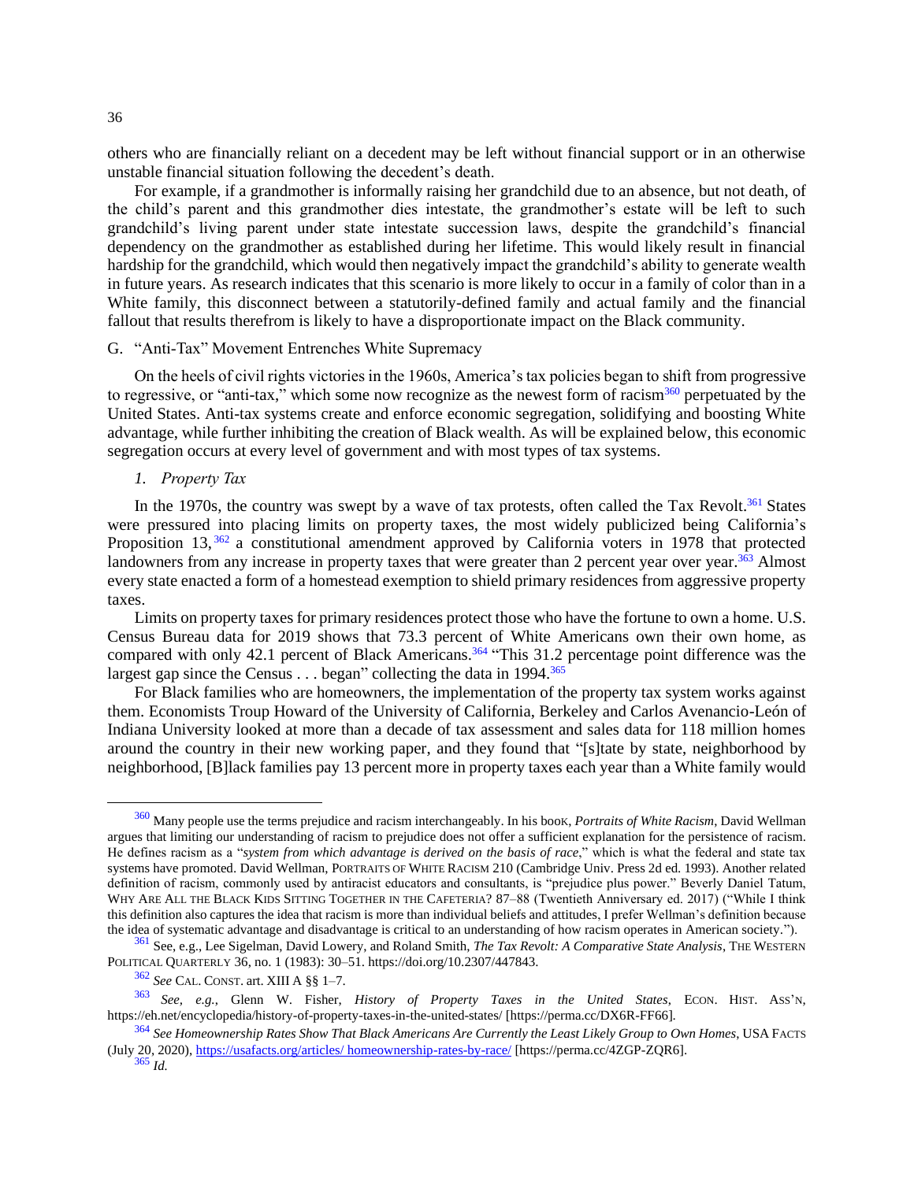others who are financially reliant on a decedent may be left without financial support or in an otherwise unstable financial situation following the decedent's death.

For example, if a grandmother is informally raising her grandchild due to an absence, but not death, of the child's parent and this grandmother dies intestate, the grandmother's estate will be left to such grandchild's living parent under state intestate succession laws, despite the grandchild's financial dependency on the grandmother as established during her lifetime. This would likely result in financial hardship for the grandchild, which would then negatively impact the grandchild's ability to generate wealth in future years. As research indicates that this scenario is more likely to occur in a family of color than in a White family, this disconnect between a statutorily-defined family and actual family and the financial fallout that results therefrom is likely to have a disproportionate impact on the Black community.

## G. "Anti-Tax" Movement Entrenches White Supremacy

On the heels of civil rights victories in the 1960s, America's tax policies began to shift from progressive to regressive, or "anti-tax," which some now recognize as the newest form of racism[360] perpetuated by the United States. Anti-tax systems create and enforce economic segregation, solidifying and boosting White advantage, while further inhibiting the creation of Black wealth. As will be explained below, this economic segregation occurs at every level of government and with most types of tax systems.

### *1. Property Tax*

In the 1970s, the country was swept by a wave of tax protests, often called the Tax Revolt.[361] States were pressured into placing limits on property taxes, the most widely publicized being California's Proposition 13,[362] a constitutional amendment approved by California voters in 1978 that protected landowners from any increase in property taxes that were greater than 2 percent year over year.[363] Almost every state enacted a form of a homestead exemption to shield primary residences from aggressive property taxes.

Limits on property taxes for primary residences protect those who have the fortune to own a home. U.S. Census Bureau data for 2019 shows that 73.3 percent of White Americans own their own home, as compared with only 42.1 percent of Black Americans.[364] "This 31.2 percentage point difference was the largest gap since the Census . . . began" collecting the data in 1994.[365]

For Black families who are homeowners, the implementation of the property tax system works against them. Economists Troup Howard of the University of California, Berkeley and Carlos Avenancio-León of Indiana University looked at more than a decade of tax assessment and sales data for 118 million homes around the country in their new working paper, and they found that "[s]tate by state, neighborhood by neighborhood, [B]lack families pay 13 percent more in property taxes each year than a White family would

---

[360] Many people use the terms prejudice and racism interchangeably. In his book, *Portraits of White Racism*, David Wellman argues that limiting our understanding of racism to prejudice does not offer a sufficient explanation for the persistence of racism. He defines racism as a "*system from which advantage is derived on the basis of race*," which is what the federal and state tax systems have promoted. David Wellman, PORTRAITS OF WHITE RACISM 210 (Cambridge Univ. Press 2d ed. 1993). Another related definition of racism, commonly used by antiracist educators and consultants, is "prejudice plus power." Beverly Daniel Tatum, WHY ARE ALL THE BLACK KIDS SITTING TOGETHER IN THE CAFETERIA? 87–88 (Twentieth Anniversary ed. 2017) ("While I think this definition also captures the idea that racism is more than individual beliefs and attitudes, I prefer Wellman's definition because the idea of systematic advantage and disadvantage is critical to an understanding of how racism operates in American society.").

[361] See, e.g., Lee Sigelman, David Lowery, and Roland Smith, *The Tax Revolt: A Comparative State Analysis*, THE WESTERN POLITICAL QUARTERLY 36, no. 1 (1983): 30–51. https://doi.org/10.2307/447843.

[362] *See* CAL. CONST. art. XIII A §§ 1–7.

[363] *See, e.g.*, Glenn W. Fisher, *History of Property Taxes in the United States*, ECON. HIST. ASS'N, https://eh.net/encyclopedia/history-of-property-taxes-in-the-united-states/ [https://perma.cc/DX6R-FF66].

[364] *See Homeownership Rates Show That Black Americans Are Currently the Least Likely Group to Own Homes*, USA FACTS (July 20, 2020), https://usafacts.org/articles/ homeownership-rates-by-race/ [https://perma.cc/4ZGP-ZQR6].

[365] *Id.*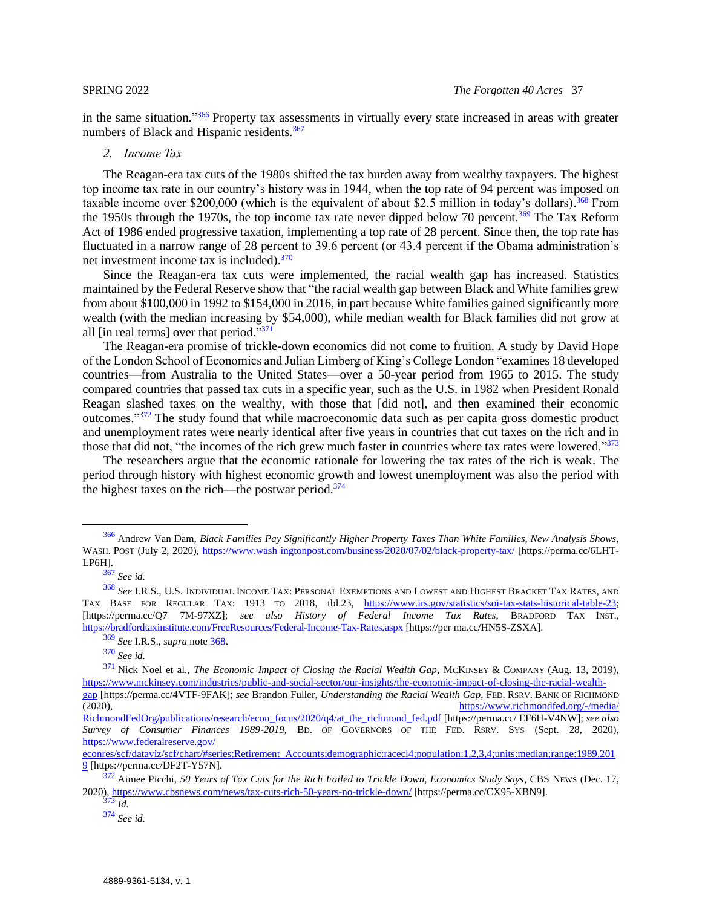in the same situation."[366] Property tax assessments in virtually every state increased in areas with greater numbers of Black and Hispanic residents.[367]

### 2. *Income Tax*

The Reagan-era tax cuts of the 1980s shifted the tax burden away from wealthy taxpayers. The highest top income tax rate in our country's history was in 1944, when the top rate of 94 percent was imposed on taxable income over $200,000 (which is the equivalent of about $2.5 million in today's dollars).[368] From the 1950s through the 1970s, the top income tax rate never dipped below 70 percent.[369] The Tax Reform Act of 1986 ended progressive taxation, implementing a top rate of 28 percent. Since then, the top rate has fluctuated in a narrow range of 28 percent to 39.6 percent (or 43.4 percent if the Obama administration's net investment income tax is included).[370]

Since the Reagan-era tax cuts were implemented, the racial wealth gap has increased. Statistics maintained by the Federal Reserve show that "the racial wealth gap between Black and White families grew from about $100,000 in 1992 to $154,000 in 2016, in part because White families gained significantly more wealth (with the median increasing by $54,000), while median wealth for Black families did not grow at all [in real terms] over that period."[371]

The Reagan-era promise of trickle-down economics did not come to fruition. A study by David Hope of the London School of Economics and Julian Limberg of King's College London "examines 18 developed countries—from Australia to the United States—over a 50-year period from 1965 to 2015. The study compared countries that passed tax cuts in a specific year, such as the U.S. in 1982 when President Ronald Reagan slashed taxes on the wealthy, with those that [did not], and then examined their economic outcomes."[372] The study found that while macroeconomic data such as per capita gross domestic product and unemployment rates were nearly identical after five years in countries that cut taxes on the rich and in those that did not, "the incomes of the rich grew much faster in countries where tax rates were lowered."[373]

The researchers argue that the economic rationale for lowering the tax rates of the rich is weak. The period through history with highest economic growth and lowest unemployment was also the period with the highest taxes on the rich—the postwar period.[374]

---

[366] Andrew Van Dam, *Black Families Pay Significantly Higher Property Taxes Than White Families, New Analysis Shows*, WASH. POST (July 2, 2020), https://www.wash ingtonpost.com/business/2020/07/02/black-property-tax/ [https://perma.cc/6LHT-LP6H].

[367] *See id.*

[368] *See* I.R.S., U.S. INDIVIDUAL INCOME TAX: PERSONAL EXEMPTIONS AND LOWEST AND HIGHEST BRACKET TAX RATES, AND TAX BASE FOR REGULAR TAX: 1913 TO 2018, tbl.23, https://www.irs.gov/statistics/soi-tax-stats-historical-table-23; [https://perma.cc/Q7 7M-97XZ]; *see also History of Federal Income Tax Rates*, BRADFORD TAX INST., https://bradfordtaxinstitute.com/FreeResources/Federal-Income-Tax-Rates.aspx [https://per ma.cc/HN5S-ZSXA].

[369] *See* I.R.S., *supra* note 368.

[370] *See id.*

[371] Nick Noel et al., *The Economic Impact of Closing the Racial Wealth Gap*, MCKINSEY & COMPANY (Aug. 13, 2019), https://www.mckinsey.com/industries/public-and-social-sector/our-insights/the-economic-impact-of-closing-the-racial-wealth-gap [https://perma.cc/4VTF-9FAK]; *see* Brandon Fuller, *Understanding the Racial Wealth Gap*, FED. RSRV. BANK OF RICHMOND (2020), https://www.richmondfed.org/-/media/RichmondFedOrg/publications/research/econ_focus/2020/q4/at_the_richmond_fed.pdf [https://perma.cc/ EF6H-V4NW]; *see also Survey of Consumer Finances 1989-2019*, BD. OF GOVERNORS OF THE FED. RSRV. SYS (Sept. 28, 2020), https://www.federalreserve.gov/econres/scf/dataviz/scf/chart/#series:Retirement_Accounts;demographic:racecl4;population:1,2,3,4;units:median;range:1989,2019 [https://perma.cc/DF2T-Y57N].

[372] Aimee Picchi, *50 Years of Tax Cuts for the Rich Failed to Trickle Down, Economics Study Says*, CBS NEWS (Dec. 17, 2020), https://www.cbsnews.com/news/tax-cuts-rich-50-years-no-trickle-down/ [https://perma.cc/CX95-XBN9].

[373] *Id.*

[374] *See id.*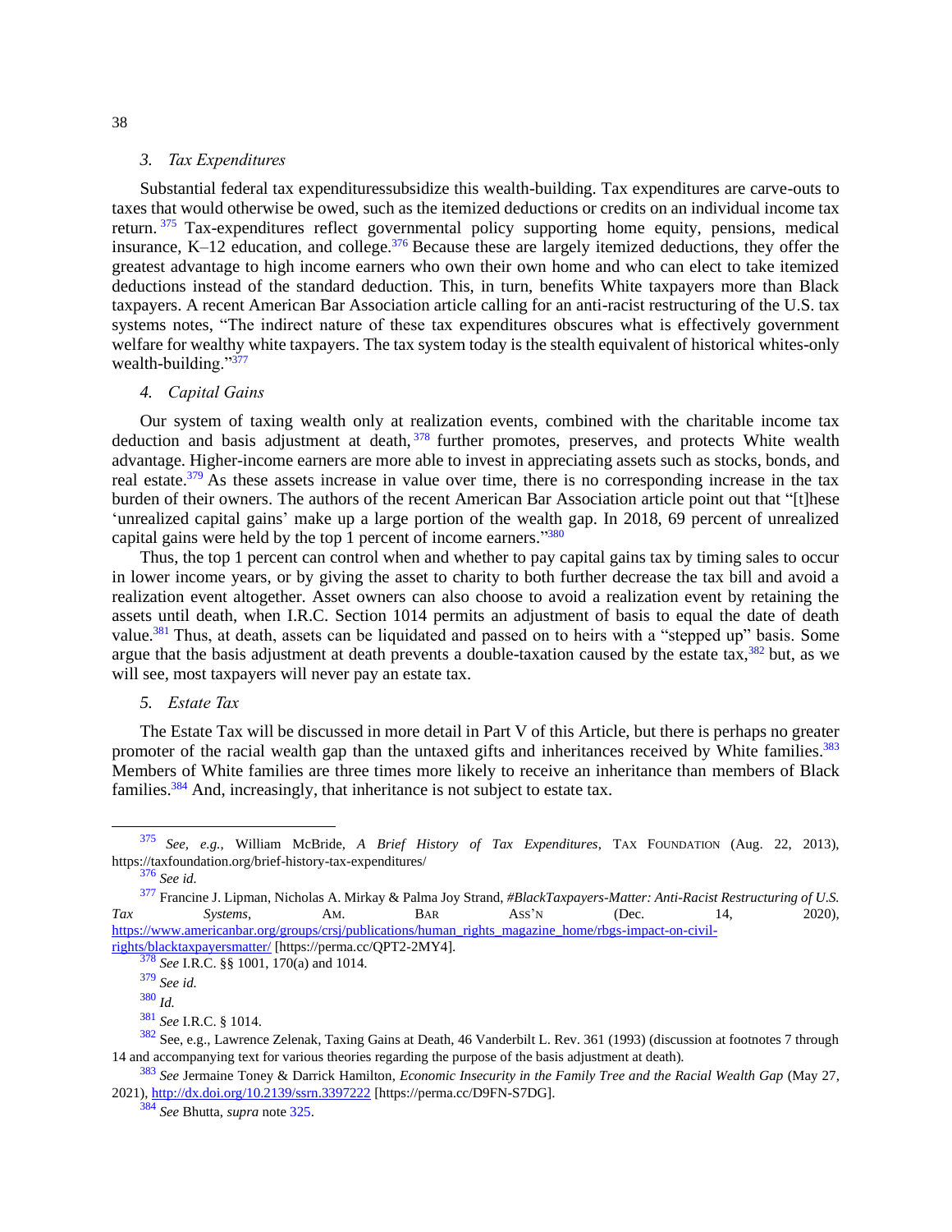### 3. *Tax Expenditures*

Substantial federal tax expendituressubsidize this wealth-building. Tax expenditures are carve-outs to taxes that would otherwise be owed, such as the itemized deductions or credits on an individual income tax return.[375] Tax-expenditures reflect governmental policy supporting home equity, pensions, medical insurance, K–12 education, and college.[376] Because these are largely itemized deductions, they offer the greatest advantage to high income earners who own their own home and who can elect to take itemized deductions instead of the standard deduction. This, in turn, benefits White taxpayers more than Black taxpayers. A recent American Bar Association article calling for an anti-racist restructuring of the U.S. tax systems notes, "The indirect nature of these tax expenditures obscures what is effectively government welfare for wealthy white taxpayers. The tax system today is the stealth equivalent of historical whites-only wealth-building."[377]

### 4. *Capital Gains*

Our system of taxing wealth only at realization events, combined with the charitable income tax deduction and basis adjustment at death,[378] further promotes, preserves, and protects White wealth advantage. Higher-income earners are more able to invest in appreciating assets such as stocks, bonds, and real estate.[379] As these assets increase in value over time, there is no corresponding increase in the tax burden of their owners. The authors of the recent American Bar Association article point out that "[t]hese 'unrealized capital gains' make up a large portion of the wealth gap. In 2018, 69 percent of unrealized capital gains were held by the top 1 percent of income earners."[380]

Thus, the top 1 percent can control when and whether to pay capital gains tax by timing sales to occur in lower income years, or by giving the asset to charity to both further decrease the tax bill and avoid a realization event altogether. Asset owners can also choose to avoid a realization event by retaining the assets until death, when I.R.C. Section 1014 permits an adjustment of basis to equal the date of death value.[381] Thus, at death, assets can be liquidated and passed on to heirs with a "stepped up" basis. Some argue that the basis adjustment at death prevents a double-taxation caused by the estate tax,[382] but, as we will see, most taxpayers will never pay an estate tax.

### 5. *Estate Tax*

The Estate Tax will be discussed in more detail in Part V of this Article, but there is perhaps no greater promoter of the racial wealth gap than the untaxed gifts and inheritances received by White families.[383] Members of White families are three times more likely to receive an inheritance than members of Black families.[384] And, increasingly, that inheritance is not subject to estate tax.

---

[375] *See, e.g.*, William McBride, *A Brief History of Tax Expenditures*, TAX FOUNDATION (Aug. 22, 2013), https://taxfoundation.org/brief-history-tax-expenditures/

[376] *See id.*

[377] Francine J. Lipman, Nicholas A. Mirkay & Palma Joy Strand, *#BlackTaxpayers-Matter: Anti-Racist Restructuring of U.S. Tax Systems*, AM. BAR ASS'N (Dec. 14, 2020), https://www.americanbar.org/groups/crsj/publications/human_rights_magazine_home/rbgs-impact-on-civil-rights/blacktaxpayersmatter/ [https://perma.cc/QPT2-2MY4].

[378] *See* I.R.C. §§ 1001, 170(a) and 1014.

[379] *See id.*

[380] *Id.*

[381] *See* I.R.C. § 1014.

[382] See, e.g., Lawrence Zelenak, Taxing Gains at Death, 46 Vanderbilt L. Rev. 361 (1993) (discussion at footnotes 7 through 14 and accompanying text for various theories regarding the purpose of the basis adjustment at death).

[383] *See* Jermaine Toney & Darrick Hamilton, *Economic Insecurity in the Family Tree and the Racial Wealth Gap* (May 27, 2021), http://dx.doi.org/10.2139/ssrn.3397222 [https://perma.cc/D9FN-S7DG].

[384] *See* Bhutta, *supra* note 325.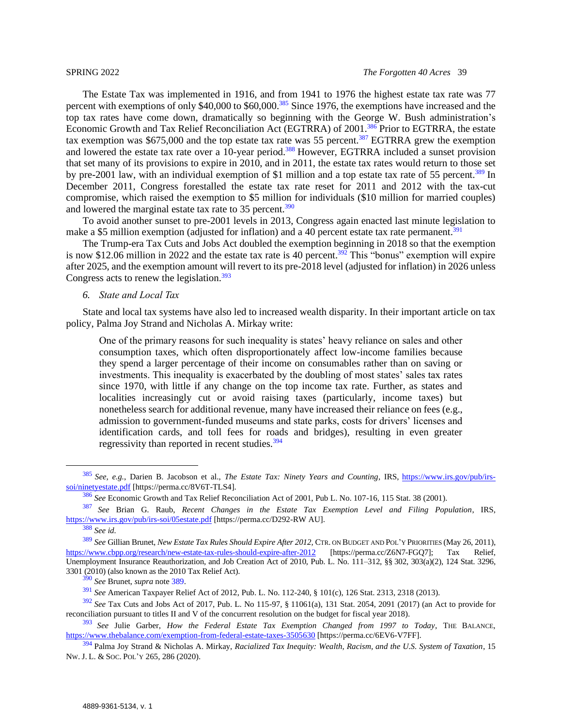The Estate Tax was implemented in 1916, and from 1941 to 1976 the highest estate tax rate was 77 percent with exemptions of only $40,000 to $60,000.[385] Since 1976, the exemptions have increased and the top tax rates have come down, dramatically so beginning with the George W. Bush administration's Economic Growth and Tax Relief Reconciliation Act (EGTRRA) of 2001.[386] Prior to EGTRRA, the estate tax exemption was $675,000 and the top estate tax rate was 55 percent.[387] EGTRRA grew the exemption and lowered the estate tax rate over a 10-year period.[388] However, EGTRRA included a sunset provision that set many of its provisions to expire in 2010, and in 2011, the estate tax rates would return to those set by pre-2001 law, with an individual exemption of $1 million and a top estate tax rate of 55 percent.[389] In December 2011, Congress forestalled the estate tax rate reset for 2011 and 2012 with the tax-cut compromise, which raised the exemption to $5 million for individuals ($10 million for married couples) and lowered the marginal estate tax rate to 35 percent.[390]

To avoid another sunset to pre-2001 levels in 2013, Congress again enacted last minute legislation to make a $5 million exemption (adjusted for inflation) and a 40 percent estate tax rate permanent.[391]

The Trump-era Tax Cuts and Jobs Act doubled the exemption beginning in 2018 so that the exemption is now $12.06 million in 2022 and the estate tax rate is 40 percent.[392] This "bonus" exemption will expire after 2025, and the exemption amount will revert to its pre-2018 level (adjusted for inflation) in 2026 unless Congress acts to renew the legislation.[393]

### 6. *State and Local Tax*

State and local tax systems have also led to increased wealth disparity. In their important article on tax policy, Palma Joy Strand and Nicholas A. Mirkay write:

> One of the primary reasons for such inequality is states' heavy reliance on sales and other consumption taxes, which often disproportionately affect low-income families because they spend a larger percentage of their income on consumables rather than on saving or investments. This inequality is exacerbated by the doubling of most states' sales tax rates since 1970, with little if any change on the top income tax rate. Further, as states and localities increasingly cut or avoid raising taxes (particularly, income taxes) but nonetheless search for additional revenue, many have increased their reliance on fees (e.g., admission to government-funded museums and state parks, costs for drivers' licenses and identification cards, and toll fees for roads and bridges), resulting in even greater regressivity than reported in recent studies.[394]

---

[385] *See, e.g.*, Darien B. Jacobson et al., *The Estate Tax: Ninety Years and Counting*, IRS, https://www.irs.gov/pub/irs-soi/ninetyestate.pdf [https://perma.cc/8V6T-TLS4].

[386] *See* Economic Growth and Tax Relief Reconciliation Act of 2001, Pub L. No. 107-16, 115 Stat. 38 (2001).

[387] *See* Brian G. Raub, *Recent Changes in the Estate Tax Exemption Level and Filing Population*, IRS, https://www.irs.gov/pub/irs-soi/05estate.pdf [https://perma.cc/D292-RW AU].

[388] *See id.*

[389] *See* Gillian Brunet, *New Estate Tax Rules Should Expire After 2012*, CTR. ON BUDGET AND POL'Y PRIORITIES (May 26, 2011), https://www.cbpp.org/research/new-estate-tax-rules-should-expire-after-2012 [https://perma.cc/Z6N7-FGQ7]; Tax Relief, Unemployment Insurance Reauthorization, and Job Creation Act of 2010, Pub. L. No. 111–312, §§ 302, 303(a)(2), 124 Stat. 3296, 3301 (2010) (also known as the 2010 Tax Relief Act).

[390] *See* Brunet, *supra* note 389.

[391] *See* American Taxpayer Relief Act of 2012, Pub. L. No. 112-240, § 101(c), 126 Stat. 2313, 2318 (2013).

[392] *See* Tax Cuts and Jobs Act of 2017, Pub. L. No 115-97, § 11061(a), 131 Stat. 2054, 2091 (2017) (an Act to provide for reconciliation pursuant to titles II and V of the concurrent resolution on the budget for fiscal year 2018).

[393] *See* Julie Garber, *How the Federal Estate Tax Exemption Changed from 1997 to Today*, THE BALANCE, https://www.thebalance.com/exemption-from-federal-estate-taxes-3505630 [https://perma.cc/6EV6-V7FF].

[394] Palma Joy Strand & Nicholas A. Mirkay, *Racialized Tax Inequity: Wealth, Racism, and the U.S. System of Taxation*, 15 NW. J. L. & SOC. POL'Y 265, 286 (2020).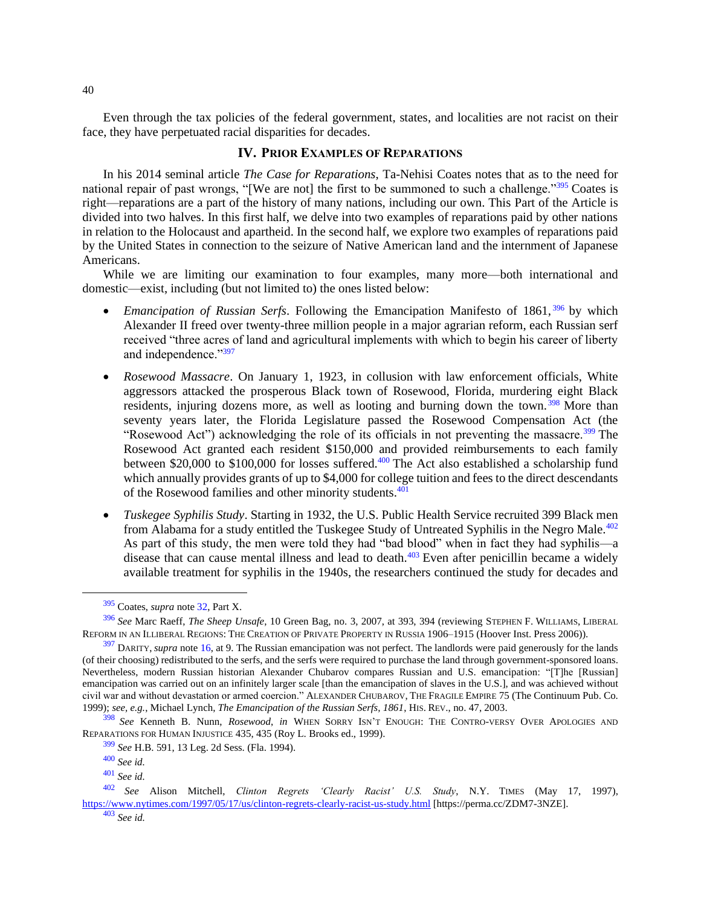Even through the tax policies of the federal government, states, and localities are not racist on their face, they have perpetuated racial disparities for decades.

## IV. Prior Examples of Reparations

In his 2014 seminal article *The Case for Reparations*, Ta-Nehisi Coates notes that as to the need for national repair of past wrongs, "[We are not] the first to be summoned to such a challenge."[395] Coates is right—reparations are a part of the history of many nations, including our own. This Part of the Article is divided into two halves. In this first half, we delve into two examples of reparations paid by other nations in relation to the Holocaust and apartheid. In the second half, we explore two examples of reparations paid by the United States in connection to the seizure of Native American land and the internment of Japanese Americans.

While we are limiting our examination to four examples, many more—both international and domestic—exist, including (but not limited to) the ones listed below:

- *Emancipation of Russian Serfs*. Following the Emancipation Manifesto of 1861,[396] by which Alexander II freed over twenty-three million people in a major agrarian reform, each Russian serf received "three acres of land and agricultural implements with which to begin his career of liberty and independence."[397]

- *Rosewood Massacre*. On January 1, 1923, in collusion with law enforcement officials, White aggressors attacked the prosperous Black town of Rosewood, Florida, murdering eight Black residents, injuring dozens more, as well as looting and burning down the town.[398] More than seventy years later, the Florida Legislature passed the Rosewood Compensation Act (the "Rosewood Act") acknowledging the role of its officials in not preventing the massacre.[399] The Rosewood Act granted each resident $150,000 and provided reimbursements to each family between $20,000 to $100,000 for losses suffered.[400] The Act also established a scholarship fund which annually provides grants of up to $4,000 for college tuition and fees to the direct descendants of the Rosewood families and other minority students.[401]

- *Tuskegee Syphilis Study*. Starting in 1932, the U.S. Public Health Service recruited 399 Black men from Alabama for a study entitled the Tuskegee Study of Untreated Syphilis in the Negro Male.[402] As part of this study, the men were told they had "bad blood" when in fact they had syphilis—a disease that can cause mental illness and lead to death.[403] Even after penicillin became a widely available treatment for syphilis in the 1940s, the researchers continued the study for decades and

---

[395] Coates, *supra* note 32, Part X.

[396] *See* Marc Raeff, *The Sheep Unsafe*, 10 Green Bag, no. 3, 2007, at 393, 394 (reviewing Stephen F. Williams, Liberal Reform in an Illiberal Regions: The Creation of Private Property in Russia 1906–1915 (Hoover Inst. Press 2006)).

[397] Darity, *supra* note 16, at 9. The Russian emancipation was not perfect. The landlords were paid generously for the lands (of their choosing) redistributed to the serfs, and the serfs were required to purchase the land through government-sponsored loans. Nevertheless, modern Russian historian Alexander Chubarov compares Russian and U.S. emancipation: "[T]he [Russian] emancipation was carried out on an infinitely larger scale [than the emancipation of slaves in the U.S.], and was achieved without civil war and without devastation or armed coercion." Alexander Chubarov, The Fragile Empire 75 (The Continuum Pub. Co. 1999); *see, e.g.*, Michael Lynch, *The Emancipation of the Russian Serfs, 1861*, His. Rev., no. 47, 2003.

[398] *See* Kenneth B. Nunn, *Rosewood*, *in* When Sorry Isn't Enough: The Contro-versy Over Apologies and Reparations for Human Injustice 435, 435 (Roy L. Brooks ed., 1999).

[399] *See* H.B. 591, 13 Leg. 2d Sess. (Fla. 1994).

[400] *See id.*

[401] *See id.*

[402] *See* Alison Mitchell, *Clinton Regrets 'Clearly Racist' U.S. Study*, N.Y. Times (May 17, 1997), https://www.nytimes.com/1997/05/17/us/clinton-regrets-clearly-racist-us-study.html [https://perma.cc/ZDM7-3NZE].

[403] *See id.*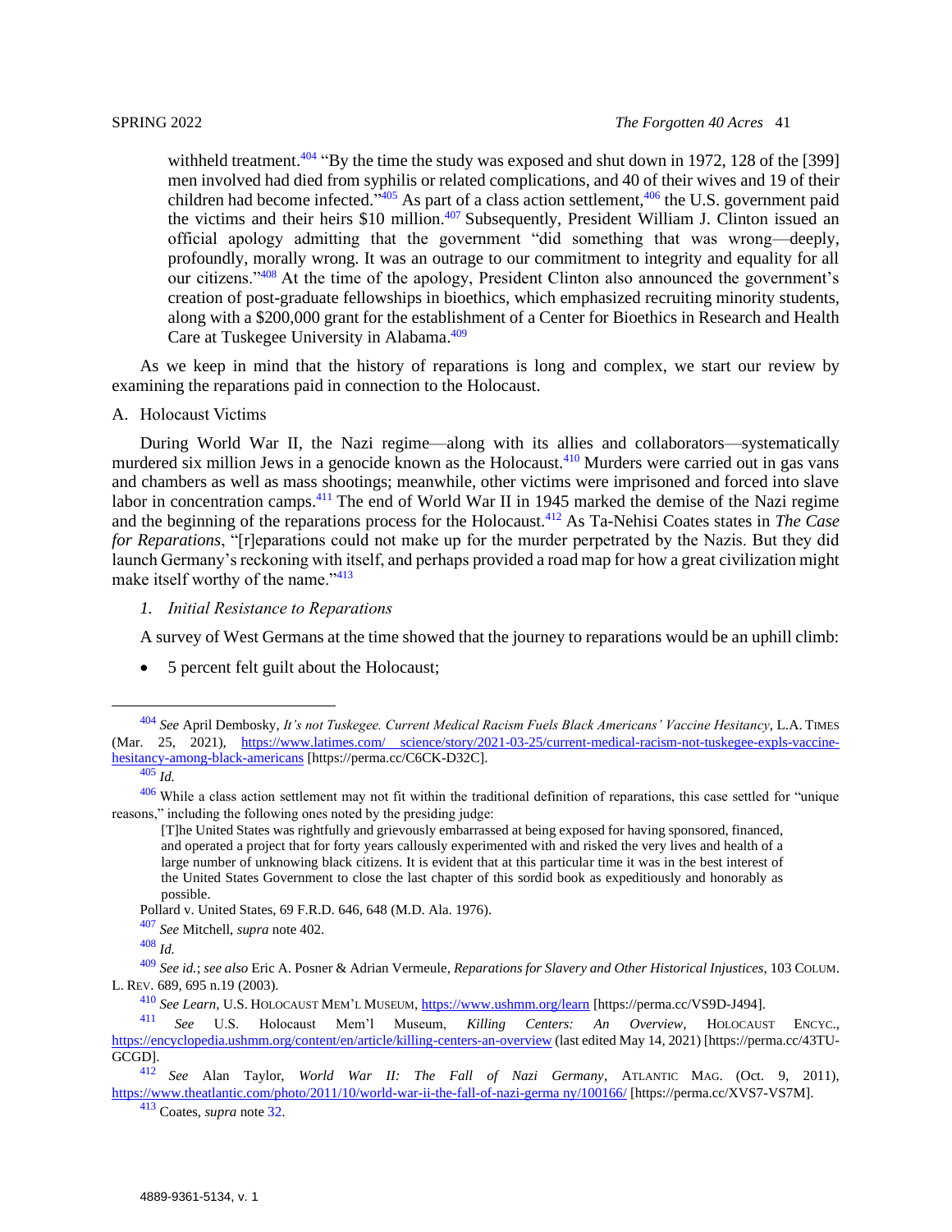withheld treatment.[404] "By the time the study was exposed and shut down in 1972, 128 of the [399] men involved had died from syphilis or related complications, and 40 of their wives and 19 of their children had become infected."[405] As part of a class action settlement,[406] the U.S. government paid the victims and their heirs $10 million.[407] Subsequently, President William J. Clinton issued an official apology admitting that the government "did something that was wrong—deeply, profoundly, morally wrong. It was an outrage to our commitment to integrity and equality for all our citizens."[408] At the time of the apology, President Clinton also announced the government's creation of post-graduate fellowships in bioethics, which emphasized recruiting minority students, along with a $200,000 grant for the establishment of a Center for Bioethics in Research and Health Care at Tuskegee University in Alabama.[409]

As we keep in mind that the history of reparations is long and complex, we start our review by examining the reparations paid in connection to the Holocaust.

## A. Holocaust Victims

During World War II, the Nazi regime—along with its allies and collaborators—systematically murdered six million Jews in a genocide known as the Holocaust.[410] Murders were carried out in gas vans and chambers as well as mass shootings; meanwhile, other victims were imprisoned and forced into slave labor in concentration camps.[411] The end of World War II in 1945 marked the demise of the Nazi regime and the beginning of the reparations process for the Holocaust.[412] As Ta-Nehisi Coates states in *The Case for Reparations*, "[r]eparations could not make up for the murder perpetrated by the Nazis. But they did launch Germany's reckoning with itself, and perhaps provided a road map for how a great civilization might make itself worthy of the name."[413]

### 1. *Initial Resistance to Reparations*

A survey of West Germans at the time showed that the journey to reparations would be an uphill climb:

- 5 percent felt guilt about the Holocaust;

---

[404] *See* April Dembosky, *It's not Tuskegee. Current Medical Racism Fuels Black Americans' Vaccine Hesitancy*, L.A. TIMES (Mar. 25, 2021), https://www.latimes.com/science/story/2021-03-25/current-medical-racism-not-tuskegee-expls-vaccine-hesitancy-among-black-americans [https://perma.cc/C6CK-D32C].

[405] *Id.*

[406] While a class action settlement may not fit within the traditional definition of reparations, this case settled for "unique reasons," including the following ones noted by the presiding judge:

> [T]he United States was rightfully and grievously embarrassed at being exposed for having sponsored, financed, and operated a project that for forty years callously experimented with and risked the very lives and health of a large number of unknowing black citizens. It is evident that at this particular time it was in the best interest of the United States Government to close the last chapter of this sordid book as expeditiously and honorably as possible.

Pollard v. United States, 69 F.R.D. 646, 648 (M.D. Ala. 1976).

[407] *See* Mitchell, *supra* note 402.

[408] *Id.*

[409] *See id.*; *see also* Eric A. Posner & Adrian Vermeule, *Reparations for Slavery and Other Historical Injustices*, 103 COLUM. L. REV. 689, 695 n.19 (2003).

[410] *See Learn*, U.S. HOLOCAUST MEM'L MUSEUM, https://www.ushmm.org/learn [https://perma.cc/VS9D-J494].

[411] *See* U.S. Holocaust Mem'l Museum, *Killing Centers: An Overview*, HOLOCAUST ENCYC., https://encyclopedia.ushmm.org/content/en/article/killing-centers-an-overview (last edited May 14, 2021) [https://perma.cc/43TU-GCGD].

[412] *See* Alan Taylor, *World War II: The Fall of Nazi Germany*, ATLANTIC MAG. (Oct. 9, 2011), https://www.theatlantic.com/photo/2011/10/world-war-ii-the-fall-of-nazi-germany/100166/ [https://perma.cc/XVS7-VS7M].

[413] Coates, *supra* note 32.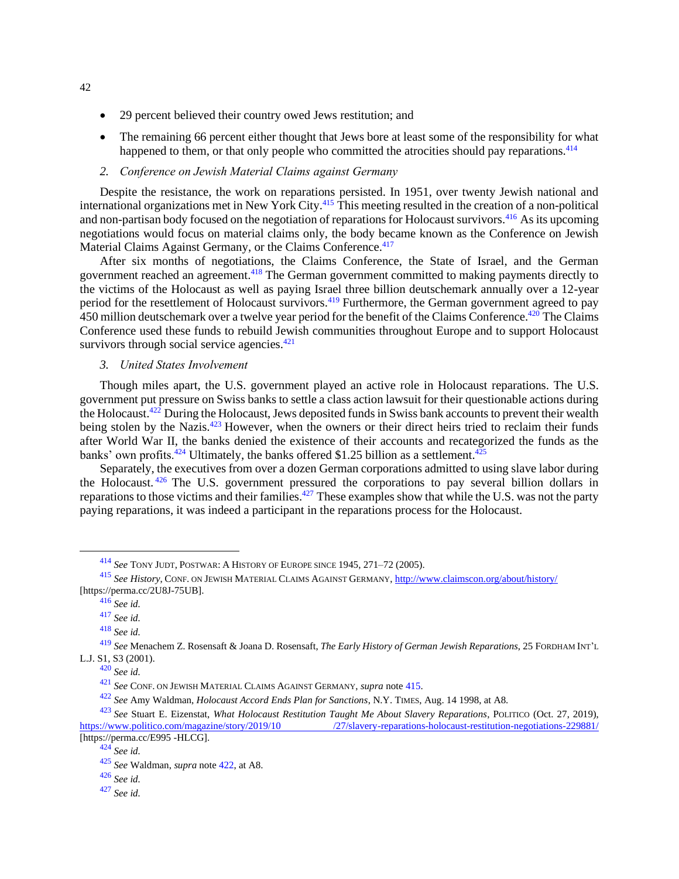- 29 percent believed their country owed Jews restitution; and
- The remaining 66 percent either thought that Jews bore at least some of the responsibility for what happened to them, or that only people who committed the atrocities should pay reparations.[414]

### *2. Conference on Jewish Material Claims against Germany*

Despite the resistance, the work on reparations persisted. In 1951, over twenty Jewish national and international organizations met in New York City.[415] This meeting resulted in the creation of a non-political and non-partisan body focused on the negotiation of reparations for Holocaust survivors.[416] As its upcoming negotiations would focus on material claims only, the body became known as the Conference on Jewish Material Claims Against Germany, or the Claims Conference.[417]

After six months of negotiations, the Claims Conference, the State of Israel, and the German government reached an agreement.[418] The German government committed to making payments directly to the victims of the Holocaust as well as paying Israel three billion deutschemark annually over a 12-year period for the resettlement of Holocaust survivors.[419] Furthermore, the German government agreed to pay 450 million deutschemark over a twelve year period for the benefit of the Claims Conference.[420] The Claims Conference used these funds to rebuild Jewish communities throughout Europe and to support Holocaust survivors through social service agencies.[421]

### *3. United States Involvement*

Though miles apart, the U.S. government played an active role in Holocaust reparations. The U.S. government put pressure on Swiss banks to settle a class action lawsuit for their questionable actions during the Holocaust.[422] During the Holocaust, Jews deposited funds in Swiss bank accounts to prevent their wealth being stolen by the Nazis.[423] However, when the owners or their direct heirs tried to reclaim their funds after World War II, the banks denied the existence of their accounts and recategorized the funds as the banks' own profits.[424] Ultimately, the banks offered $1.25 billion as a settlement.[425]

Separately, the executives from over a dozen German corporations admitted to using slave labor during the Holocaust.[426] The U.S. government pressured the corporations to pay several billion dollars in reparations to those victims and their families.[427] These examples show that while the U.S. was not the party paying reparations, it was indeed a participant in the reparations process for the Holocaust.

---

[414] *See* TONY JUDT, POSTWAR: A HISTORY OF EUROPE SINCE 1945, 271–72 (2005).

[415] *See History*, CONF. ON JEWISH MATERIAL CLAIMS AGAINST GERMANY, http://www.claimscon.org/about/history/ [https://perma.cc/2U8J-75UB].

[416] *See id.*

[417] *See id.*

[418] *See id.*

[419] *See* Menachem Z. Rosensaft & Joana D. Rosensaft, *The Early History of German Jewish Reparations*, 25 FORDHAM INT'L L.J. S1, S3 (2001).

[420] *See id.*

[421] *See* CONF. ON JEWISH MATERIAL CLAIMS AGAINST GERMANY, *supra* note 415.

[422] *See* Amy Waldman, *Holocaust Accord Ends Plan for Sanctions*, N.Y. TIMES, Aug. 14 1998, at A8.

[423] *See* Stuart E. Eizenstat, *What Holocaust Restitution Taught Me About Slavery Reparations*, POLITICO (Oct. 27, 2019), https://www.politico.com/magazine/story/2019/10/27/slavery-reparations-holocaust-restitution-negotiations-229881/ [https://perma.cc/E995 -HLCG].

[424] *See id.*

[425] *See* Waldman, *supra* note 422, at A8.

[426] *See id.*

[427] *See id.*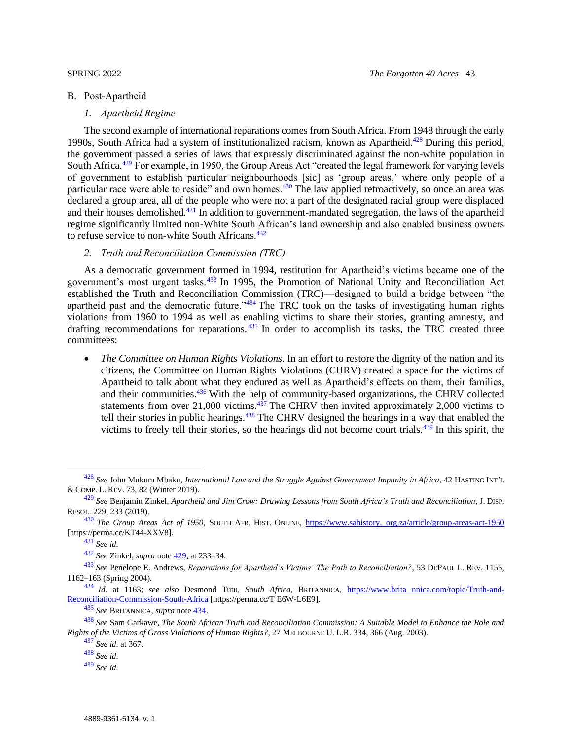## B. Post-Apartheid

### 1. *Apartheid Regime*

The second example of international reparations comes from South Africa. From 1948 through the early 1990s, South Africa had a system of institutionalized racism, known as Apartheid.[428] During this period, the government passed a series of laws that expressly discriminated against the non-white population in South Africa.[429] For example, in 1950, the Group Areas Act "created the legal framework for varying levels of government to establish particular neighbourhoods [sic] as 'group areas,' where only people of a particular race were able to reside" and own homes.[430] The law applied retroactively, so once an area was declared a group area, all of the people who were not a part of the designated racial group were displaced and their houses demolished.[431] In addition to government-mandated segregation, the laws of the apartheid regime significantly limited non-White South African's land ownership and also enabled business owners to refuse service to non-white South Africans.[432]

### 2. *Truth and Reconciliation Commission (TRC)*

As a democratic government formed in 1994, restitution for Apartheid's victims became one of the government's most urgent tasks.[433] In 1995, the Promotion of National Unity and Reconciliation Act established the Truth and Reconciliation Commission (TRC)—designed to build a bridge between "the apartheid past and the democratic future."[434] The TRC took on the tasks of investigating human rights violations from 1960 to 1994 as well as enabling victims to share their stories, granting amnesty, and drafting recommendations for reparations.[435] In order to accomplish its tasks, the TRC created three committees:

- *The Committee on Human Rights Violations*. In an effort to restore the dignity of the nation and its citizens, the Committee on Human Rights Violations (CHRV) created a space for the victims of Apartheid to talk about what they endured as well as Apartheid's effects on them, their families, and their communities.[436] With the help of community-based organizations, the CHRV collected statements from over 21,000 victims.[437] The CHRV then invited approximately 2,000 victims to tell their stories in public hearings.[438] The CHRV designed the hearings in a way that enabled the victims to freely tell their stories, so the hearings did not become court trials.[439] In this spirit, the

---

[428] *See* John Mukum Mbaku, *International Law and the Struggle Against Government Impunity in Africa*, 42 HASTING INT'L & COMP. L. REV. 73, 82 (Winter 2019).

[429] *See* Benjamin Zinkel, *Apartheid and Jim Crow: Drawing Lessons from South Africa's Truth and Reconciliation*, J. DISP. RESOL. 229, 233 (2019).

[430] *The Group Areas Act of 1950*, SOUTH AFR. HIST. ONLINE, https://www.sahistory.org.za/article/group-areas-act-1950 [https://perma.cc/KT44-XXV8].

[431] *See id.*

[432] *See* Zinkel, *supra* note 429, at 233–34.

[433] *See* Penelope E. Andrews, *Reparations for Apartheid's Victims: The Path to Reconciliation?*, 53 DEPAUL L. REV. 1155, 1162–163 (Spring 2004).

[434] *Id.* at 1163; *see also* Desmond Tutu, *South Africa*, BRITANNICA, https://www.britannica.com/topic/Truth-and-Reconciliation-Commission-South-Africa [https://perma.cc/T E6W-L6E9].

[435] *See* BRITANNICA, *supra* note 434.

[436] *See* Sam Garkawe, *The South African Truth and Reconciliation Commission: A Suitable Model to Enhance the Role and Rights of the Victims of Gross Violations of Human Rights?*, 27 MELBOURNE U. L.R. 334, 366 (Aug. 2003).

[437] *See id.* at 367.

[438] *See id.*

[439] *See id.*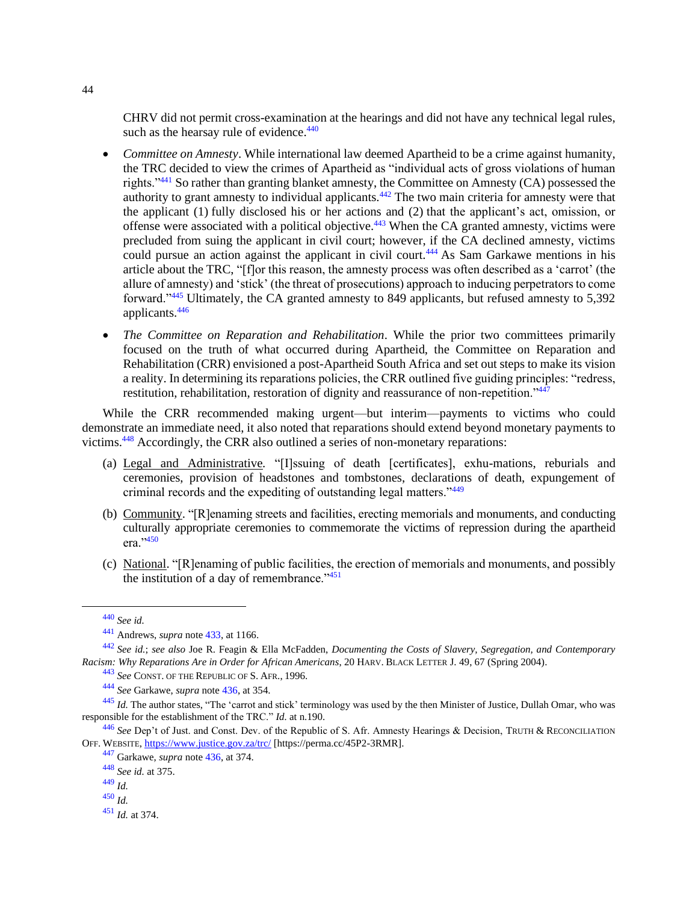CHRV did not permit cross-examination at the hearings and did not have any technical legal rules, such as the hearsay rule of evidence.[440]

- *Committee on Amnesty*. While international law deemed Apartheid to be a crime against humanity, the TRC decided to view the crimes of Apartheid as "individual acts of gross violations of human rights."[441] So rather than granting blanket amnesty, the Committee on Amnesty (CA) possessed the authority to grant amnesty to individual applicants.[442] The two main criteria for amnesty were that the applicant (1) fully disclosed his or her actions and (2) that the applicant's act, omission, or offense were associated with a political objective.[443] When the CA granted amnesty, victims were precluded from suing the applicant in civil court; however, if the CA declined amnesty, victims could pursue an action against the applicant in civil court.[444] As Sam Garkawe mentions in his article about the TRC, "[f]or this reason, the amnesty process was often described as a 'carrot' (the allure of amnesty) and 'stick' (the threat of prosecutions) approach to inducing perpetrators to come forward."[445] Ultimately, the CA granted amnesty to 849 applicants, but refused amnesty to 5,392 applicants.[446]

- *The Committee on Reparation and Rehabilitation*. While the prior two committees primarily focused on the truth of what occurred during Apartheid, the Committee on Reparation and Rehabilitation (CRR) envisioned a post-Apartheid South Africa and set out steps to make its vision a reality. In determining its reparations policies, the CRR outlined five guiding principles: "redress, restitution, rehabilitation, restoration of dignity and reassurance of non-repetition."[447]

While the CRR recommended making urgent—but interim—payments to victims who could demonstrate an immediate need, it also noted that reparations should extend beyond monetary payments to victims.[448] Accordingly, the CRR also outlined a series of non-monetary reparations:

(a) Legal and Administrative. "[I]ssuing of death [certificates], exhu-mations, reburials and ceremonies, provision of headstones and tombstones, declarations of death, expungement of criminal records and the expediting of outstanding legal matters."[449]

(b) Community. "[R]enaming streets and facilities, erecting memorials and monuments, and conducting culturally appropriate ceremonies to commemorate the victims of repression during the apartheid era."[450]

(c) National. "[R]enaming of public facilities, the erection of memorials and monuments, and possibly the institution of a day of remembrance."[451]

---

[440] *See id.*

[441] Andrews, *supra* note 433, at 1166.

[442] *See id.*; *see also* Joe R. Feagin & Ella McFadden, *Documenting the Costs of Slavery, Segregation, and Contemporary Racism: Why Reparations Are in Order for African Americans*, 20 HARV. BLACK LETTER J. 49, 67 (Spring 2004).

[443] *See* CONST. OF THE REPUBLIC OF S. AFR., 1996.

[444] *See* Garkawe, *supra* note 436, at 354.

[445] *Id.* The author states, "The 'carrot and stick' terminology was used by the then Minister of Justice, Dullah Omar, who was responsible for the establishment of the TRC." *Id.* at n.190.

[446] *See* Dep't of Just. and Const. Dev. of the Republic of S. Afr. Amnesty Hearings & Decision, TRUTH & RECONCILIATION OFF. WEBSITE, https://www.justice.gov.za/trc/ [https://perma.cc/45P2-3RMR].

[447] Garkawe, *supra* note 436, at 374.

[448] *See id.* at 375.

[449] *Id.*

[450] *Id.*

[451] *Id.* at 374.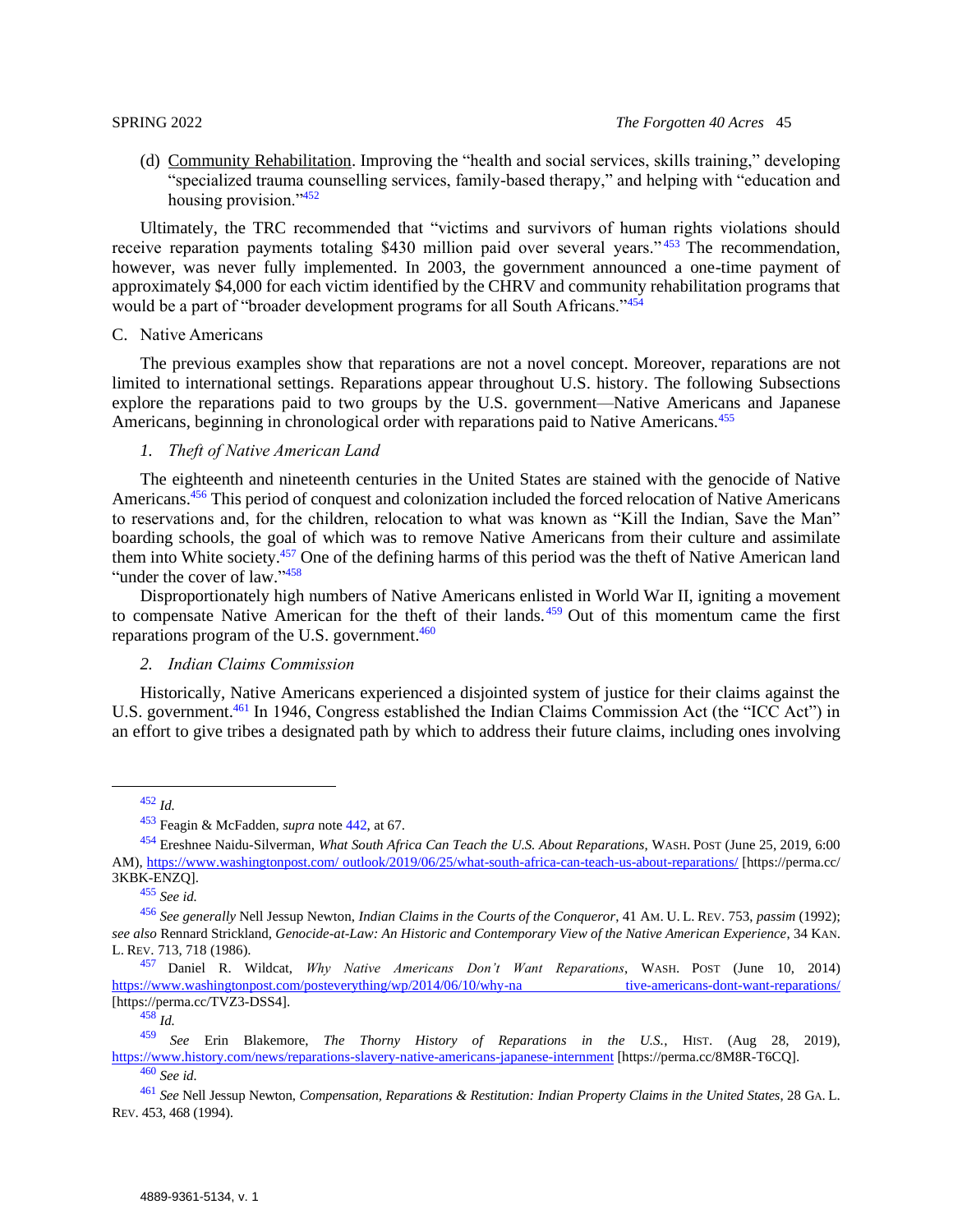(d) Community Rehabilitation. Improving the "health and social services, skills training," developing "specialized trauma counselling services, family-based therapy," and helping with "education and housing provision."[452]

Ultimately, the TRC recommended that "victims and survivors of human rights violations should receive reparation payments totaling $430 million paid over several years."[453] The recommendation, however, was never fully implemented. In 2003, the government announced a one-time payment of approximately $4,000 for each victim identified by the CHRV and community rehabilitation programs that would be a part of "broader development programs for all South Africans."[454]

C. Native Americans

The previous examples show that reparations are not a novel concept. Moreover, reparations are not limited to international settings. Reparations appear throughout U.S. history. The following Subsections explore the reparations paid to two groups by the U.S. government—Native Americans and Japanese Americans, beginning in chronological order with reparations paid to Native Americans.[455]

*1. Theft of Native American Land*

The eighteenth and nineteenth centuries in the United States are stained with the genocide of Native Americans.[456] This period of conquest and colonization included the forced relocation of Native Americans to reservations and, for the children, relocation to what was known as "Kill the Indian, Save the Man" boarding schools, the goal of which was to remove Native Americans from their culture and assimilate them into White society.[457] One of the defining harms of this period was the theft of Native American land "under the cover of law."[458]

Disproportionately high numbers of Native Americans enlisted in World War II, igniting a movement to compensate Native American for the theft of their lands.[459] Out of this momentum came the first reparations program of the U.S. government.[460]

*2. Indian Claims Commission*

Historically, Native Americans experienced a disjointed system of justice for their claims against the U.S. government.[461] In 1946, Congress established the Indian Claims Commission Act (the "ICC Act") in an effort to give tribes a designated path by which to address their future claims, including ones involving

---

[452] *Id.*

[453] Feagin & McFadden, *supra* note 442, at 67.

[454] Ereshnee Naidu-Silverman, *What South Africa Can Teach the U.S. About Reparations*, WASH. POST (June 25, 2019, 6:00 AM), https://www.washingtonpost.com/ outlook/2019/06/25/what-south-africa-can-teach-us-about-reparations/ [https://perma.cc/ 3KBK-ENZQ].

[455] *See id.*

[456] *See generally* Nell Jessup Newton, *Indian Claims in the Courts of the Conqueror*, 41 AM. U. L. REV. 753, *passim* (1992); *see also* Rennard Strickland, *Genocide-at-Law: An Historic and Contemporary View of the Native American Experience*, 34 KAN. L. REV. 713, 718 (1986).

[457] Daniel R. Wildcat, *Why Native Americans Don't Want Reparations*, WASH. POST (June 10, 2014) https://www.washingtonpost.com/posteverything/wp/2014/06/10/why-na tive-americans-dont-want-reparations/ [https://perma.cc/TVZ3-DSS4].

[458] *Id.*

[459] *See* Erin Blakemore, *The Thorny History of Reparations in the U.S.*, HIST. (Aug 28, 2019), https://www.history.com/news/reparations-slavery-native-americans-japanese-internment [https://perma.cc/8M8R-T6CQ].

[460] *See id.*

[461] *See* Nell Jessup Newton, *Compensation, Reparations & Restitution: Indian Property Claims in the United States*, 28 GA. L. REV. 453, 468 (1994).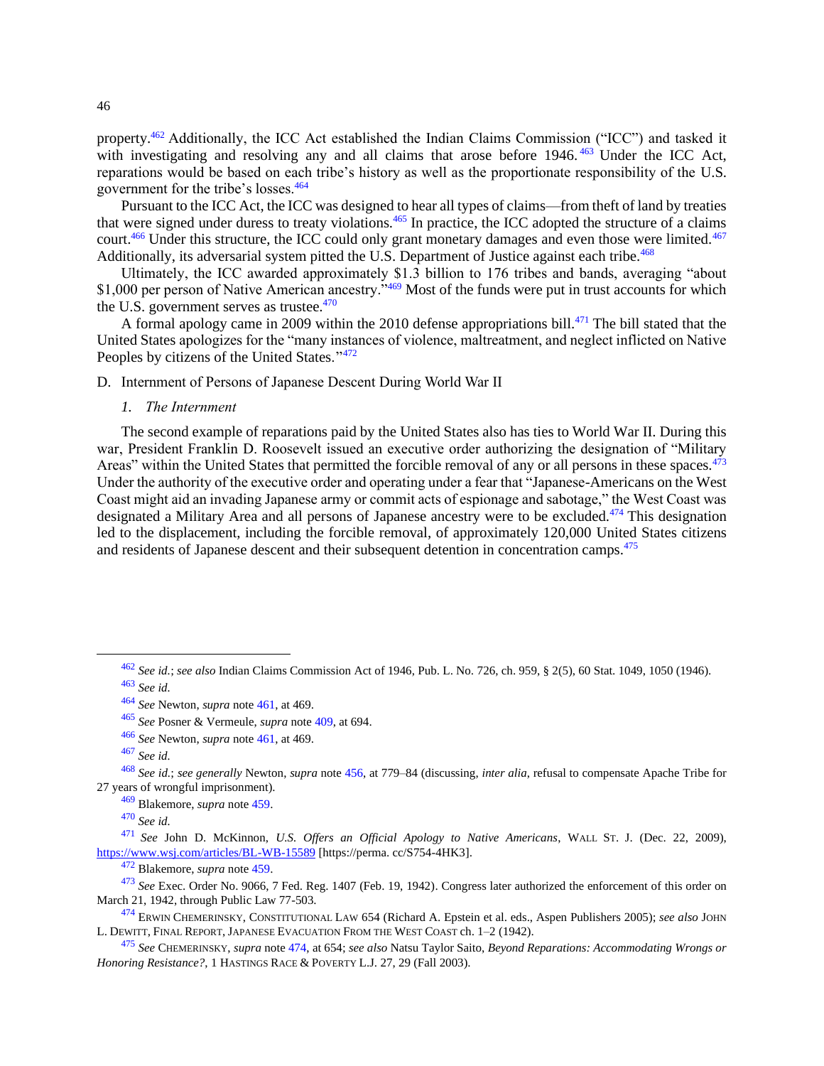property.[462] Additionally, the ICC Act established the Indian Claims Commission ("ICC") and tasked it with investigating and resolving any and all claims that arose before 1946.[463] Under the ICC Act, reparations would be based on each tribe's history as well as the proportionate responsibility of the U.S. government for the tribe's losses.[464]

Pursuant to the ICC Act, the ICC was designed to hear all types of claims—from theft of land by treaties that were signed under duress to treaty violations.[465] In practice, the ICC adopted the structure of a claims court.[466] Under this structure, the ICC could only grant monetary damages and even those were limited.[467] Additionally, its adversarial system pitted the U.S. Department of Justice against each tribe.[468]

Ultimately, the ICC awarded approximately $1.3 billion to 176 tribes and bands, averaging "about $1,000 per person of Native American ancestry."[469] Most of the funds were put in trust accounts for which the U.S. government serves as trustee.[470]

A formal apology came in 2009 within the 2010 defense appropriations bill.[471] The bill stated that the United States apologizes for the "many instances of violence, maltreatment, and neglect inflicted on Native Peoples by citizens of the United States."[472]

## D. Internment of Persons of Japanese Descent During World War II

### 1. *The Internment*

The second example of reparations paid by the United States also has ties to World War II. During this war, President Franklin D. Roosevelt issued an executive order authorizing the designation of "Military Areas" within the United States that permitted the forcible removal of any or all persons in these spaces.[473] Under the authority of the executive order and operating under a fear that "Japanese-Americans on the West Coast might aid an invading Japanese army or commit acts of espionage and sabotage," the West Coast was designated a Military Area and all persons of Japanese ancestry were to be excluded.[474] This designation led to the displacement, including the forcible removal, of approximately 120,000 United States citizens and residents of Japanese descent and their subsequent detention in concentration camps.[475]

---

[462] *See id.*; *see also* Indian Claims Commission Act of 1946, Pub. L. No. 726, ch. 959, § 2(5), 60 Stat. 1049, 1050 (1946).

[463] *See id.*

[464] *See* Newton, *supra* note 461, at 469.

[465] *See* Posner & Vermeule, *supra* note 409, at 694.

[466] *See* Newton, *supra* note 461, at 469.

[467] *See id.*

[468] *See id.*; *see generally* Newton, *supra* note 456, at 779–84 (discussing, *inter alia*, refusal to compensate Apache Tribe for 27 years of wrongful imprisonment).

[469] Blakemore, *supra* note 459.

[470] *See id.*

[471] *See* John D. McKinnon, *U.S. Offers an Official Apology to Native Americans*, WALL ST. J. (Dec. 22, 2009), https://www.wsj.com/articles/BL-WB-15589 [https://perma. cc/S754-4HK3].

[472] Blakemore, *supra* note 459.

[473] *See* Exec. Order No. 9066, 7 Fed. Reg. 1407 (Feb. 19, 1942). Congress later authorized the enforcement of this order on March 21, 1942, through Public Law 77-503.

[474] ERWIN CHEMERINSKY, CONSTITUTIONAL LAW 654 (Richard A. Epstein et al. eds., Aspen Publishers 2005); *see also* JOHN L. DEWITT, FINAL REPORT, JAPANESE EVACUATION FROM THE WEST COAST ch. 1–2 (1942).

[475] *See* CHEMERINSKY, *supra* note 474, at 654; *see also* Natsu Taylor Saito, *Beyond Reparations: Accommodating Wrongs or Honoring Resistance?*, 1 HASTINGS RACE & POVERTY L.J. 27, 29 (Fall 2003).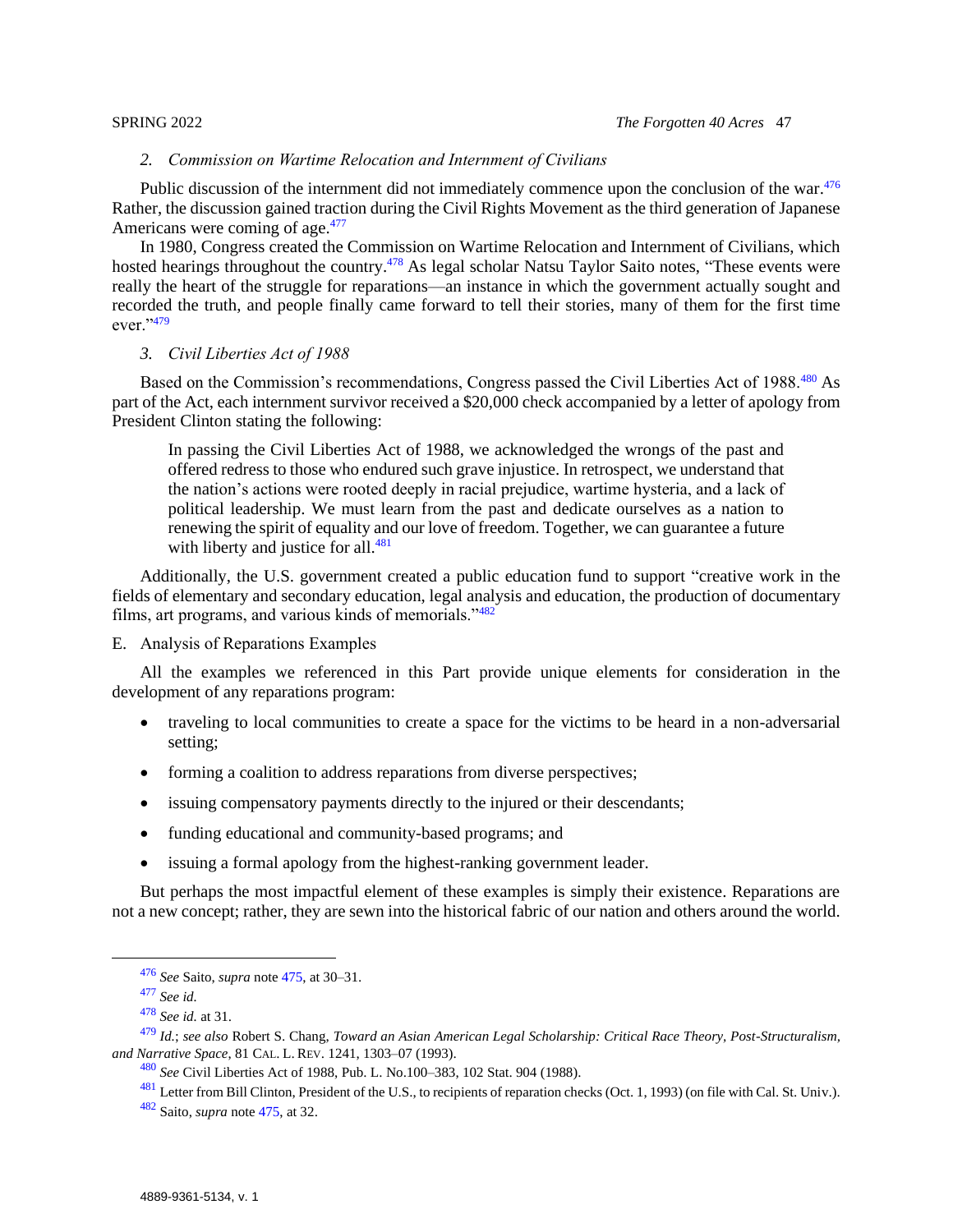### 2. *Commission on Wartime Relocation and Internment of Civilians*

Public discussion of the internment did not immediately commence upon the conclusion of the war.[476] Rather, the discussion gained traction during the Civil Rights Movement as the third generation of Japanese Americans were coming of age.[477]

In 1980, Congress created the Commission on Wartime Relocation and Internment of Civilians, which hosted hearings throughout the country.[478] As legal scholar Natsu Taylor Saito notes, "These events were really the heart of the struggle for reparations—an instance in which the government actually sought and recorded the truth, and people finally came forward to tell their stories, many of them for the first time ever."[479]

### 3. *Civil Liberties Act of 1988*

Based on the Commission's recommendations, Congress passed the Civil Liberties Act of 1988.[480] As part of the Act, each internment survivor received a $20,000 check accompanied by a letter of apology from President Clinton stating the following:

> In passing the Civil Liberties Act of 1988, we acknowledged the wrongs of the past and offered redress to those who endured such grave injustice. In retrospect, we understand that the nation's actions were rooted deeply in racial prejudice, wartime hysteria, and a lack of political leadership. We must learn from the past and dedicate ourselves as a nation to renewing the spirit of equality and our love of freedom. Together, we can guarantee a future with liberty and justice for all.[481]

Additionally, the U.S. government created a public education fund to support "creative work in the fields of elementary and secondary education, legal analysis and education, the production of documentary films, art programs, and various kinds of memorials."[482]

## E. Analysis of Reparations Examples

All the examples we referenced in this Part provide unique elements for consideration in the development of any reparations program:

- traveling to local communities to create a space for the victims to be heard in a non-adversarial setting;
- forming a coalition to address reparations from diverse perspectives;
- issuing compensatory payments directly to the injured or their descendants;
- funding educational and community-based programs; and
- issuing a formal apology from the highest-ranking government leader.

But perhaps the most impactful element of these examples is simply their existence. Reparations are not a new concept; rather, they are sewn into the historical fabric of our nation and others around the world.

---

[476] *See* Saito, *supra* note 475, at 30–31.

[477] *See id.*

[478] *See id.* at 31.

[479] *Id.*; *see also* Robert S. Chang, *Toward an Asian American Legal Scholarship: Critical Race Theory, Post-Structuralism, and Narrative Space*, 81 CAL. L. REV. 1241, 1303–07 (1993).

[480] *See* Civil Liberties Act of 1988, Pub. L. No.100–383, 102 Stat. 904 (1988).

[481] Letter from Bill Clinton, President of the U.S., to recipients of reparation checks (Oct. 1, 1993) (on file with Cal. St. Univ.).

[482] Saito, *supra* note 475, at 32.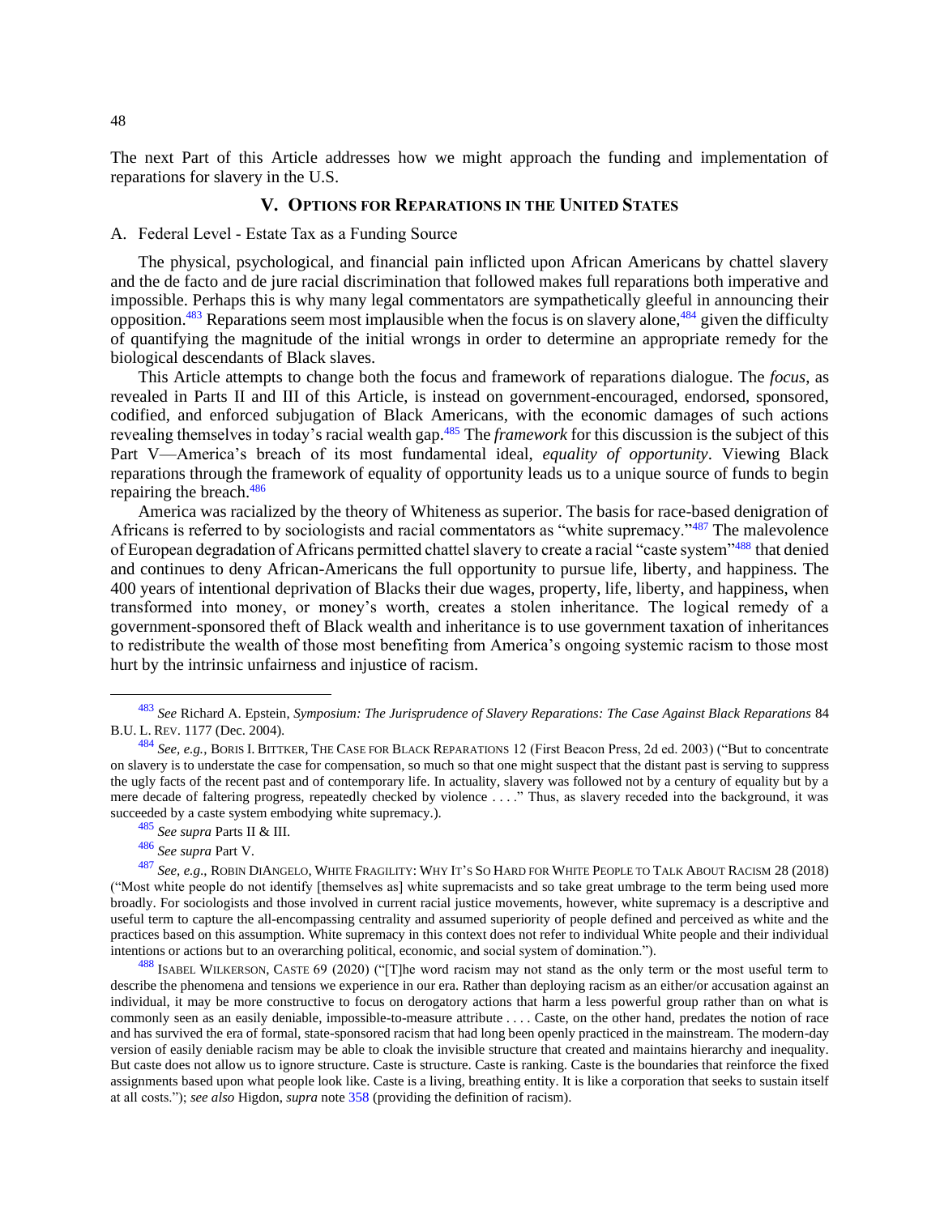The next Part of this Article addresses how we might approach the funding and implementation of reparations for slavery in the U.S.

## V. OPTIONS FOR REPARATIONS IN THE UNITED STATES

### A. Federal Level - Estate Tax as a Funding Source

The physical, psychological, and financial pain inflicted upon African Americans by chattel slavery and the de facto and de jure racial discrimination that followed makes full reparations both imperative and impossible. Perhaps this is why many legal commentators are sympathetically gleeful in announcing their opposition.[483] Reparations seem most implausible when the focus is on slavery alone,[484] given the difficulty of quantifying the magnitude of the initial wrongs in order to determine an appropriate remedy for the biological descendants of Black slaves.

This Article attempts to change both the focus and framework of reparations dialogue. The *focus*, as revealed in Parts II and III of this Article, is instead on government-encouraged, endorsed, sponsored, codified, and enforced subjugation of Black Americans, with the economic damages of such actions revealing themselves in today's racial wealth gap.[485] The *framework* for this discussion is the subject of this Part V—America's breach of its most fundamental ideal, *equality of opportunity*. Viewing Black reparations through the framework of equality of opportunity leads us to a unique source of funds to begin repairing the breach.[486]

America was racialized by the theory of Whiteness as superior. The basis for race-based denigration of Africans is referred to by sociologists and racial commentators as "white supremacy."[487] The malevolence of European degradation of Africans permitted chattel slavery to create a racial "caste system"[488] that denied and continues to deny African-Americans the full opportunity to pursue life, liberty, and happiness. The 400 years of intentional deprivation of Blacks their due wages, property, life, liberty, and happiness, when transformed into money, or money's worth, creates a stolen inheritance. The logical remedy of a government-sponsored theft of Black wealth and inheritance is to use government taxation of inheritances to redistribute the wealth of those most benefiting from America's ongoing systemic racism to those most hurt by the intrinsic unfairness and injustice of racism.

---

[483] *See* Richard A. Epstein, *Symposium: The Jurisprudence of Slavery Reparations: The Case Against Black Reparations* 84 B.U. L. REV. 1177 (Dec. 2004).

[484] *See, e.g.*, BORIS I. BITTKER, THE CASE FOR BLACK REPARATIONS 12 (First Beacon Press, 2d ed. 2003) ("But to concentrate on slavery is to understate the case for compensation, so much so that one might suspect that the distant past is serving to suppress the ugly facts of the recent past and of contemporary life. In actuality, slavery was followed not by a century of equality but by a mere decade of faltering progress, repeatedly checked by violence . . . ." Thus, as slavery receded into the background, it was succeeded by a caste system embodying white supremacy.).

[485] *See supra* Parts II & III.

[486] *See supra* Part V.

[487] *See, e.g.*, ROBIN DIANGELO, WHITE FRAGILITY: WHY IT'S SO HARD FOR WHITE PEOPLE TO TALK ABOUT RACISM 28 (2018) ("Most white people do not identify [themselves as] white supremacists and so take great umbrage to the term being used more broadly. For sociologists and those involved in current racial justice movements, however, white supremacy is a descriptive and useful term to capture the all-encompassing centrality and assumed superiority of people defined and perceived as white and the practices based on this assumption. White supremacy in this context does not refer to individual White people and their individual intentions or actions but to an overarching political, economic, and social system of domination.").

[488] ISABEL WILKERSON, CASTE 69 (2020) ("[T]he word racism may not stand as the only term or the most useful term to describe the phenomena and tensions we experience in our era. Rather than deploying racism as an either/or accusation against an individual, it may be more constructive to focus on derogatory actions that harm a less powerful group rather than on what is commonly seen as an easily deniable, impossible-to-measure attribute . . . . Caste, on the other hand, predates the notion of race and has survived the era of formal, state-sponsored racism that had long been openly practiced in the mainstream. The modern-day version of easily deniable racism may be able to cloak the invisible structure that created and maintains hierarchy and inequality. But caste does not allow us to ignore structure. Caste is structure. Caste is ranking. Caste is the boundaries that reinforce the fixed assignments based upon what people look like. Caste is a living, breathing entity. It is like a corporation that seeks to sustain itself at all costs."); *see also* Higdon, *supra* note 358 (providing the definition of racism).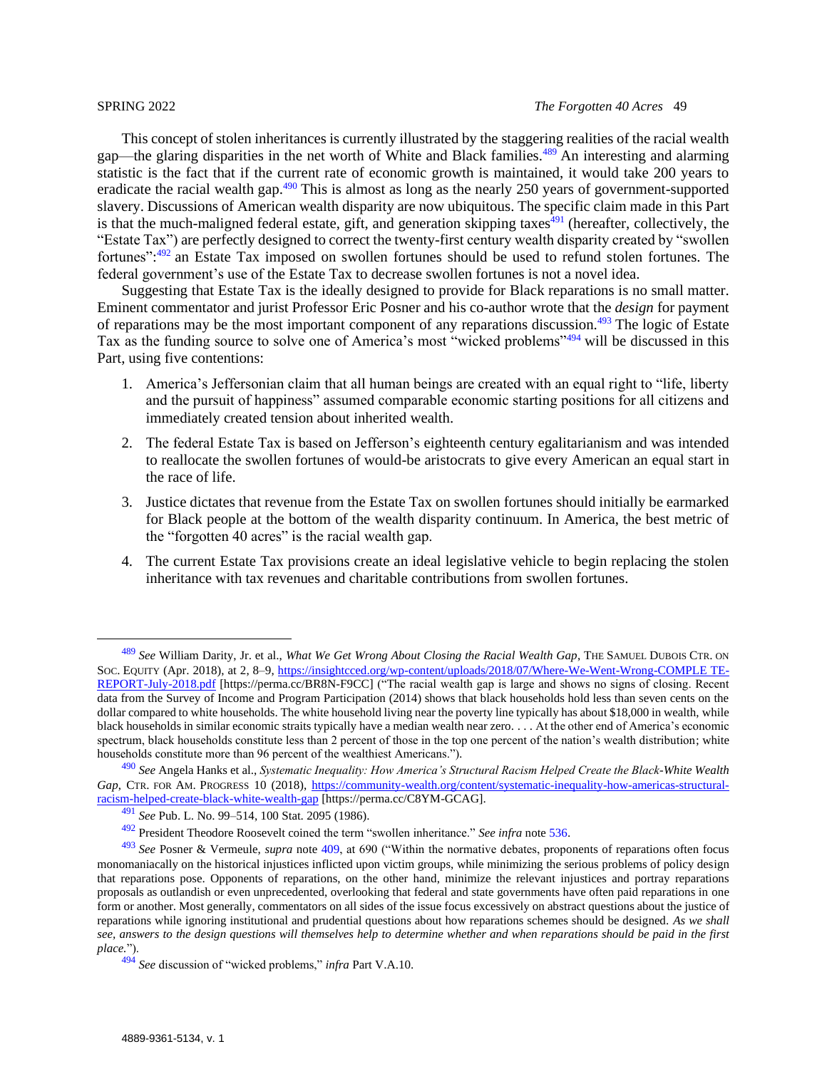This concept of stolen inheritances is currently illustrated by the staggering realities of the racial wealth gap—the glaring disparities in the net worth of White and Black families.[489] An interesting and alarming statistic is the fact that if the current rate of economic growth is maintained, it would take 200 years to eradicate the racial wealth gap.[490] This is almost as long as the nearly 250 years of government-supported slavery. Discussions of American wealth disparity are now ubiquitous. The specific claim made in this Part is that the much-maligned federal estate, gift, and generation skipping taxes[491] (hereafter, collectively, the "Estate Tax") are perfectly designed to correct the twenty-first century wealth disparity created by "swollen fortunes":[492] an Estate Tax imposed on swollen fortunes should be used to refund stolen fortunes. The federal government's use of the Estate Tax to decrease swollen fortunes is not a novel idea.

Suggesting that Estate Tax is the ideally designed to provide for Black reparations is no small matter. Eminent commentator and jurist Professor Eric Posner and his co-author wrote that the *design* for payment of reparations may be the most important component of any reparations discussion.[493] The logic of Estate Tax as the funding source to solve one of America's most "wicked problems"[494] will be discussed in this Part, using five contentions:

1. America's Jeffersonian claim that all human beings are created with an equal right to "life, liberty and the pursuit of happiness" assumed comparable economic starting positions for all citizens and immediately created tension about inherited wealth.
2. The federal Estate Tax is based on Jefferson's eighteenth century egalitarianism and was intended to reallocate the swollen fortunes of would-be aristocrats to give every American an equal start in the race of life.
3. Justice dictates that revenue from the Estate Tax on swollen fortunes should initially be earmarked for Black people at the bottom of the wealth disparity continuum. In America, the best metric of the "forgotten 40 acres" is the racial wealth gap.
4. The current Estate Tax provisions create an ideal legislative vehicle to begin replacing the stolen inheritance with tax revenues and charitable contributions from swollen fortunes.

---

[489] *See* William Darity, Jr. et al., *What We Get Wrong About Closing the Racial Wealth Gap*, THE SAMUEL DUBOIS CTR. ON SOC. EQUITY (Apr. 2018), at 2, 8–9, https://insightcced.org/wp-content/uploads/2018/07/Where-We-Went-Wrong-COMPLE TE-REPORT-July-2018.pdf [https://perma.cc/BR8N-F9CC] ("The racial wealth gap is large and shows no signs of closing. Recent data from the Survey of Income and Program Participation (2014) shows that black households hold less than seven cents on the dollar compared to white households. The white household living near the poverty line typically has about $18,000 in wealth, while black households in similar economic straits typically have a median wealth near zero. . . . At the other end of America's economic spectrum, black households constitute less than 2 percent of those in the top one percent of the nation's wealth distribution; white households constitute more than 96 percent of the wealthiest Americans.").

[490] *See* Angela Hanks et al., *Systematic Inequality: How America's Structural Racism Helped Create the Black-White Wealth Gap*, CTR. FOR AM. PROGRESS 10 (2018), https://community-wealth.org/content/systematic-inequality-how-americas-structural-racism-helped-create-black-white-wealth-gap [https://perma.cc/C8YM-GCAG].

[491] *See* Pub. L. No. 99–514, 100 Stat. 2095 (1986).

[492] President Theodore Roosevelt coined the term "swollen inheritance." *See infra* note 536.

[493] *See* Posner & Vermeule, *supra* note 409, at 690 ("Within the normative debates, proponents of reparations often focus monomaniacally on the historical injustices inflicted upon victim groups, while minimizing the serious problems of policy design that reparations pose. Opponents of reparations, on the other hand, minimize the relevant injustices and portray reparations proposals as outlandish or even unprecedented, overlooking that federal and state governments have often paid reparations in one form or another. Most generally, commentators on all sides of the issue focus excessively on abstract questions about the justice of reparations while ignoring institutional and prudential questions about how reparations schemes should be designed. *As we shall see, answers to the design questions will themselves help to determine whether and when reparations should be paid in the first place.*").

[494] *See* discussion of "wicked problems," *infra* Part V.A.10.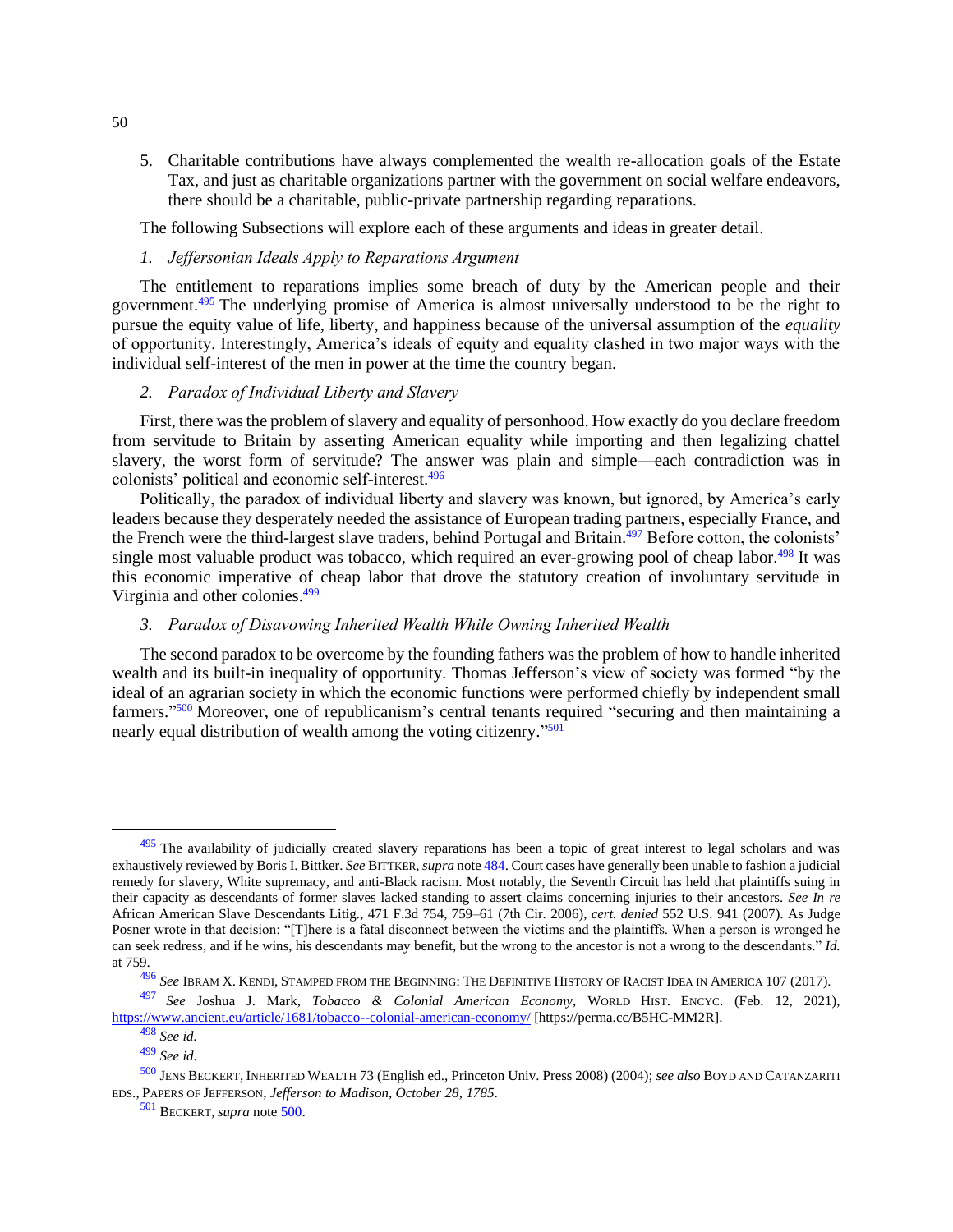5. Charitable contributions have always complemented the wealth re-allocation goals of the Estate Tax, and just as charitable organizations partner with the government on social welfare endeavors, there should be a charitable, public-private partnership regarding reparations.

The following Subsections will explore each of these arguments and ideas in greater detail.

*1. Jeffersonian Ideals Apply to Reparations Argument*

The entitlement to reparations implies some breach of duty by the American people and their government.[495] The underlying promise of America is almost universally understood to be the right to pursue the equity value of life, liberty, and happiness because of the universal assumption of the *equality* of opportunity. Interestingly, America's ideals of equity and equality clashed in two major ways with the individual self-interest of the men in power at the time the country began.

*2. Paradox of Individual Liberty and Slavery*

First, there was the problem of slavery and equality of personhood. How exactly do you declare freedom from servitude to Britain by asserting American equality while importing and then legalizing chattel slavery, the worst form of servitude? The answer was plain and simple—each contradiction was in colonists' political and economic self-interest.[496]

Politically, the paradox of individual liberty and slavery was known, but ignored, by America's early leaders because they desperately needed the assistance of European trading partners, especially France, and the French were the third-largest slave traders, behind Portugal and Britain.[497] Before cotton, the colonists' single most valuable product was tobacco, which required an ever-growing pool of cheap labor.[498] It was this economic imperative of cheap labor that drove the statutory creation of involuntary servitude in Virginia and other colonies.[499]

*3. Paradox of Disavowing Inherited Wealth While Owning Inherited Wealth*

The second paradox to be overcome by the founding fathers was the problem of how to handle inherited wealth and its built-in inequality of opportunity. Thomas Jefferson's view of society was formed "by the ideal of an agrarian society in which the economic functions were performed chiefly by independent small farmers."[500] Moreover, one of republicanism's central tenants required "securing and then maintaining a nearly equal distribution of wealth among the voting citizenry."[501]

---

[495] The availability of judicially created slavery reparations has been a topic of great interest to legal scholars and was exhaustively reviewed by Boris I. Bittker. *See* BITTKER, *supra* note 484. Court cases have generally been unable to fashion a judicial remedy for slavery, White supremacy, and anti-Black racism. Most notably, the Seventh Circuit has held that plaintiffs suing in their capacity as descendants of former slaves lacked standing to assert claims concerning injuries to their ancestors. *See In re* African American Slave Descendants Litig., 471 F.3d 754, 759–61 (7th Cir. 2006), *cert. denied* 552 U.S. 941 (2007). As Judge Posner wrote in that decision: "[T]here is a fatal disconnect between the victims and the plaintiffs. When a person is wronged he can seek redress, and if he wins, his descendants may benefit, but the wrong to the ancestor is not a wrong to the descendants." *Id.* at 759.

[496] *See* IBRAM X. KENDI, STAMPED FROM THE BEGINNING: THE DEFINITIVE HISTORY OF RACIST IDEA IN AMERICA 107 (2017).

[497] *See* Joshua J. Mark, *Tobacco & Colonial American Economy*, WORLD HIST. ENCYC. (Feb. 12, 2021), https://www.ancient.eu/article/1681/tobacco--colonial-american-economy/ [https://perma.cc/B5HC-MM2R].

[498] *See id.*

[499] *See id.*

[500] JENS BECKERT, INHERITED WEALTH 73 (English ed., Princeton Univ. Press 2008) (2004); *see also* BOYD AND CATANZARITI EDS., PAPERS OF JEFFERSON, *Jefferson to Madison, October 28, 1785*.

[501] BECKERT, *supra* note 500.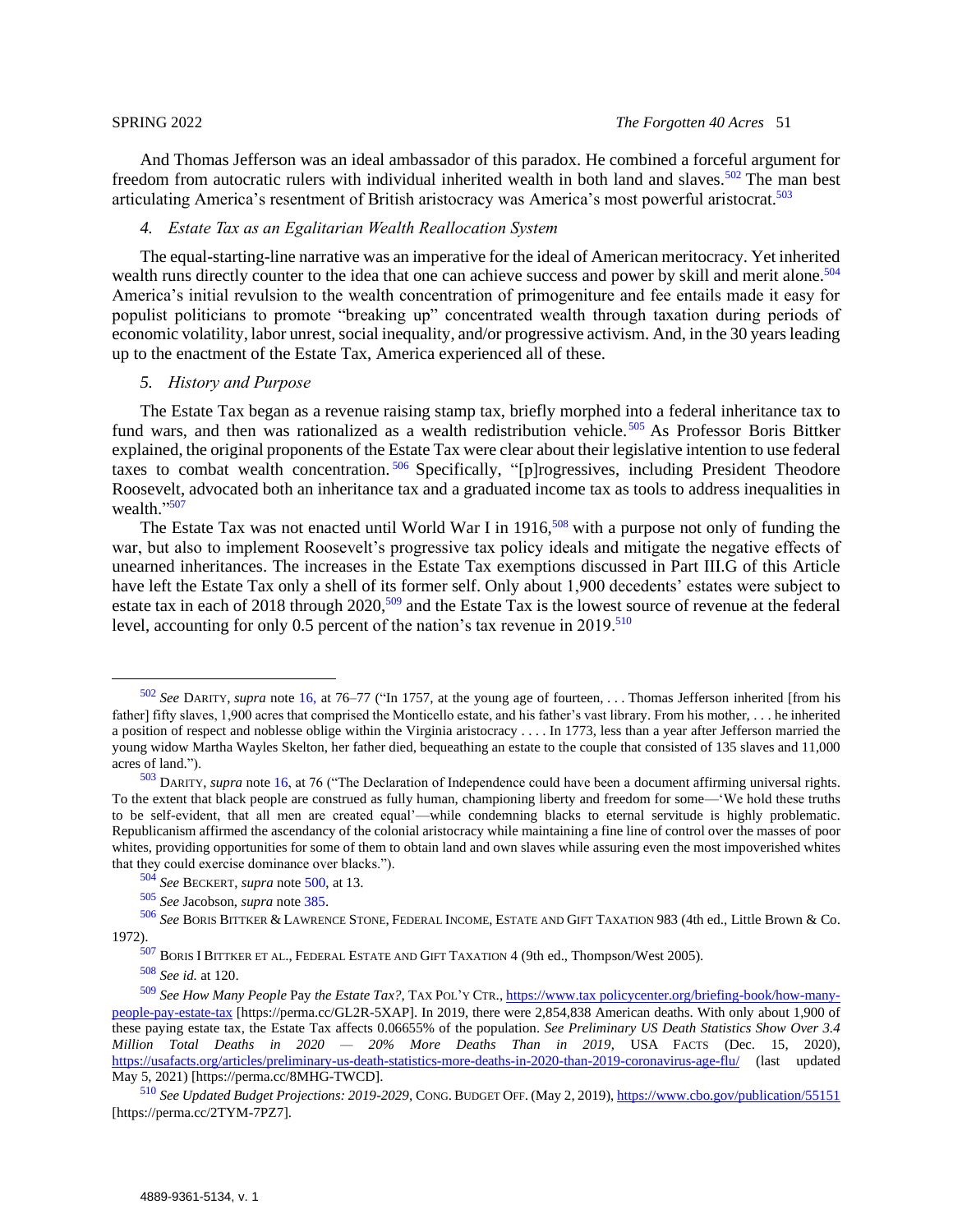And Thomas Jefferson was an ideal ambassador of this paradox. He combined a forceful argument for freedom from autocratic rulers with individual inherited wealth in both land and slaves.[502] The man best articulating America's resentment of British aristocracy was America's most powerful aristocrat.[503]

#### 4. *Estate Tax as an Egalitarian Wealth Reallocation System*

The equal-starting-line narrative was an imperative for the ideal of American meritocracy. Yet inherited wealth runs directly counter to the idea that one can achieve success and power by skill and merit alone.[504] America's initial revulsion to the wealth concentration of primogeniture and fee entails made it easy for populist politicians to promote "breaking up" concentrated wealth through taxation during periods of economic volatility, labor unrest, social inequality, and/or progressive activism. And, in the 30 years leading up to the enactment of the Estate Tax, America experienced all of these.

#### 5. *History and Purpose*

The Estate Tax began as a revenue raising stamp tax, briefly morphed into a federal inheritance tax to fund wars, and then was rationalized as a wealth redistribution vehicle.[505] As Professor Boris Bittker explained, the original proponents of the Estate Tax were clear about their legislative intention to use federal taxes to combat wealth concentration.[506] Specifically, "[p]rogressives, including President Theodore Roosevelt, advocated both an inheritance tax and a graduated income tax as tools to address inequalities in wealth."[507]

The Estate Tax was not enacted until World War I in 1916,[508] with a purpose not only of funding the war, but also to implement Roosevelt's progressive tax policy ideals and mitigate the negative effects of unearned inheritances. The increases in the Estate Tax exemptions discussed in Part III.G of this Article have left the Estate Tax only a shell of its former self. Only about 1,900 decedents' estates were subject to estate tax in each of 2018 through 2020,[509] and the Estate Tax is the lowest source of revenue at the federal level, accounting for only 0.5 percent of the nation's tax revenue in 2019.[510]

---

[502] *See* DARITY, *supra* note 16, at 76–77 ("In 1757, at the young age of fourteen, . . . Thomas Jefferson inherited [from his father] fifty slaves, 1,900 acres that comprised the Monticello estate, and his father's vast library. From his mother, . . . he inherited a position of respect and noblesse oblige within the Virginia aristocracy . . . . In 1773, less than a year after Jefferson married the young widow Martha Wayles Skelton, her father died, bequeathing an estate to the couple that consisted of 135 slaves and 11,000 acres of land.").

[503] DARITY, *supra* note 16, at 76 ("The Declaration of Independence could have been a document affirming universal rights. To the extent that black people are construed as fully human, championing liberty and freedom for some—'We hold these truths to be self-evident, that all men are created equal'—while condemning blacks to eternal servitude is highly problematic. Republicanism affirmed the ascendancy of the colonial aristocracy while maintaining a fine line of control over the masses of poor whites, providing opportunities for some of them to obtain land and own slaves while assuring even the most impoverished whites that they could exercise dominance over blacks.").

[504] *See* BECKERT, *supra* note 500, at 13.

[505] *See* Jacobson, *supra* note 385.

[506] *See* BORIS BITTKER & LAWRENCE STONE, FEDERAL INCOME, ESTATE AND GIFT TAXATION 983 (4th ed., Little Brown & Co. 1972).

[507] BORIS I BITTKER ET AL., FEDERAL ESTATE AND GIFT TAXATION 4 (9th ed., Thompson/West 2005).

[508] *See id.* at 120.

[509] *See How Many People* Pay *the Estate Tax?*, TAX POL'Y CTR., https://www.tax policycenter.org/briefing-book/how-many-people-pay-estate-tax [https://perma.cc/GL2R-5XAP]. In 2019, there were 2,854,838 American deaths. With only about 1,900 of these paying estate tax, the Estate Tax affects 0.06655% of the population. *See Preliminary US Death Statistics Show Over 3.4 Million Total Deaths in 2020 — 20% More Deaths Than in 2019*, USA FACTS (Dec. 15, 2020), https://usafacts.org/articles/preliminary-us-death-statistics-more-deaths-in-2020-than-2019-coronavirus-age-flu/ (last updated May 5, 2021) [https://perma.cc/8MHG-TWCD].

[510] *See Updated Budget Projections: 2019-2029*, CONG. BUDGET OFF. (May 2, 2019), https://www.cbo.gov/publication/55151 [https://perma.cc/2TYM-7PZ7].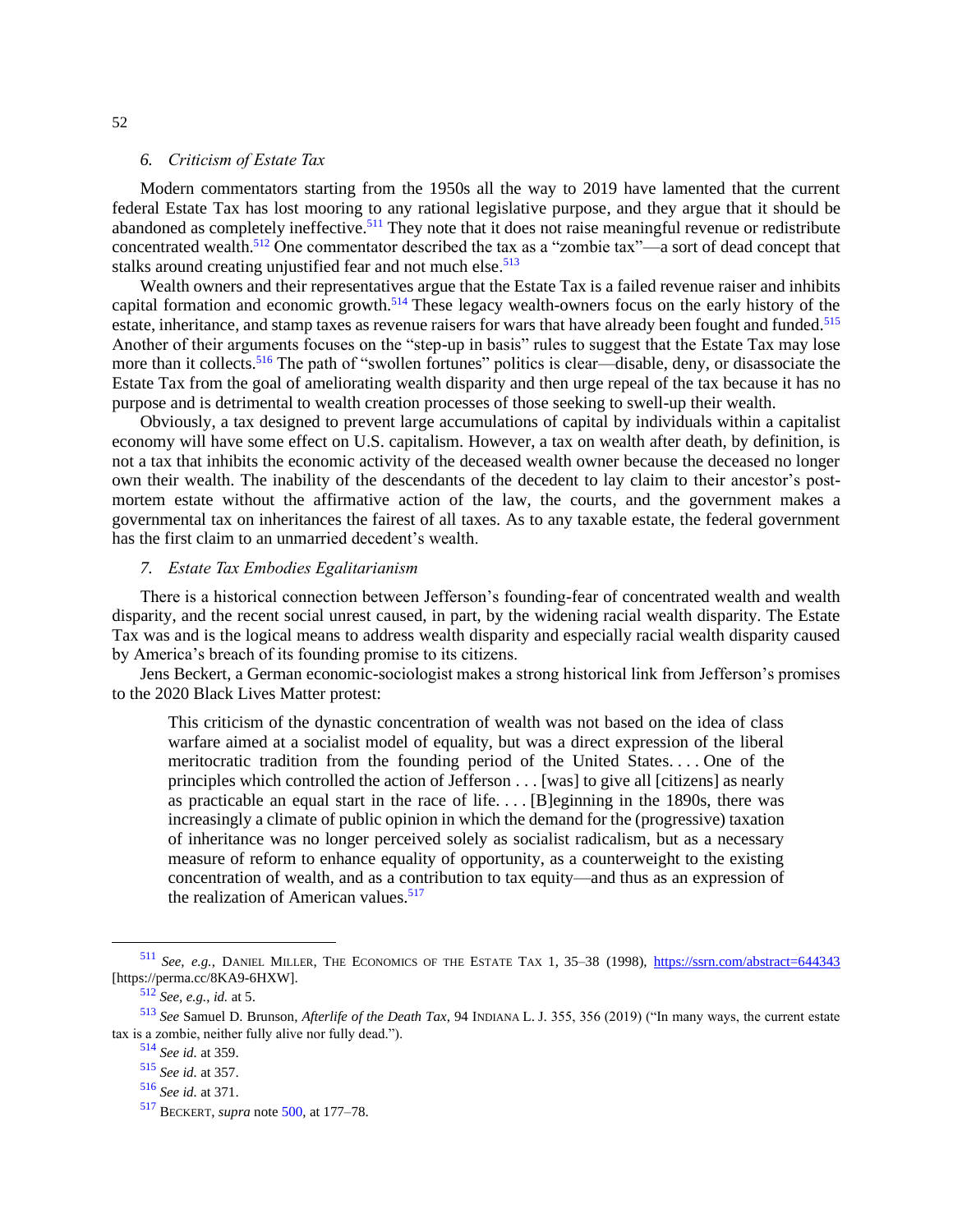### 6. *Criticism of Estate Tax*

Modern commentators starting from the 1950s all the way to 2019 have lamented that the current federal Estate Tax has lost mooring to any rational legislative purpose, and they argue that it should be abandoned as completely ineffective.[511] They note that it does not raise meaningful revenue or redistribute concentrated wealth.[512] One commentator described the tax as a "zombie tax"—a sort of dead concept that stalks around creating unjustified fear and not much else.[513]

Wealth owners and their representatives argue that the Estate Tax is a failed revenue raiser and inhibits capital formation and economic growth.[514] These legacy wealth-owners focus on the early history of the estate, inheritance, and stamp taxes as revenue raisers for wars that have already been fought and funded.[515] Another of their arguments focuses on the "step-up in basis" rules to suggest that the Estate Tax may lose more than it collects.[516] The path of "swollen fortunes" politics is clear—disable, deny, or disassociate the Estate Tax from the goal of ameliorating wealth disparity and then urge repeal of the tax because it has no purpose and is detrimental to wealth creation processes of those seeking to swell-up their wealth.

Obviously, a tax designed to prevent large accumulations of capital by individuals within a capitalist economy will have some effect on U.S. capitalism. However, a tax on wealth after death, by definition, is not a tax that inhibits the economic activity of the deceased wealth owner because the deceased no longer own their wealth. The inability of the descendants of the decedent to lay claim to their ancestor's post-mortem estate without the affirmative action of the law, the courts, and the government makes a governmental tax on inheritances the fairest of all taxes. As to any taxable estate, the federal government has the first claim to an unmarried decedent's wealth.

### 7. *Estate Tax Embodies Egalitarianism*

There is a historical connection between Jefferson's founding-fear of concentrated wealth and wealth disparity, and the recent social unrest caused, in part, by the widening racial wealth disparity. The Estate Tax was and is the logical means to address wealth disparity and especially racial wealth disparity caused by America's breach of its founding promise to its citizens.

Jens Beckert, a German economic-sociologist makes a strong historical link from Jefferson's promises to the 2020 Black Lives Matter protest:

> This criticism of the dynastic concentration of wealth was not based on the idea of class warfare aimed at a socialist model of equality, but was a direct expression of the liberal meritocratic tradition from the founding period of the United States. . . . One of the principles which controlled the action of Jefferson . . . [was] to give all [citizens] as nearly as practicable an equal start in the race of life. . . . [B]eginning in the 1890s, there was increasingly a climate of public opinion in which the demand for the (progressive) taxation of inheritance was no longer perceived solely as socialist radicalism, but as a necessary measure of reform to enhance equality of opportunity, as a counterweight to the existing concentration of wealth, and as a contribution to tax equity—and thus as an expression of the realization of American values.[517]

---

[511] *See, e.g.*, DANIEL MILLER, THE ECONOMICS OF THE ESTATE TAX 1, 35–38 (1998), https://ssrn.com/abstract=644343 [https://perma.cc/8KA9-6HXW].

[512] *See, e.g.*, *id.* at 5.

[513] *See* Samuel D. Brunson, *Afterlife of the Death Tax*, 94 INDIANA L. J. 355, 356 (2019) ("In many ways, the current estate tax is a zombie, neither fully alive nor fully dead.").

[514] *See id.* at 359.

[515] *See id.* at 357.

[516] *See id.* at 371.

[517] BECKERT, *supra* note 500, at 177–78.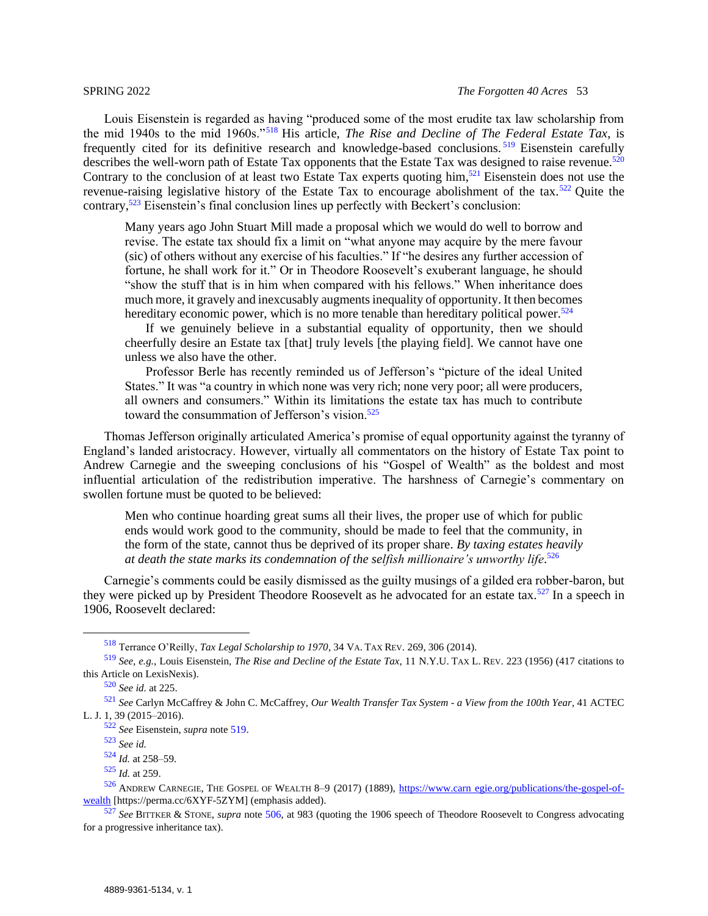Louis Eisenstein is regarded as having "produced some of the most erudite tax law scholarship from the mid 1940s to the mid 1960s."[518] His article, *The Rise and Decline of The Federal Estate Tax*, is frequently cited for its definitive research and knowledge-based conclusions.[519] Eisenstein carefully describes the well-worn path of Estate Tax opponents that the Estate Tax was designed to raise revenue.[520] Contrary to the conclusion of at least two Estate Tax experts quoting him,[521] Eisenstein does not use the revenue-raising legislative history of the Estate Tax to encourage abolishment of the tax.[522] Quite the contrary,[523] Eisenstein's final conclusion lines up perfectly with Beckert's conclusion:

> Many years ago John Stuart Mill made a proposal which we would do well to borrow and revise. The estate tax should fix a limit on "what anyone may acquire by the mere favour (sic) of others without any exercise of his faculties." If "he desires any further accession of fortune, he shall work for it." Or in Theodore Roosevelt's exuberant language, he should "show the stuff that is in him when compared with his fellows." When inheritance does much more, it gravely and inexcusably augments inequality of opportunity. It then becomes hereditary economic power, which is no more tenable than hereditary political power.[524]
>
> If we genuinely believe in a substantial equality of opportunity, then we should cheerfully desire an Estate tax [that] truly levels [the playing field]. We cannot have one unless we also have the other.
>
> Professor Berle has recently reminded us of Jefferson's "picture of the ideal United States." It was "a country in which none was very rich; none very poor; all were producers, all owners and consumers." Within its limitations the estate tax has much to contribute toward the consummation of Jefferson's vision.[525]

Thomas Jefferson originally articulated America's promise of equal opportunity against the tyranny of England's landed aristocracy. However, virtually all commentators on the history of Estate Tax point to Andrew Carnegie and the sweeping conclusions of his "Gospel of Wealth" as the boldest and most influential articulation of the redistribution imperative. The harshness of Carnegie's commentary on swollen fortune must be quoted to be believed:

> Men who continue hoarding great sums all their lives, the proper use of which for public ends would work good to the community, should be made to feel that the community, in the form of the state, cannot thus be deprived of its proper share. *By taxing estates heavily at death the state marks its condemnation of the selfish millionaire's unworthy life*.[526]

Carnegie's comments could be easily dismissed as the guilty musings of a gilded era robber-baron, but they were picked up by President Theodore Roosevelt as he advocated for an estate tax.[527] In a speech in 1906, Roosevelt declared:

---

[518] Terrance O'Reilly, *Tax Legal Scholarship to 1970*, 34 VA. TAX REV. 269, 306 (2014).

[519] *See, e.g.*, Louis Eisenstein, *The Rise and Decline of the Estate Tax*, 11 N.Y.U. TAX L. REV. 223 (1956) (417 citations to this Article on LexisNexis).

[520] *See id.* at 225.

[521] *See* Carlyn McCaffrey & John C. McCaffrey, *Our Wealth Transfer Tax System - a View from the 100th Year*, 41 ACTEC L. J. 1, 39 (2015–2016).

[522] *See* Eisenstein, *supra* note 519.

[523] *See id.*

[524] *Id.* at 258–59.

[525] *Id.* at 259.

[526] ANDREW CARNEGIE, THE GOSPEL OF WEALTH 8–9 (2017) (1889), https://www.carn egie.org/publications/the-gospel-of-wealth [https://perma.cc/6XYF-5ZYM] (emphasis added).

[527] *See* BITTKER & STONE, *supra* note 506, at 983 (quoting the 1906 speech of Theodore Roosevelt to Congress advocating for a progressive inheritance tax).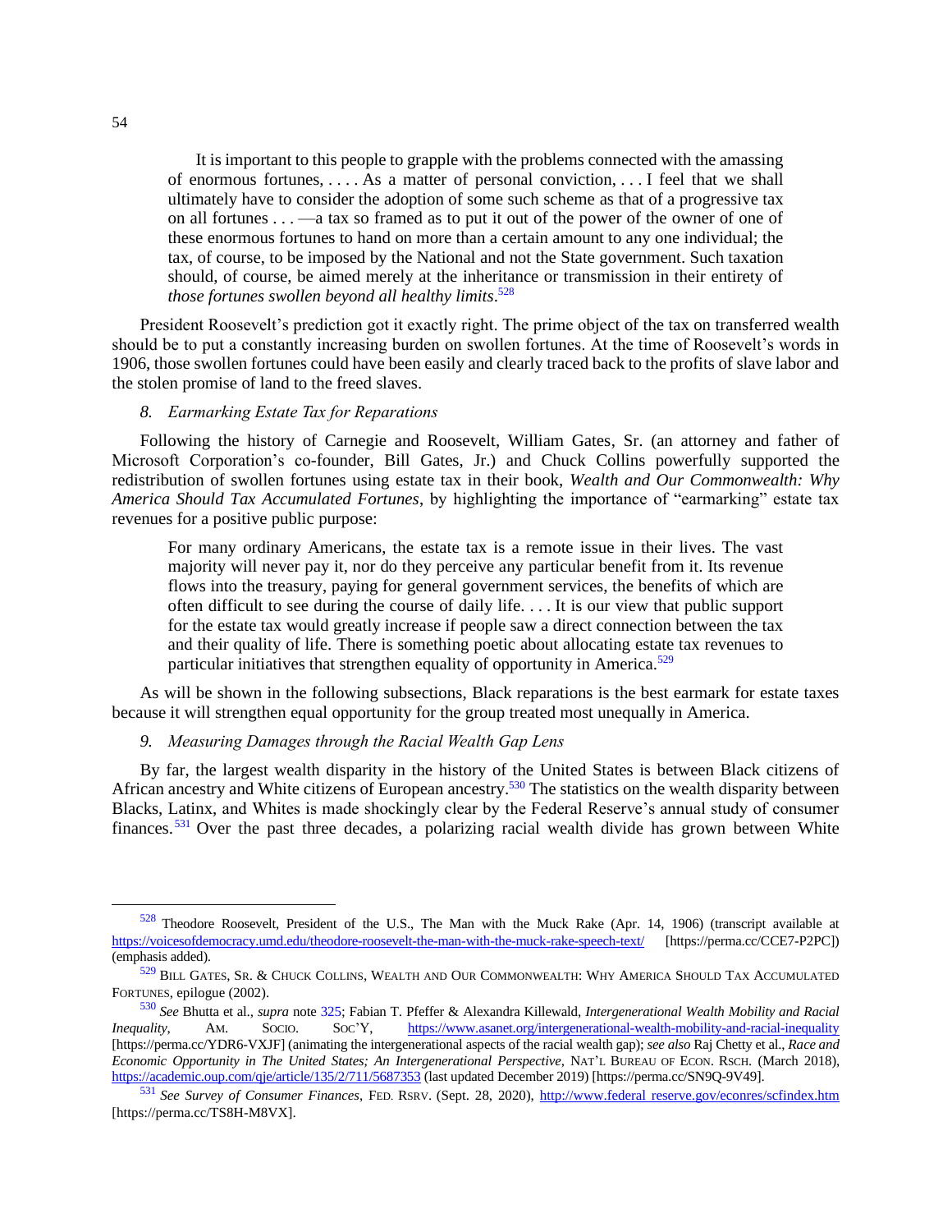> It is important to this people to grapple with the problems connected with the amassing of enormous fortunes, . . . . As a matter of personal conviction, . . . I feel that we shall ultimately have to consider the adoption of some such scheme as that of a progressive tax on all fortunes . . . —a tax so framed as to put it out of the power of the owner of one of these enormous fortunes to hand on more than a certain amount to any one individual; the tax, of course, to be imposed by the National and not the State government. Such taxation should, of course, be aimed merely at the inheritance or transmission in their entirety of *those fortunes swollen beyond all healthy limits*.[528]

President Roosevelt's prediction got it exactly right. The prime object of the tax on transferred wealth should be to put a constantly increasing burden on swollen fortunes. At the time of Roosevelt's words in 1906, those swollen fortunes could have been easily and clearly traced back to the profits of slave labor and the stolen promise of land to the freed slaves.

### *8. Earmarking Estate Tax for Reparations*

Following the history of Carnegie and Roosevelt, William Gates, Sr. (an attorney and father of Microsoft Corporation's co-founder, Bill Gates, Jr.) and Chuck Collins powerfully supported the redistribution of swollen fortunes using estate tax in their book, *Wealth and Our Commonwealth: Why America Should Tax Accumulated Fortunes*, by highlighting the importance of "earmarking" estate tax revenues for a positive public purpose:

> For many ordinary Americans, the estate tax is a remote issue in their lives. The vast majority will never pay it, nor do they perceive any particular benefit from it. Its revenue flows into the treasury, paying for general government services, the benefits of which are often difficult to see during the course of daily life. . . . It is our view that public support for the estate tax would greatly increase if people saw a direct connection between the tax and their quality of life. There is something poetic about allocating estate tax revenues to particular initiatives that strengthen equality of opportunity in America.[529]

As will be shown in the following subsections, Black reparations is the best earmark for estate taxes because it will strengthen equal opportunity for the group treated most unequally in America.

### *9. Measuring Damages through the Racial Wealth Gap Lens*

By far, the largest wealth disparity in the history of the United States is between Black citizens of African ancestry and White citizens of European ancestry.[530] The statistics on the wealth disparity between Blacks, Latinx, and Whites is made shockingly clear by the Federal Reserve's annual study of consumer finances.[531] Over the past three decades, a polarizing racial wealth divide has grown between White

---

[528] Theodore Roosevelt, President of the U.S., The Man with the Muck Rake (Apr. 14, 1906) (transcript available at https://voicesofdemocracy.umd.edu/theodore-roosevelt-the-man-with-the-muck-rake-speech-text/ [https://perma.cc/CCE7-P2PC]) (emphasis added).

[529] Bill Gates, Sr. & Chuck Collins, Wealth and Our Commonwealth: Why America Should Tax Accumulated Fortunes, epilogue (2002).

[530] *See* Bhutta et al., *supra* note 325; Fabian T. Pfeffer & Alexandra Killewald, *Intergenerational Wealth Mobility and Racial Inequality*, Am. Socio. Soc'y, https://www.asanet.org/intergenerational-wealth-mobility-and-racial-inequality [https://perma.cc/YDR6-VXJF] (animating the intergenerational aspects of the racial wealth gap); *see also* Raj Chetty et al., *Race and Economic Opportunity in The United States; An Intergenerational Perspective*, Nat'l Bureau of Econ. Rsch. (March 2018), https://academic.oup.com/qje/article/135/2/711/5687353 (last updated December 2019) [https://perma.cc/SN9Q-9V49].

[531] *See Survey of Consumer Finances*, Fed. Rsrv. (Sept. 28, 2020), http://www.federal reserve.gov/econres/scfindex.htm [https://perma.cc/TS8H-M8VX].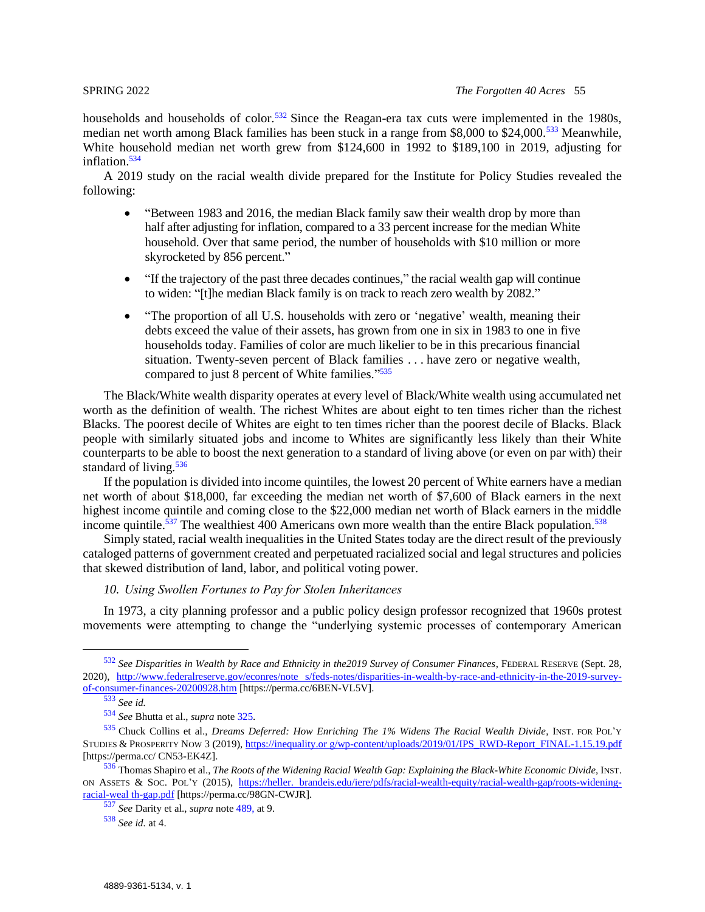households and households of color.[532] Since the Reagan-era tax cuts were implemented in the 1980s, median net worth among Black families has been stuck in a range from $8,000 to $24,000.[533] Meanwhile, White household median net worth grew from $124,600 in 1992 to $189,100 in 2019, adjusting for inflation.[534]

A 2019 study on the racial wealth divide prepared for the Institute for Policy Studies revealed the following:

- "Between 1983 and 2016, the median Black family saw their wealth drop by more than half after adjusting for inflation, compared to a 33 percent increase for the median White household. Over that same period, the number of households with $10 million or more skyrocketed by 856 percent."
- "If the trajectory of the past three decades continues," the racial wealth gap will continue to widen: "[t]he median Black family is on track to reach zero wealth by 2082."
- "The proportion of all U.S. households with zero or 'negative' wealth, meaning their debts exceed the value of their assets, has grown from one in six in 1983 to one in five households today. Families of color are much likelier to be in this precarious financial situation. Twenty-seven percent of Black families . . . have zero or negative wealth, compared to just 8 percent of White families."[535]

The Black/White wealth disparity operates at every level of Black/White wealth using accumulated net worth as the definition of wealth. The richest Whites are about eight to ten times richer than the richest Blacks. The poorest decile of Whites are eight to ten times richer than the poorest decile of Blacks. Black people with similarly situated jobs and income to Whites are significantly less likely than their White counterparts to be able to boost the next generation to a standard of living above (or even on par with) their standard of living.[536]

If the population is divided into income quintiles, the lowest 20 percent of White earners have a median net worth of about $18,000, far exceeding the median net worth of $7,600 of Black earners in the next highest income quintile and coming close to the $22,000 median net worth of Black earners in the middle income quintile.[537] The wealthiest 400 Americans own more wealth than the entire Black population.[538]

Simply stated, racial wealth inequalities in the United States today are the direct result of the previously cataloged patterns of government created and perpetuated racialized social and legal structures and policies that skewed distribution of land, labor, and political voting power.

### *10. Using Swollen Fortunes to Pay for Stolen Inheritances*

In 1973, a city planning professor and a public policy design professor recognized that 1960s protest movements were attempting to change the "underlying systemic processes of contemporary American

---

[532] *See Disparities in Wealth by Race and Ethnicity in the2019 Survey of Consumer Finances*, FEDERAL RESERVE (Sept. 28, 2020), http://www.federalreserve.gov/econres/note s/feds-notes/disparities-in-wealth-by-race-and-ethnicity-in-the-2019-survey-of-consumer-finances-20200928.htm [https://perma.cc/6BEN-VL5V].

[533] *See id.*

[534] *See* Bhutta et al., *supra* note 325.

[535] Chuck Collins et al., *Dreams Deferred: How Enriching The 1% Widens The Racial Wealth Divide*, INST. FOR POL'Y STUDIES & PROSPERITY NOW 3 (2019), https://inequality.or g/wp-content/uploads/2019/01/IPS_RWD-Report_FINAL-1.15.19.pdf [https://perma.cc/ CN53-EK4Z].

[536] Thomas Shapiro et al., *The Roots of the Widening Racial Wealth Gap: Explaining the Black-White Economic Divide*, INST. ON ASSETS & SOC. POL'Y (2015), https://heller. brandeis.edu/iere/pdfs/racial-wealth-equity/racial-wealth-gap/roots-widening-racial-weal th-gap.pdf [https://perma.cc/98GN-CWJR].

[537] *See* Darity et al., *supra* note 489, at 9.

[538] *See id.* at 4.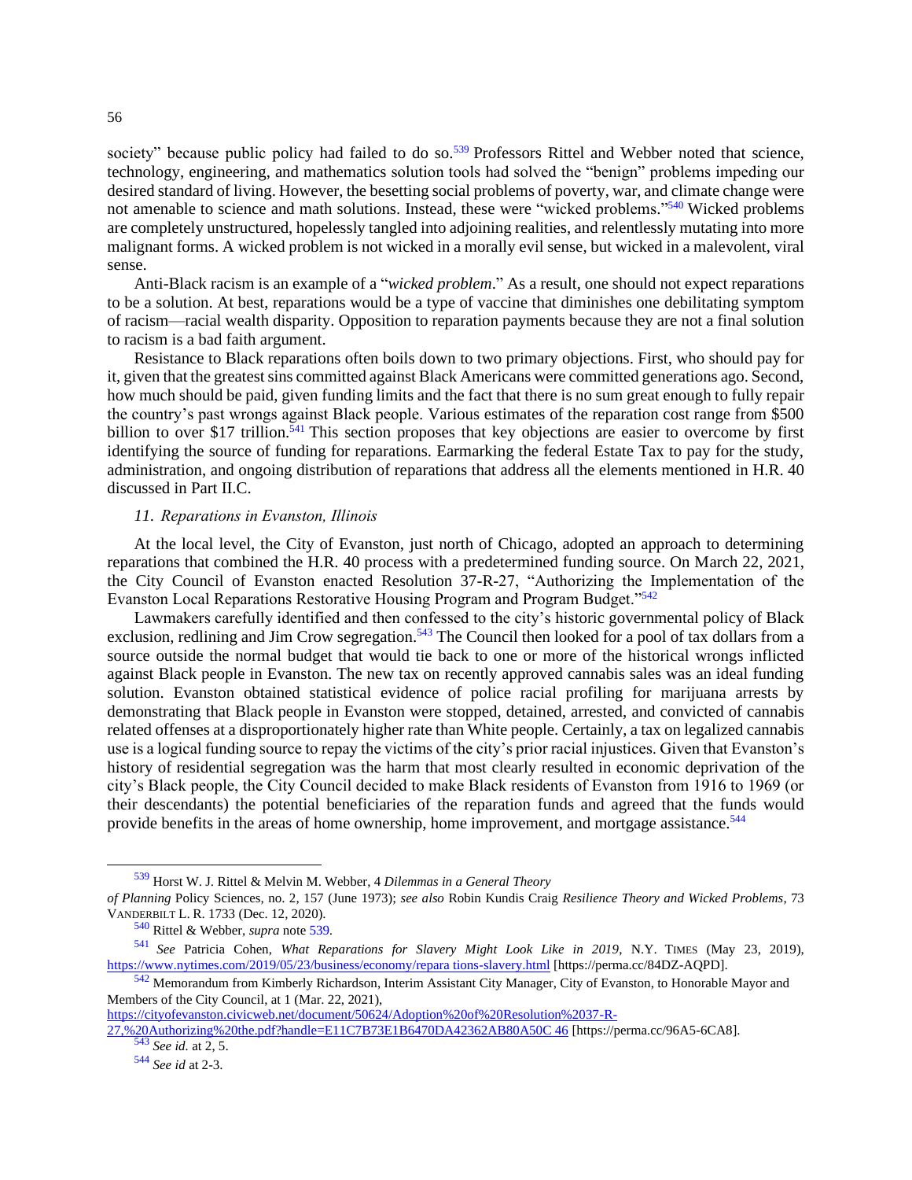society" because public policy had failed to do so.[539] Professors Rittel and Webber noted that science, technology, engineering, and mathematics solution tools had solved the "benign" problems impeding our desired standard of living. However, the besetting social problems of poverty, war, and climate change were not amenable to science and math solutions. Instead, these were "wicked problems."[540] Wicked problems are completely unstructured, hopelessly tangled into adjoining realities, and relentlessly mutating into more malignant forms. A wicked problem is not wicked in a morally evil sense, but wicked in a malevolent, viral sense.

Anti-Black racism is an example of a "*wicked problem*." As a result, one should not expect reparations to be a solution. At best, reparations would be a type of vaccine that diminishes one debilitating symptom of racism—racial wealth disparity. Opposition to reparation payments because they are not a final solution to racism is a bad faith argument.

Resistance to Black reparations often boils down to two primary objections. First, who should pay for it, given that the greatest sins committed against Black Americans were committed generations ago. Second, how much should be paid, given funding limits and the fact that there is no sum great enough to fully repair the country's past wrongs against Black people. Various estimates of the reparation cost range from $500 billion to over $17 trillion.[541] This section proposes that key objections are easier to overcome by first identifying the source of funding for reparations. Earmarking the federal Estate Tax to pay for the study, administration, and ongoing distribution of reparations that address all the elements mentioned in H.R. 40 discussed in Part II.C.

### *11. Reparations in Evanston, Illinois*

At the local level, the City of Evanston, just north of Chicago, adopted an approach to determining reparations that combined the H.R. 40 process with a predetermined funding source. On March 22, 2021, the City Council of Evanston enacted Resolution 37-R-27, "Authorizing the Implementation of the Evanston Local Reparations Restorative Housing Program and Program Budget."[542]

Lawmakers carefully identified and then confessed to the city's historic governmental policy of Black exclusion, redlining and Jim Crow segregation.[543] The Council then looked for a pool of tax dollars from a source outside the normal budget that would tie back to one or more of the historical wrongs inflicted against Black people in Evanston. The new tax on recently approved cannabis sales was an ideal funding solution. Evanston obtained statistical evidence of police racial profiling for marijuana arrests by demonstrating that Black people in Evanston were stopped, detained, arrested, and convicted of cannabis related offenses at a disproportionately higher rate than White people. Certainly, a tax on legalized cannabis use is a logical funding source to repay the victims of the city's prior racial injustices. Given that Evanston's history of residential segregation was the harm that most clearly resulted in economic deprivation of the city's Black people, the City Council decided to make Black residents of Evanston from 1916 to 1969 (or their descendants) the potential beneficiaries of the reparation funds and agreed that the funds would provide benefits in the areas of home ownership, home improvement, and mortgage assistance.[544]

---

[539] Horst W. J. Rittel & Melvin M. Webber, 4 *Dilemmas in a General Theory of Planning* Policy Sciences, no. 2, 157 (June 1973); *see also* Robin Kundis Craig *Resilience Theory and Wicked Problems*, 73 VANDERBILT L. R. 1733 (Dec. 12, 2020).

[540] Rittel & Webber, *supra* note 539.

[541] *See* Patricia Cohen, *What Reparations for Slavery Might Look Like in 2019*, N.Y. TIMES (May 23, 2019), https://www.nytimes.com/2019/05/23/business/economy/repara tions-slavery.html [https://perma.cc/84DZ-AQPD].

[542] Memorandum from Kimberly Richardson, Interim Assistant City Manager, City of Evanston, to Honorable Mayor and Members of the City Council, at 1 (Mar. 22, 2021), https://cityofevanston.civicweb.net/document/50624/Adoption%20of%20Resolution%2037-R-27,%20Authorizing%20the.pdf?handle=E11C7B73E1B6470DA42362AB80A50C 46 [https://perma.cc/96A5-6CA8].

[543] *See id.* at 2, 5.

[544] *See id* at 2-3.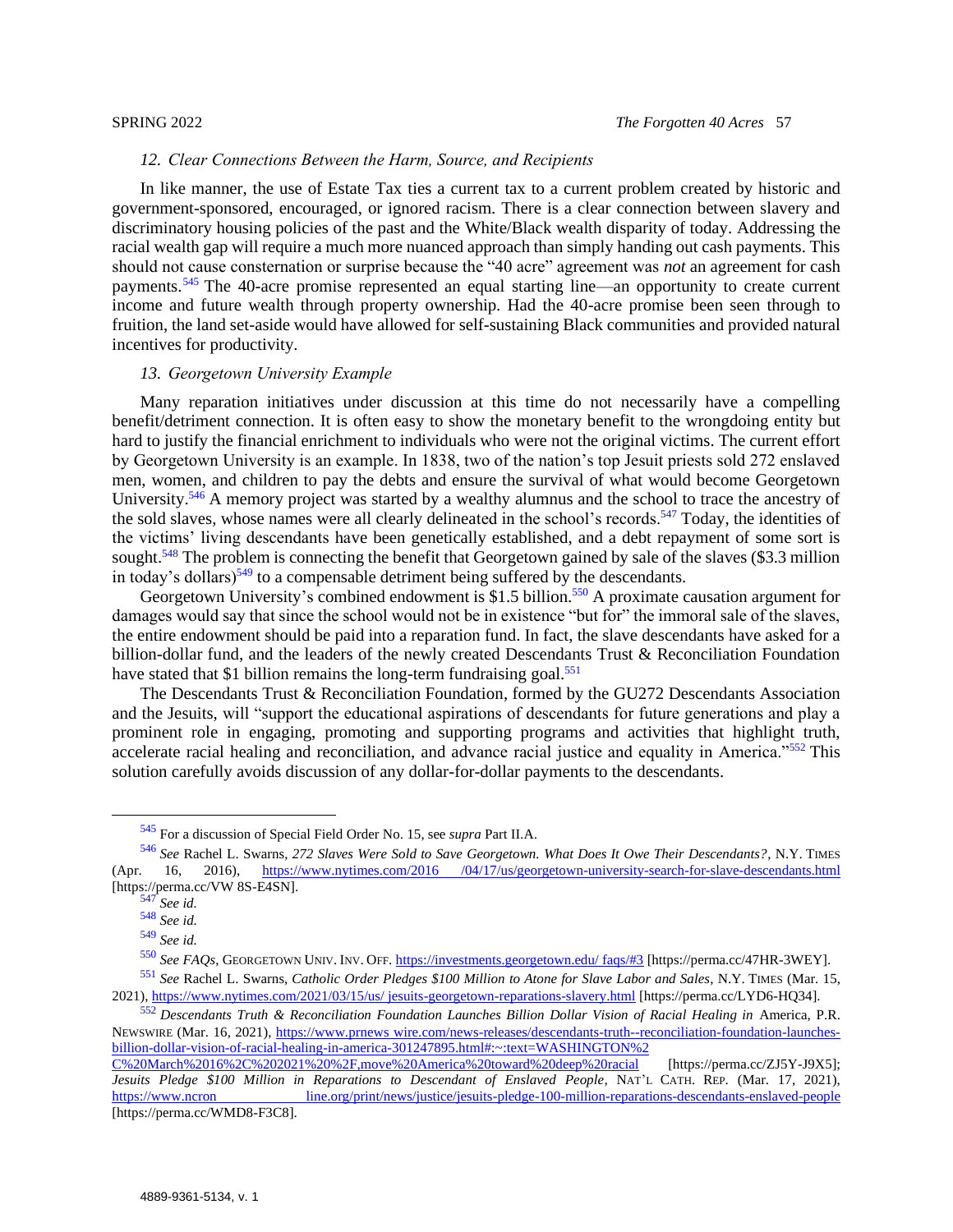### *12. Clear Connections Between the Harm, Source, and Recipients*

In like manner, the use of Estate Tax ties a current tax to a current problem created by historic and government-sponsored, encouraged, or ignored racism. There is a clear connection between slavery and discriminatory housing policies of the past and the White/Black wealth disparity of today. Addressing the racial wealth gap will require a much more nuanced approach than simply handing out cash payments. This should not cause consternation or surprise because the "40 acre" agreement was *not* an agreement for cash payments.[545] The 40-acre promise represented an equal starting line—an opportunity to create current income and future wealth through property ownership. Had the 40-acre promise been seen through to fruition, the land set-aside would have allowed for self-sustaining Black communities and provided natural incentives for productivity.

### *13. Georgetown University Example*

Many reparation initiatives under discussion at this time do not necessarily have a compelling benefit/detriment connection. It is often easy to show the monetary benefit to the wrongdoing entity but hard to justify the financial enrichment to individuals who were not the original victims. The current effort by Georgetown University is an example. In 1838, two of the nation's top Jesuit priests sold 272 enslaved men, women, and children to pay the debts and ensure the survival of what would become Georgetown University.[546] A memory project was started by a wealthy alumnus and the school to trace the ancestry of the sold slaves, whose names were all clearly delineated in the school's records.[547] Today, the identities of the victims' living descendants have been genetically established, and a debt repayment of some sort is sought.[548] The problem is connecting the benefit that Georgetown gained by sale of the slaves ($3.3 million in today's dollars)[549] to a compensable detriment being suffered by the descendants.

Georgetown University's combined endowment is $1.5 billion.[550] A proximate causation argument for damages would say that since the school would not be in existence "but for" the immoral sale of the slaves, the entire endowment should be paid into a reparation fund. In fact, the slave descendants have asked for a billion-dollar fund, and the leaders of the newly created Descendants Trust & Reconciliation Foundation have stated that $1 billion remains the long-term fundraising goal.[551]

The Descendants Trust & Reconciliation Foundation, formed by the GU272 Descendants Association and the Jesuits, will "support the educational aspirations of descendants for future generations and play a prominent role in engaging, promoting and supporting programs and activities that highlight truth, accelerate racial healing and reconciliation, and advance racial justice and equality in America."[552] This solution carefully avoids discussion of any dollar-for-dollar payments to the descendants.

---

[545] For a discussion of Special Field Order No. 15, see *supra* Part II.A.

[546] *See* Rachel L. Swarns, *272 Slaves Were Sold to Save Georgetown. What Does It Owe Their Descendants?*, N.Y. TIMES (Apr. 16, 2016), https://www.nytimes.com/2016/04/17/us/georgetown-university-search-for-slave-descendants.html [https://perma.cc/VW 8S-E4SN].

[547] *See id.*

[548] *See id.*

[549] *See id.*

[550] *See FAQs*, GEORGETOWN UNIV. INV. OFF. https://investments.georgetown.edu/ faqs/#3 [https://perma.cc/47HR-3WEY].

[551] *See* Rachel L. Swarns, *Catholic Order Pledges $100 Million to Atone for Slave Labor and Sales*, N.Y. TIMES (Mar. 15, 2021), https://www.nytimes.com/2021/03/15/us/ jesuits-georgetown-reparations-slavery.html [https://perma.cc/LYD6-HQ34].

[552] *Descendants Truth & Reconciliation Foundation Launches Billion Dollar Vision of Racial Healing in* America, P.R. NEWSWIRE (Mar. 16, 2021), https://www.prnews wire.com/news-releases/descendants-truth--reconciliation-foundation-launches-billion-dollar-vision-of-racial-healing-in-america-301247895.html#:~:text=WASHINGTON%2C%20March%2016%2C%202021%20%2F,move%20America%20toward%20deep%20racial [https://perma.cc/ZJ5Y-J9X5]; *Jesuits Pledge $100 Million in Reparations to Descendant of Enslaved People*, NAT'L CATH. REP. (Mar. 17, 2021), https://www.ncronline.org/print/news/justice/jesuits-pledge-100-million-reparations-descendants-enslaved-people [https://perma.cc/WMD8-F3C8].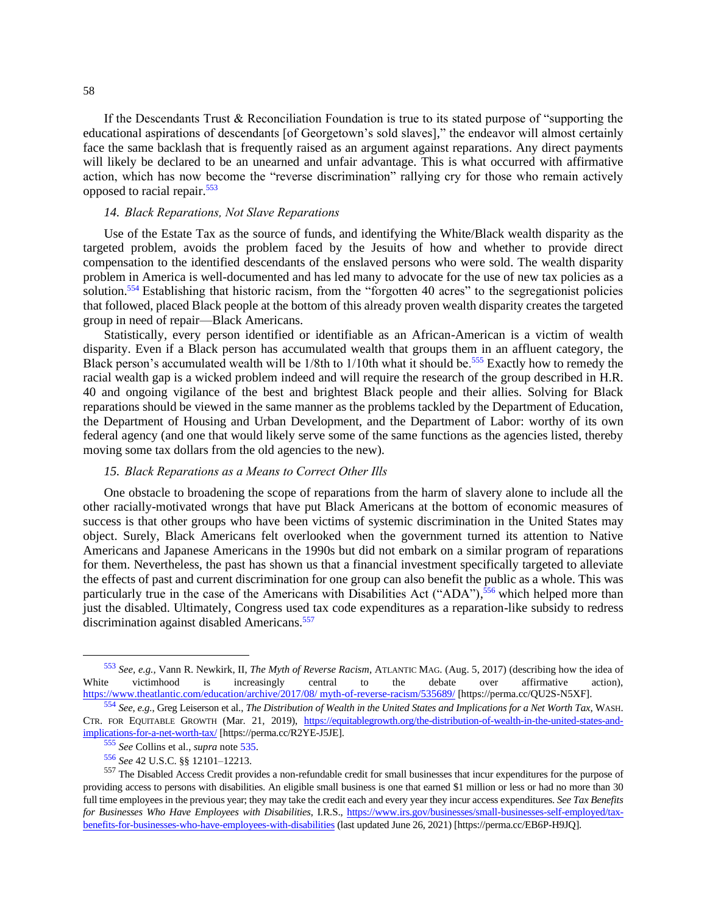If the Descendants Trust & Reconciliation Foundation is true to its stated purpose of "supporting the educational aspirations of descendants [of Georgetown's sold slaves]," the endeavor will almost certainly face the same backlash that is frequently raised as an argument against reparations. Any direct payments will likely be declared to be an unearned and unfair advantage. This is what occurred with affirmative action, which has now become the "reverse discrimination" rallying cry for those who remain actively opposed to racial repair.[553]

### *14. Black Reparations, Not Slave Reparations*

Use of the Estate Tax as the source of funds, and identifying the White/Black wealth disparity as the targeted problem, avoids the problem faced by the Jesuits of how and whether to provide direct compensation to the identified descendants of the enslaved persons who were sold. The wealth disparity problem in America is well-documented and has led many to advocate for the use of new tax policies as a solution.[554] Establishing that historic racism, from the "forgotten 40 acres" to the segregationist policies that followed, placed Black people at the bottom of this already proven wealth disparity creates the targeted group in need of repair—Black Americans.

Statistically, every person identified or identifiable as an African-American is a victim of wealth disparity. Even if a Black person has accumulated wealth that groups them in an affluent category, the Black person's accumulated wealth will be 1/8th to 1/10th what it should be.[555] Exactly how to remedy the racial wealth gap is a wicked problem indeed and will require the research of the group described in H.R. 40 and ongoing vigilance of the best and brightest Black people and their allies. Solving for Black reparations should be viewed in the same manner as the problems tackled by the Department of Education, the Department of Housing and Urban Development, and the Department of Labor: worthy of its own federal agency (and one that would likely serve some of the same functions as the agencies listed, thereby moving some tax dollars from the old agencies to the new).

### *15. Black Reparations as a Means to Correct Other Ills*

One obstacle to broadening the scope of reparations from the harm of slavery alone to include all the other racially-motivated wrongs that have put Black Americans at the bottom of economic measures of success is that other groups who have been victims of systemic discrimination in the United States may object. Surely, Black Americans felt overlooked when the government turned its attention to Native Americans and Japanese Americans in the 1990s but did not embark on a similar program of reparations for them. Nevertheless, the past has shown us that a financial investment specifically targeted to alleviate the effects of past and current discrimination for one group can also benefit the public as a whole. This was particularly true in the case of the Americans with Disabilities Act ("ADA"),[556] which helped more than just the disabled. Ultimately, Congress used tax code expenditures as a reparation-like subsidy to redress discrimination against disabled Americans.[557]

---

[553] *See, e.g.*, Vann R. Newkirk, II, *The Myth of Reverse Racism*, ATLANTIC MAG. (Aug. 5, 2017) (describing how the idea of White victimhood is increasingly central to the debate over affirmative action), https://www.theatlantic.com/education/archive/2017/08/ myth-of-reverse-racism/535689/ [https://perma.cc/QU2S-N5XF].

[554] *See, e.g.*, Greg Leiserson et al., *The Distribution of Wealth in the United States and Implications for a Net Worth Tax*, WASH. CTR. FOR EQUITABLE GROWTH (Mar. 21, 2019), https://equitablegrowth.org/the-distribution-of-wealth-in-the-united-states-and-implications-for-a-net-worth-tax/ [https://perma.cc/R2YE-J5JE].

[555] *See* Collins et al., *supra* note 535.

[556] *See* 42 U.S.C. §§ 12101–12213.

[557] The Disabled Access Credit provides a non-refundable credit for small businesses that incur expenditures for the purpose of providing access to persons with disabilities. An eligible small business is one that earned $1 million or less or had no more than 30 full time employees in the previous year; they may take the credit each and every year they incur access expenditures. *See Tax Benefits for Businesses Who Have Employees with Disabilities*, I.R.S., https://www.irs.gov/businesses/small-businesses-self-employed/tax-benefits-for-businesses-who-have-employees-with-disabilities (last updated June 26, 2021) [https://perma.cc/EB6P-H9JQ].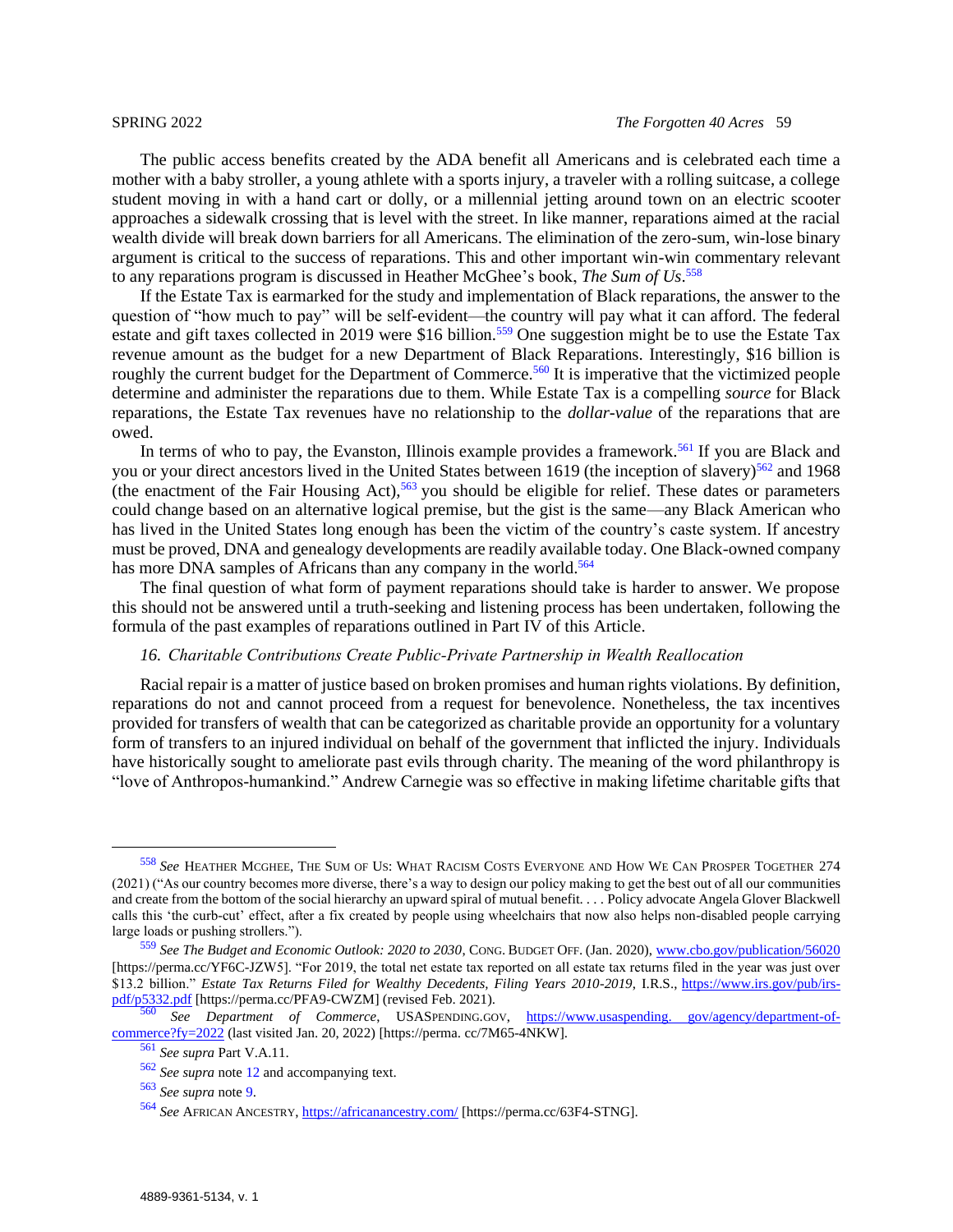The public access benefits created by the ADA benefit all Americans and is celebrated each time a mother with a baby stroller, a young athlete with a sports injury, a traveler with a rolling suitcase, a college student moving in with a hand cart or dolly, or a millennial jetting around town on an electric scooter approaches a sidewalk crossing that is level with the street. In like manner, reparations aimed at the racial wealth divide will break down barriers for all Americans. The elimination of the zero-sum, win-lose binary argument is critical to the success of reparations. This and other important win-win commentary relevant to any reparations program is discussed in Heather McGhee's book, *The Sum of Us*.[558]

If the Estate Tax is earmarked for the study and implementation of Black reparations, the answer to the question of "how much to pay" will be self-evident—the country will pay what it can afford. The federal estate and gift taxes collected in 2019 were $16 billion.[559] One suggestion might be to use the Estate Tax revenue amount as the budget for a new Department of Black Reparations. Interestingly, $16 billion is roughly the current budget for the Department of Commerce.[560] It is imperative that the victimized people determine and administer the reparations due to them. While Estate Tax is a compelling *source* for Black reparations, the Estate Tax revenues have no relationship to the *dollar-value* of the reparations that are owed.

In terms of who to pay, the Evanston, Illinois example provides a framework.[561] If you are Black and you or your direct ancestors lived in the United States between 1619 (the inception of slavery)[562] and 1968 (the enactment of the Fair Housing Act),[563] you should be eligible for relief. These dates or parameters could change based on an alternative logical premise, but the gist is the same—any Black American who has lived in the United States long enough has been the victim of the country's caste system. If ancestry must be proved, DNA and genealogy developments are readily available today. One Black-owned company has more DNA samples of Africans than any company in the world.[564]

The final question of what form of payment reparations should take is harder to answer. We propose this should not be answered until a truth-seeking and listening process has been undertaken, following the formula of the past examples of reparations outlined in Part IV of this Article.

### *16. Charitable Contributions Create Public-Private Partnership in Wealth Reallocation*

Racial repair is a matter of justice based on broken promises and human rights violations. By definition, reparations do not and cannot proceed from a request for benevolence. Nonetheless, the tax incentives provided for transfers of wealth that can be categorized as charitable provide an opportunity for a voluntary form of transfers to an injured individual on behalf of the government that inflicted the injury. Individuals have historically sought to ameliorate past evils through charity. The meaning of the word philanthropy is "love of Anthropos-humankind." Andrew Carnegie was so effective in making lifetime charitable gifts that

---

[558] *See* HEATHER MCGHEE, THE SUM OF US: WHAT RACISM COSTS EVERYONE AND HOW WE CAN PROSPER TOGETHER 274 (2021) ("As our country becomes more diverse, there's a way to design our policy making to get the best out of all our communities and create from the bottom of the social hierarchy an upward spiral of mutual benefit. . . . Policy advocate Angela Glover Blackwell calls this 'the curb-cut' effect, after a fix created by people using wheelchairs that now also helps non-disabled people carrying large loads or pushing strollers.").

[559] *See The Budget and Economic Outlook: 2020 to 2030*, CONG. BUDGET OFF. (Jan. 2020), www.cbo.gov/publication/56020 [https://perma.cc/YF6C-JZW5]. "For 2019, the total net estate tax reported on all estate tax returns filed in the year was just over $13.2 billion." *Estate Tax Returns Filed for Wealthy Decedents, Filing Years 2010-2019*, I.R.S., https://www.irs.gov/pub/irs-pdf/p5332.pdf [https://perma.cc/PFA9-CWZM] (revised Feb. 2021).

[560] *See Department of Commerce*, USASPENDING.GOV, https://www.usaspending. gov/agency/department-of-commerce?fy=2022 (last visited Jan. 20, 2022) [https://perma. cc/7M65-4NKW].

[561] *See supra* Part V.A.11.

[562] *See supra* note 12 and accompanying text.

[563] *See supra* note 9.

[564] *See* AFRICAN ANCESTRY, https://africanancestry.com/ [https://perma.cc/63F4-STNG].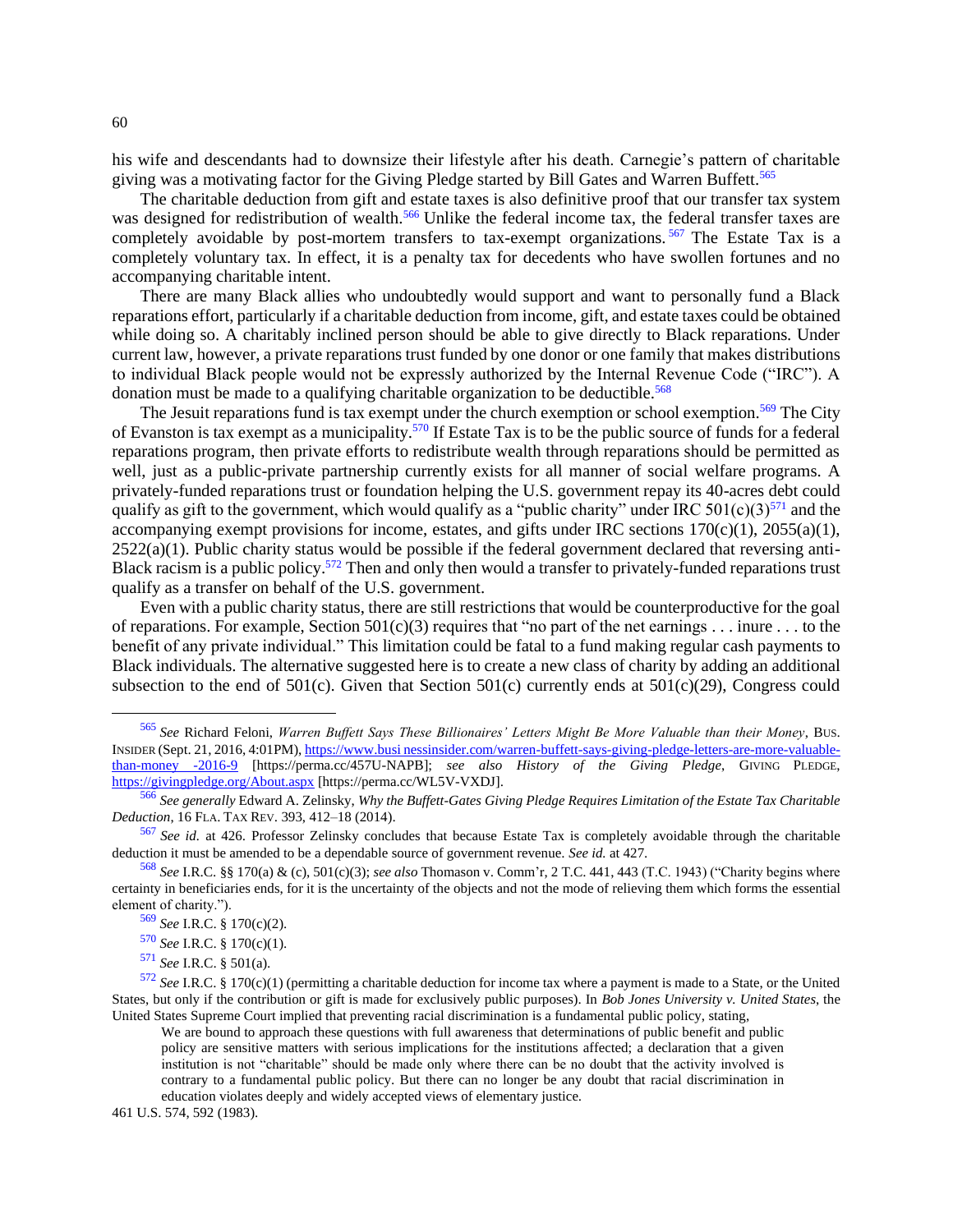his wife and descendants had to downsize their lifestyle after his death. Carnegie's pattern of charitable giving was a motivating factor for the Giving Pledge started by Bill Gates and Warren Buffett.[565]

The charitable deduction from gift and estate taxes is also definitive proof that our transfer tax system was designed for redistribution of wealth.[566] Unlike the federal income tax, the federal transfer taxes are completely avoidable by post-mortem transfers to tax-exempt organizations.[567] The Estate Tax is a completely voluntary tax. In effect, it is a penalty tax for decedents who have swollen fortunes and no accompanying charitable intent.

There are many Black allies who undoubtedly would support and want to personally fund a Black reparations effort, particularly if a charitable deduction from income, gift, and estate taxes could be obtained while doing so. A charitably inclined person should be able to give directly to Black reparations. Under current law, however, a private reparations trust funded by one donor or one family that makes distributions to individual Black people would not be expressly authorized by the Internal Revenue Code ("IRC"). A donation must be made to a qualifying charitable organization to be deductible.[568]

The Jesuit reparations fund is tax exempt under the church exemption or school exemption.[569] The City of Evanston is tax exempt as a municipality.[570] If Estate Tax is to be the public source of funds for a federal reparations program, then private efforts to redistribute wealth through reparations should be permitted as well, just as a public-private partnership currently exists for all manner of social welfare programs. A privately-funded reparations trust or foundation helping the U.S. government repay its 40-acres debt could qualify as gift to the government, which would qualify as a "public charity" under IRC 501(c)(3)[571] and the accompanying exempt provisions for income, estates, and gifts under IRC sections 170(c)(1), 2055(a)(1), 2522(a)(1). Public charity status would be possible if the federal government declared that reversing anti-Black racism is a public policy.[572] Then and only then would a transfer to privately-funded reparations trust qualify as a transfer on behalf of the U.S. government.

Even with a public charity status, there are still restrictions that would be counterproductive for the goal of reparations. For example, Section 501(c)(3) requires that "no part of the net earnings . . . inure . . . to the benefit of any private individual." This limitation could be fatal to a fund making regular cash payments to Black individuals. The alternative suggested here is to create a new class of charity by adding an additional subsection to the end of 501(c). Given that Section 501(c) currently ends at 501(c)(29), Congress could

---

[565] *See* Richard Feloni, *Warren Buffett Says These Billionaires' Letters Might Be More Valuable than their Money*, BUS. INSIDER (Sept. 21, 2016, 4:01PM), https://www.businessinsider.com/warren-buffett-says-giving-pledge-letters-are-more-valuable-than-money-2016-9 [https://perma.cc/457U-NAPB]; *see also History of the Giving Pledge*, GIVING PLEDGE, https://givingpledge.org/About.aspx [https://perma.cc/WL5V-VXDJ].

[566] *See generally* Edward A. Zelinsky, *Why the Buffett-Gates Giving Pledge Requires Limitation of the Estate Tax Charitable Deduction*, 16 FLA. TAX REV. 393, 412–18 (2014).

[567] *See id.* at 426. Professor Zelinsky concludes that because Estate Tax is completely avoidable through the charitable deduction it must be amended to be a dependable source of government revenue. *See id.* at 427.

[568] *See* I.R.C. §§ 170(a) & (c), 501(c)(3); *see also* Thomason v. Comm'r, 2 T.C. 441, 443 (T.C. 1943) ("Charity begins where certainty in beneficiaries ends, for it is the uncertainty of the objects and not the mode of relieving them which forms the essential element of charity.").

[569] *See* I.R.C. § 170(c)(2).

[570] *See* I.R.C. § 170(c)(1).

[571] *See* I.R.C. § 501(a).

[572] *See* I.R.C. § 170(c)(1) (permitting a charitable deduction for income tax where a payment is made to a State, or the United States, but only if the contribution or gift is made for exclusively public purposes). In *Bob Jones University v. United States*, the United States Supreme Court implied that preventing racial discrimination is a fundamental public policy, stating,

> We are bound to approach these questions with full awareness that determinations of public benefit and public policy are sensitive matters with serious implications for the institutions affected; a declaration that a given institution is not "charitable" should be made only where there can be no doubt that the activity involved is contrary to a fundamental public policy. But there can no longer be any doubt that racial discrimination in education violates deeply and widely accepted views of elementary justice.

461 U.S. 574, 592 (1983).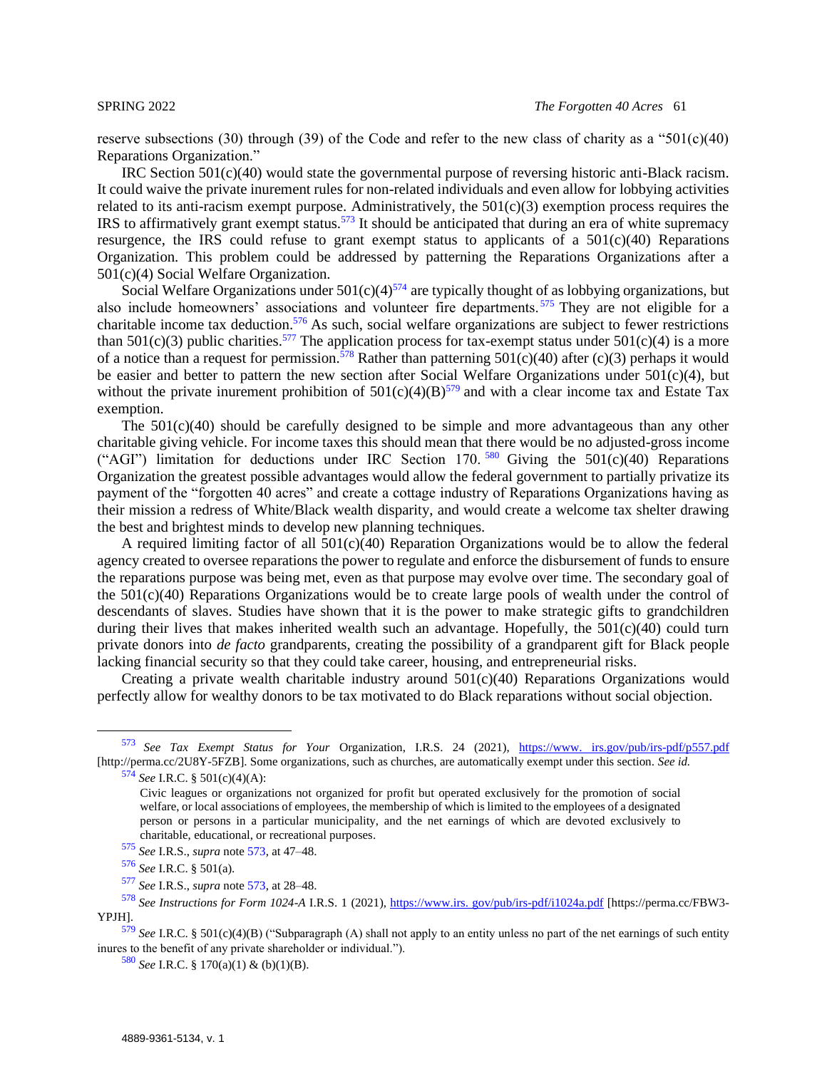reserve subsections (30) through (39) of the Code and refer to the new class of charity as a "501(c)(40) Reparations Organization."

IRC Section 501(c)(40) would state the governmental purpose of reversing historic anti-Black racism. It could waive the private inurement rules for non-related individuals and even allow for lobbying activities related to its anti-racism exempt purpose. Administratively, the 501(c)(3) exemption process requires the IRS to affirmatively grant exempt status.[573] It should be anticipated that during an era of white supremacy resurgence, the IRS could refuse to grant exempt status to applicants of a 501(c)(40) Reparations Organization. This problem could be addressed by patterning the Reparations Organizations after a 501(c)(4) Social Welfare Organization.

Social Welfare Organizations under 501(c)(4)[574] are typically thought of as lobbying organizations, but also include homeowners' associations and volunteer fire departments.[575] They are not eligible for a charitable income tax deduction.[576] As such, social welfare organizations are subject to fewer restrictions than 501(c)(3) public charities.[577] The application process for tax-exempt status under 501(c)(4) is a more of a notice than a request for permission.[578] Rather than patterning 501(c)(40) after (c)(3) perhaps it would be easier and better to pattern the new section after Social Welfare Organizations under 501(c)(4), but without the private inurement prohibition of 501(c)(4)(B)[579] and with a clear income tax and Estate Tax exemption.

The 501(c)(40) should be carefully designed to be simple and more advantageous than any other charitable giving vehicle. For income taxes this should mean that there would be no adjusted-gross income ("AGI") limitation for deductions under IRC Section 170.[580] Giving the 501(c)(40) Reparations Organization the greatest possible advantages would allow the federal government to partially privatize its payment of the "forgotten 40 acres" and create a cottage industry of Reparations Organizations having as their mission a redress of White/Black wealth disparity, and would create a welcome tax shelter drawing the best and brightest minds to develop new planning techniques.

A required limiting factor of all 501(c)(40) Reparation Organizations would be to allow the federal agency created to oversee reparations the power to regulate and enforce the disbursement of funds to ensure the reparations purpose was being met, even as that purpose may evolve over time. The secondary goal of the 501(c)(40) Reparations Organizations would be to create large pools of wealth under the control of descendants of slaves. Studies have shown that it is the power to make strategic gifts to grandchildren during their lives that makes inherited wealth such an advantage. Hopefully, the 501(c)(40) could turn private donors into *de facto* grandparents, creating the possibility of a grandparent gift for Black people lacking financial security so that they could take career, housing, and entrepreneurial risks.

Creating a private wealth charitable industry around 501(c)(40) Reparations Organizations would perfectly allow for wealthy donors to be tax motivated to do Black reparations without social objection.

---

[573] *See Tax Exempt Status for Your* Organization, I.R.S. 24 (2021), https://www. irs.gov/pub/irs-pdf/p557.pdf [http://perma.cc/2U8Y-5FZB]. Some organizations, such as churches, are automatically exempt under this section. *See id.*

[574] *See* I.R.C. § 501(c)(4)(A):

> Civic leagues or organizations not organized for profit but operated exclusively for the promotion of social welfare, or local associations of employees, the membership of which is limited to the employees of a designated person or persons in a particular municipality, and the net earnings of which are devoted exclusively to charitable, educational, or recreational purposes.

[575] *See* I.R.S., *supra* note 573, at 47–48.

[576] *See* I.R.C. § 501(a).

[577] *See* I.R.S., *supra* note 573, at 28–48.

[578] *See Instructions for Form 1024-A* I.R.S. 1 (2021), https://www.irs. gov/pub/irs-pdf/i1024a.pdf [https://perma.cc/FBW3-YPJH].

[579] *See* I.R.C. § 501(c)(4)(B) ("Subparagraph (A) shall not apply to an entity unless no part of the net earnings of such entity inures to the benefit of any private shareholder or individual.").

[580] *See* I.R.C. § 170(a)(1) & (b)(1)(B).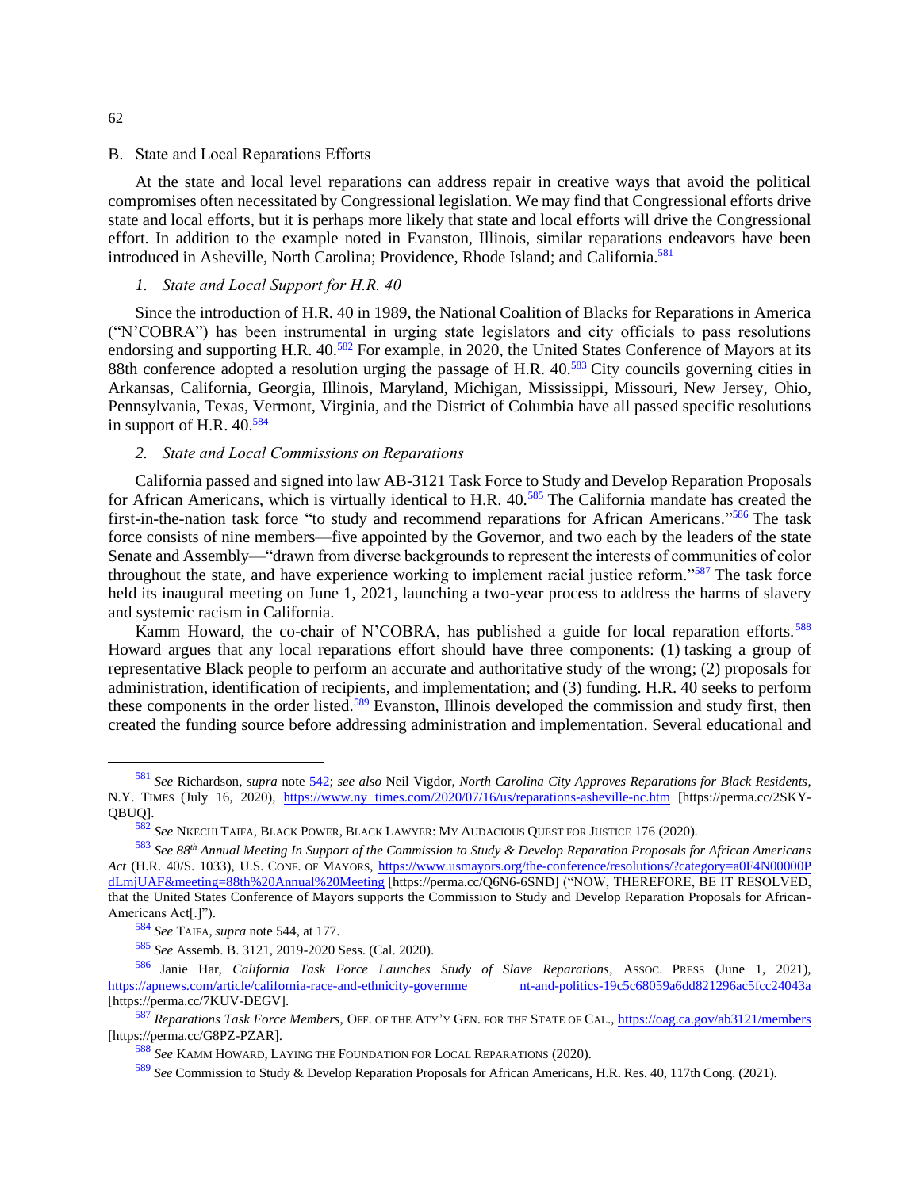## B. State and Local Reparations Efforts

At the state and local level reparations can address repair in creative ways that avoid the political compromises often necessitated by Congressional legislation. We may find that Congressional efforts drive state and local efforts, but it is perhaps more likely that state and local efforts will drive the Congressional effort. In addition to the example noted in Evanston, Illinois, similar reparations endeavors have been introduced in Asheville, North Carolina; Providence, Rhode Island; and California.[581]

### 1. *State and Local Support for H.R. 40*

Since the introduction of H.R. 40 in 1989, the National Coalition of Blacks for Reparations in America ("N'COBRA") has been instrumental in urging state legislators and city officials to pass resolutions endorsing and supporting H.R. 40.[582] For example, in 2020, the United States Conference of Mayors at its 88th conference adopted a resolution urging the passage of H.R. 40.[583] City councils governing cities in Arkansas, California, Georgia, Illinois, Maryland, Michigan, Mississippi, Missouri, New Jersey, Ohio, Pennsylvania, Texas, Vermont, Virginia, and the District of Columbia have all passed specific resolutions in support of H.R. 40.[584]

### 2. *State and Local Commissions on Reparations*

California passed and signed into law AB-3121 Task Force to Study and Develop Reparation Proposals for African Americans, which is virtually identical to H.R. 40.[585] The California mandate has created the first-in-the-nation task force "to study and recommend reparations for African Americans."[586] The task force consists of nine members—five appointed by the Governor, and two each by the leaders of the state Senate and Assembly—"drawn from diverse backgrounds to represent the interests of communities of color throughout the state, and have experience working to implement racial justice reform."[587] The task force held its inaugural meeting on June 1, 2021, launching a two-year process to address the harms of slavery and systemic racism in California.

Kamm Howard, the co-chair of N'COBRA, has published a guide for local reparation efforts.[588] Howard argues that any local reparations effort should have three components: (1) tasking a group of representative Black people to perform an accurate and authoritative study of the wrong; (2) proposals for administration, identification of recipients, and implementation; and (3) funding. H.R. 40 seeks to perform these components in the order listed.[589] Evanston, Illinois developed the commission and study first, then created the funding source before addressing administration and implementation. Several educational and

---

[581] *See* Richardson, *supra* note 542; *see also* Neil Vigdor, *North Carolina City Approves Reparations for Black Residents*, N.Y. TIMES (July 16, 2020), https://www.ny times.com/2020/07/16/us/reparations-asheville-nc.htm [https://perma.cc/2SKY-QBUQ].

[582] *See* NKECHI TAIFA, BLACK POWER, BLACK LAWYER: MY AUDACIOUS QUEST FOR JUSTICE 176 (2020).

[583] *See 88th Annual Meeting In Support of the Commission to Study & Develop Reparation Proposals for African Americans Act* (H.R. 40/S. 1033), U.S. CONF. OF MAYORS, https://www.usmayors.org/the-conference/resolutions/?category=a0F4N00000PdLmjUAF&meeting=88th%20Annual%20Meeting [https://perma.cc/Q6N6-6SND] ("NOW, THEREFORE, BE IT RESOLVED, that the United States Conference of Mayors supports the Commission to Study and Develop Reparation Proposals for African-Americans Act[.]").

[584] *See* TAIFA, *supra* note 544, at 177.

[585] *See* Assemb. B. 3121, 2019-2020 Sess. (Cal. 2020).

[586] Janie Har, *California Task Force Launches Study of Slave Reparations*, ASSOC. PRESS (June 1, 2021), https://apnews.com/article/california-race-and-ethnicity-governme nt-and-politics-19c5c68059a6dd821296ac5fcc24043a [https://perma.cc/7KUV-DEGV].

[587] *Reparations Task Force Members*, OFF. OF THE ATY'Y GEN. FOR THE STATE OF CAL., https://oag.ca.gov/ab3121/members [https://perma.cc/G8PZ-PZAR].

[588] *See* KAMM HOWARD, LAYING THE FOUNDATION FOR LOCAL REPARATIONS (2020).

[589] *See* Commission to Study & Develop Reparation Proposals for African Americans, H.R. Res. 40, 117th Cong. (2021).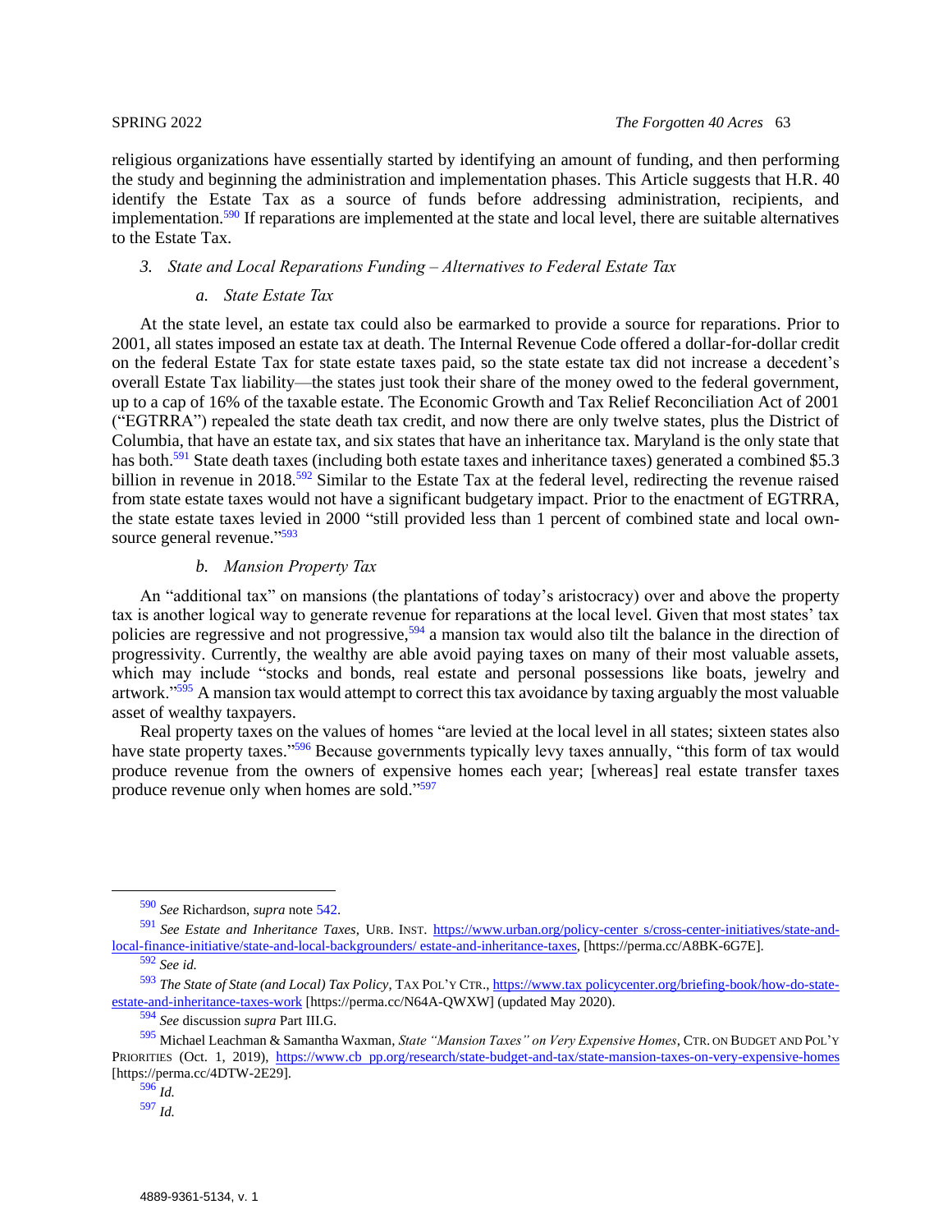religious organizations have essentially started by identifying an amount of funding, and then performing the study and beginning the administration and implementation phases. This Article suggests that H.R. 40 identify the Estate Tax as a source of funds before addressing administration, recipients, and implementation.[590] If reparations are implemented at the state and local level, there are suitable alternatives to the Estate Tax.

### 3. *State and Local Reparations Funding – Alternatives to Federal Estate Tax*

#### a. *State Estate Tax*

At the state level, an estate tax could also be earmarked to provide a source for reparations. Prior to 2001, all states imposed an estate tax at death. The Internal Revenue Code offered a dollar-for-dollar credit on the federal Estate Tax for state estate taxes paid, so the state estate tax did not increase a decedent's overall Estate Tax liability—the states just took their share of the money owed to the federal government, up to a cap of 16% of the taxable estate. The Economic Growth and Tax Relief Reconciliation Act of 2001 ("EGTRRA") repealed the state death tax credit, and now there are only twelve states, plus the District of Columbia, that have an estate tax, and six states that have an inheritance tax. Maryland is the only state that has both.[591] State death taxes (including both estate taxes and inheritance taxes) generated a combined $5.3 billion in revenue in 2018.[592] Similar to the Estate Tax at the federal level, redirecting the revenue raised from state estate taxes would not have a significant budgetary impact. Prior to the enactment of EGTRRA, the state estate taxes levied in 2000 "still provided less than 1 percent of combined state and local own-source general revenue."[593]

#### b. *Mansion Property Tax*

An "additional tax" on mansions (the plantations of today's aristocracy) over and above the property tax is another logical way to generate revenue for reparations at the local level. Given that most states' tax policies are regressive and not progressive,[594] a mansion tax would also tilt the balance in the direction of progressivity. Currently, the wealthy are able avoid paying taxes on many of their most valuable assets, which may include "stocks and bonds, real estate and personal possessions like boats, jewelry and artwork."[595] A mansion tax would attempt to correct this tax avoidance by taxing arguably the most valuable asset of wealthy taxpayers.

Real property taxes on the values of homes "are levied at the local level in all states; sixteen states also have state property taxes."[596] Because governments typically levy taxes annually, "this form of tax would produce revenue from the owners of expensive homes each year; [whereas] real estate transfer taxes produce revenue only when homes are sold."[597]

---

[590] *See* Richardson, *supra* note 542.

[591] *See Estate and Inheritance Taxes*, URB. INST. https://www.urban.org/policy-center s/cross-center-initiatives/state-and-local-finance-initiative/state-and-local-backgrounders/ estate-and-inheritance-taxes, [https://perma.cc/A8BK-6G7E].

[592] *See id.*

[593] *The State of State (and Local) Tax Policy*, TAX POL'Y CTR., https://www.tax policycenter.org/briefing-book/how-do-state-estate-and-inheritance-taxes-work [https://perma.cc/N64A-QWXW] (updated May 2020).

[594] *See* discussion *supra* Part III.G.

[595] Michael Leachman & Samantha Waxman, *State "Mansion Taxes" on Very Expensive Homes*, CTR. ON BUDGET AND POL'Y PRIORITIES (Oct. 1, 2019), https://www.cb pp.org/research/state-budget-and-tax/state-mansion-taxes-on-very-expensive-homes [https://perma.cc/4DTW-2E29].

[596] *Id.*

[597] *Id.*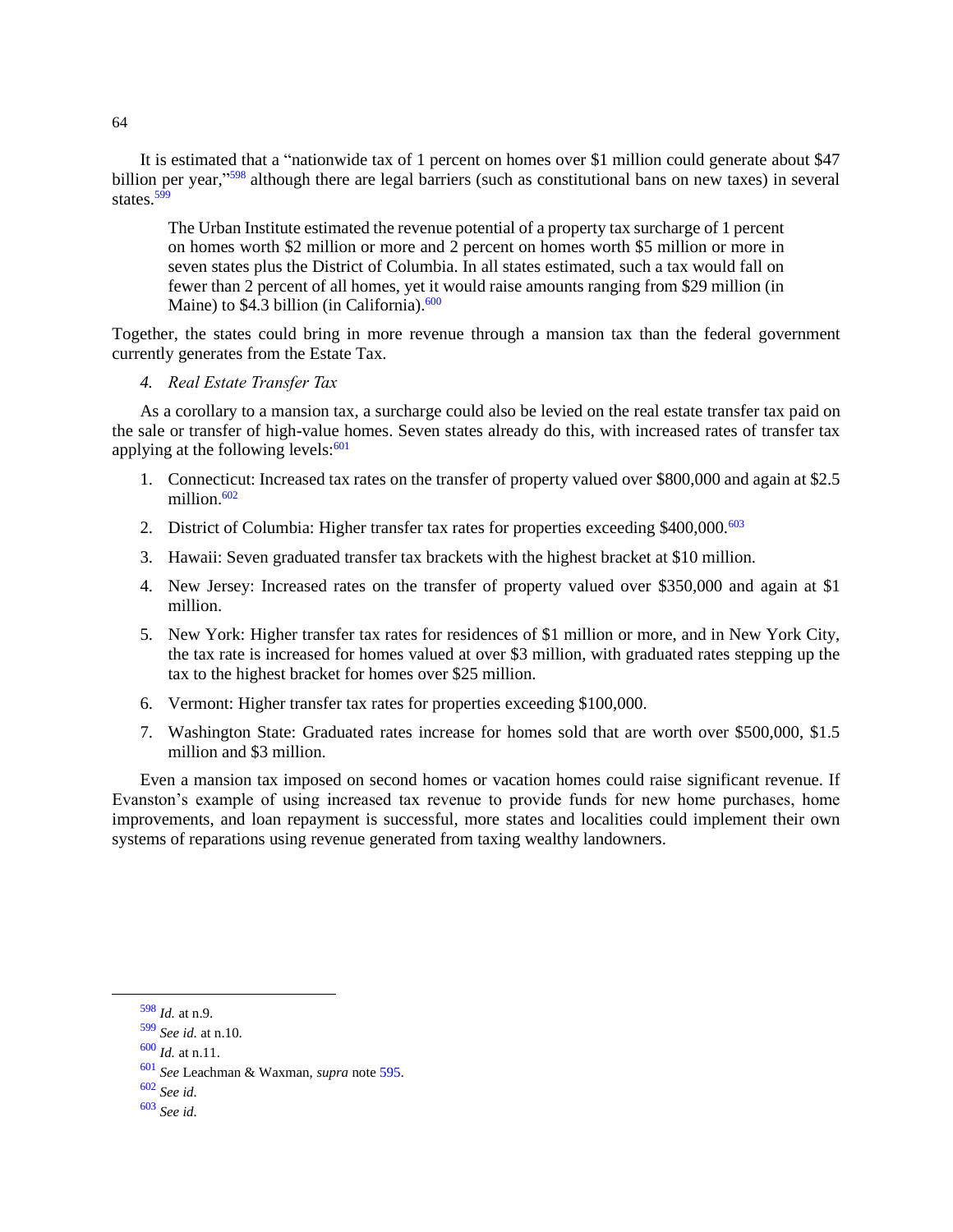It is estimated that a "nationwide tax of 1 percent on homes over $1 million could generate about $47 billion per year,"[598] although there are legal barriers (such as constitutional bans on new taxes) in several states.[599]

> The Urban Institute estimated the revenue potential of a property tax surcharge of 1 percent on homes worth $2 million or more and 2 percent on homes worth $5 million or more in seven states plus the District of Columbia. In all states estimated, such a tax would fall on fewer than 2 percent of all homes, yet it would raise amounts ranging from $29 million (in Maine) to $4.3 billion (in California).[600]

Together, the states could bring in more revenue through a mansion tax than the federal government currently generates from the Estate Tax.

*4. Real Estate Transfer Tax*

As a corollary to a mansion tax, a surcharge could also be levied on the real estate transfer tax paid on the sale or transfer of high-value homes. Seven states already do this, with increased rates of transfer tax applying at the following levels:[601]

1. Connecticut: Increased tax rates on the transfer of property valued over $800,000 and again at $2.5 million.[602]
2. District of Columbia: Higher transfer tax rates for properties exceeding $400,000.[603]
3. Hawaii: Seven graduated transfer tax brackets with the highest bracket at $10 million.
4. New Jersey: Increased rates on the transfer of property valued over $350,000 and again at $1 million.
5. New York: Higher transfer tax rates for residences of $1 million or more, and in New York City, the tax rate is increased for homes valued at over $3 million, with graduated rates stepping up the tax to the highest bracket for homes over $25 million.
6. Vermont: Higher transfer tax rates for properties exceeding $100,000.
7. Washington State: Graduated rates increase for homes sold that are worth over $500,000, $1.5 million and $3 million.

Even a mansion tax imposed on second homes or vacation homes could raise significant revenue. If Evanston's example of using increased tax revenue to provide funds for new home purchases, home improvements, and loan repayment is successful, more states and localities could implement their own systems of reparations using revenue generated from taxing wealthy landowners.

---

[598] *Id.* at n.9.

[599] *See id.* at n.10.

[600] *Id.* at n.11.

[601] *See* Leachman & Waxman, *supra* note 595.

[602] *See id.*

[603] *See id.*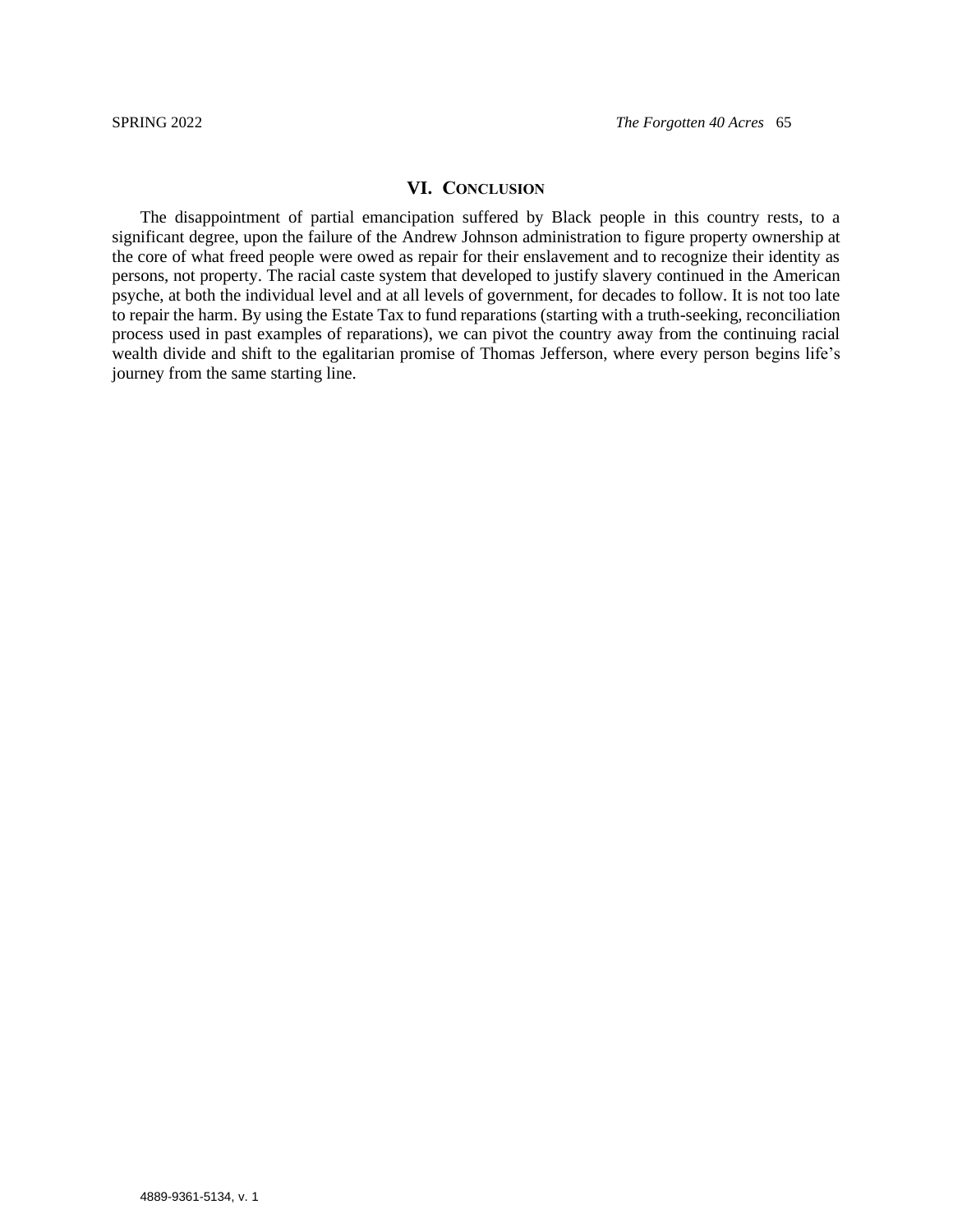## VI. CONCLUSION

The disappointment of partial emancipation suffered by Black people in this country rests, to a significant degree, upon the failure of the Andrew Johnson administration to figure property ownership at the core of what freed people were owed as repair for their enslavement and to recognize their identity as persons, not property. The racial caste system that developed to justify slavery continued in the American psyche, at both the individual level and at all levels of government, for decades to follow. It is not too late to repair the harm. By using the Estate Tax to fund reparations (starting with a truth-seeking, reconciliation process used in past examples of reparations), we can pivot the country away from the continuing racial wealth divide and shift to the egalitarian promise of Thomas Jefferson, where every person begins life's journey from the same starting line.